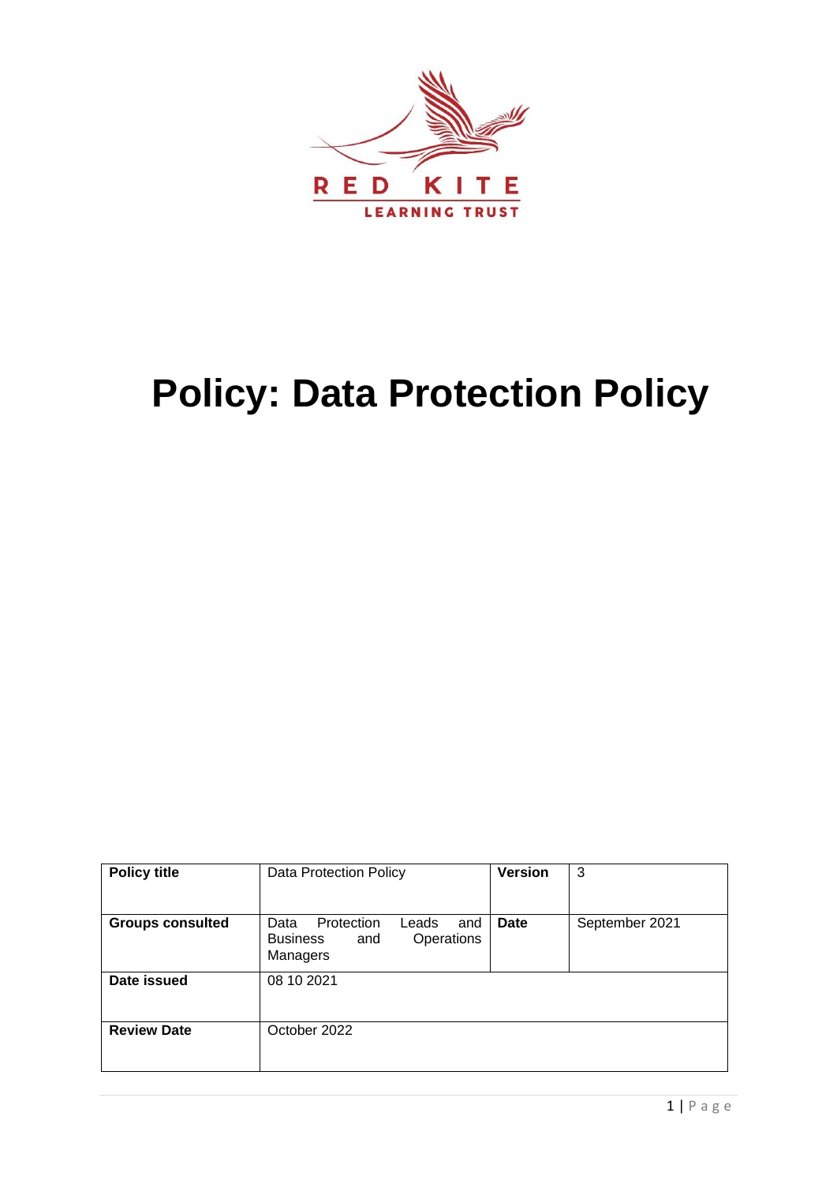RED KITE

LEARNING TRUST

# Policy: Data Protection Policy

| Policy title | Data Protection Policy | Version | 3 |
|---|---|---|---|
| Groups consulted | Data Protection Leads and Business and Operations Managers | Date | September 2021 |
| Date issued | 08 10 2021 | | |
| Review Date | October 2022 | | |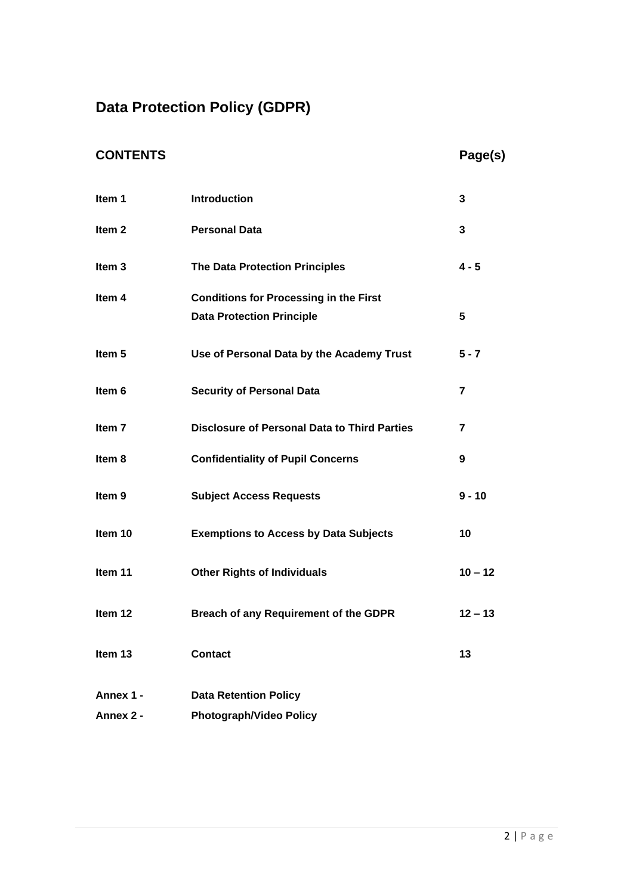# Data Protection Policy (GDPR)

| CONTENTS | | Page(s) |
|---|---|---|
| **Item 1** | **Introduction** | **3** |
| **Item 2** | **Personal Data** | **3** |
| **Item 3** | **The Data Protection Principles** | **4 - 5** |
| **Item 4** | **Conditions for Processing in the First Data Protection Principle** | **5** |
| **Item 5** | **Use of Personal Data by the Academy Trust** | **5 - 7** |
| **Item 6** | **Security of Personal Data** | **7** |
| **Item 7** | **Disclosure of Personal Data to Third Parties** | **7** |
| **Item 8** | **Confidentiality of Pupil Concerns** | **9** |
| **Item 9** | **Subject Access Requests** | **9 - 10** |
| **Item 10** | **Exemptions to Access by Data Subjects** | **10** |
| **Item 11** | **Other Rights of Individuals** | **10 – 12** |
| **Item 12** | **Breach of any Requirement of the GDPR** | **12 – 13** |
| **Item 13** | **Contact** | **13** |
| **Annex 1 -** | **Data Retention Policy** | |
| **Annex 2 -** | **Photograph/Video Policy** | |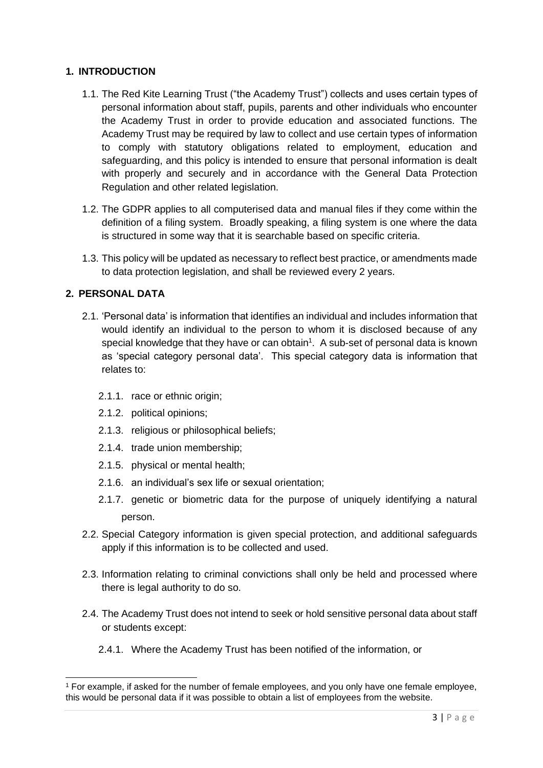## 1. INTRODUCTION

1.1. The Red Kite Learning Trust ("the Academy Trust") collects and uses certain types of personal information about staff, pupils, parents and other individuals who encounter the Academy Trust in order to provide education and associated functions. The Academy Trust may be required by law to collect and use certain types of information to comply with statutory obligations related to employment, education and safeguarding, and this policy is intended to ensure that personal information is dealt with properly and securely and in accordance with the General Data Protection Regulation and other related legislation.

1.2. The GDPR applies to all computerised data and manual files if they come within the definition of a filing system. Broadly speaking, a filing system is one where the data is structured in some way that it is searchable based on specific criteria.

1.3. This policy will be updated as necessary to reflect best practice, or amendments made to data protection legislation, and shall be reviewed every 2 years.

## 2. PERSONAL DATA

2.1. 'Personal data' is information that identifies an individual and includes information that would identify an individual to the person to whom it is disclosed because of any special knowledge that they have or can obtain[1]. A sub-set of personal data is known as 'special category personal data'. This special category data is information that relates to:

2.1.1. race or ethnic origin;

2.1.2. political opinions;

2.1.3. religious or philosophical beliefs;

2.1.4. trade union membership;

2.1.5. physical or mental health;

2.1.6. an individual's sex life or sexual orientation;

2.1.7. genetic or biometric data for the purpose of uniquely identifying a natural person.

2.2. Special Category information is given special protection, and additional safeguards apply if this information is to be collected and used.

2.3. Information relating to criminal convictions shall only be held and processed where there is legal authority to do so.

2.4. The Academy Trust does not intend to seek or hold sensitive personal data about staff or students except:

2.4.1. Where the Academy Trust has been notified of the information, or

---

[1] For example, if asked for the number of female employees, and you only have one female employee, this would be personal data if it was possible to obtain a list of employees from the website.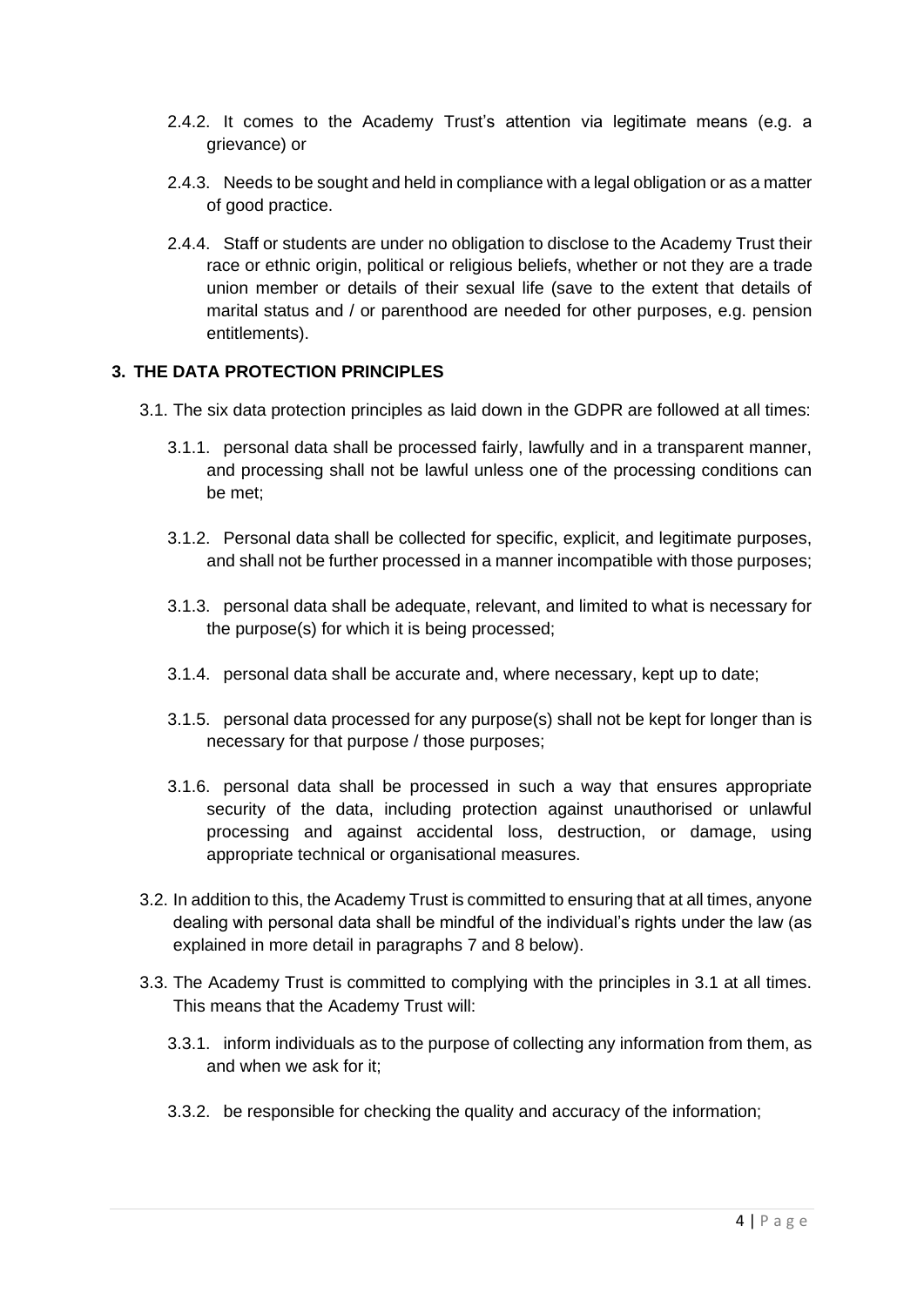2.4.2. It comes to the Academy Trust's attention via legitimate means (e.g. a grievance) or

2.4.3. Needs to be sought and held in compliance with a legal obligation or as a matter of good practice.

2.4.4. Staff or students are under no obligation to disclose to the Academy Trust their race or ethnic origin, political or religious beliefs, whether or not they are a trade union member or details of their sexual life (save to the extent that details of marital status and / or parenthood are needed for other purposes, e.g. pension entitlements).

## 3. THE DATA PROTECTION PRINCIPLES

3.1. The six data protection principles as laid down in the GDPR are followed at all times:

3.1.1. personal data shall be processed fairly, lawfully and in a transparent manner, and processing shall not be lawful unless one of the processing conditions can be met;

3.1.2. Personal data shall be collected for specific, explicit, and legitimate purposes, and shall not be further processed in a manner incompatible with those purposes;

3.1.3. personal data shall be adequate, relevant, and limited to what is necessary for the purpose(s) for which it is being processed;

3.1.4. personal data shall be accurate and, where necessary, kept up to date;

3.1.5. personal data processed for any purpose(s) shall not be kept for longer than is necessary for that purpose / those purposes;

3.1.6. personal data shall be processed in such a way that ensures appropriate security of the data, including protection against unauthorised or unlawful processing and against accidental loss, destruction, or damage, using appropriate technical or organisational measures.

3.2. In addition to this, the Academy Trust is committed to ensuring that at all times, anyone dealing with personal data shall be mindful of the individual's rights under the law (as explained in more detail in paragraphs 7 and 8 below).

3.3. The Academy Trust is committed to complying with the principles in 3.1 at all times. This means that the Academy Trust will:

3.3.1. inform individuals as to the purpose of collecting any information from them, as and when we ask for it;

3.3.2. be responsible for checking the quality and accuracy of the information;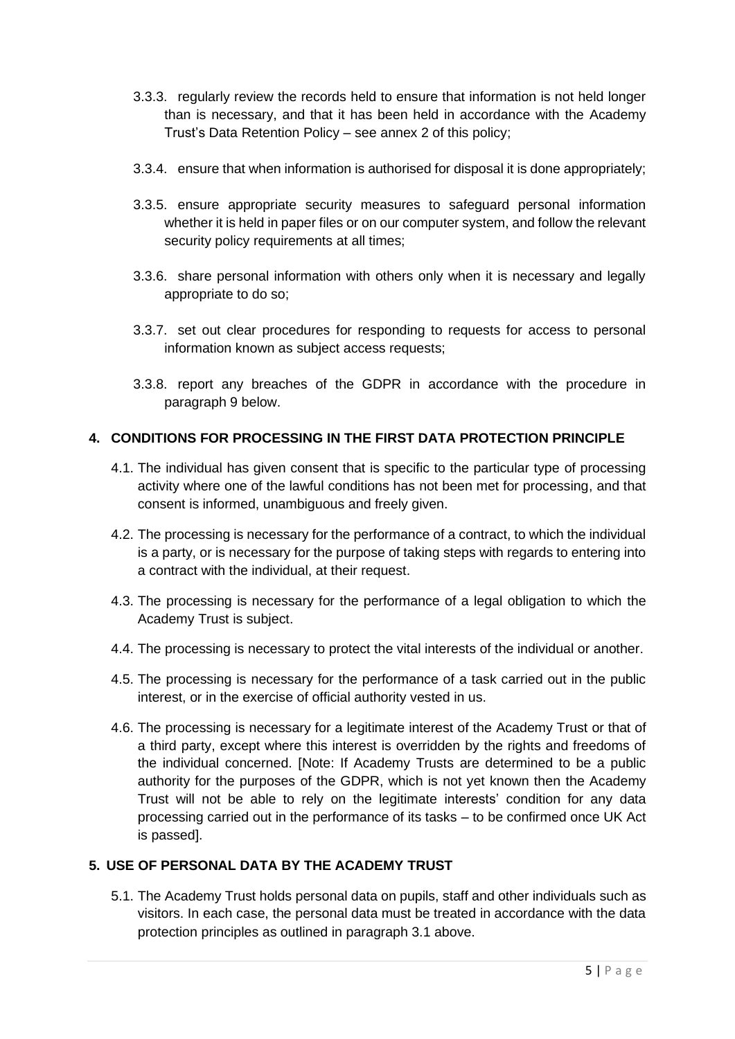3.3.3. regularly review the records held to ensure that information is not held longer than is necessary, and that it has been held in accordance with the Academy Trust's Data Retention Policy – see annex 2 of this policy;

3.3.4. ensure that when information is authorised for disposal it is done appropriately;

3.3.5. ensure appropriate security measures to safeguard personal information whether it is held in paper files or on our computer system, and follow the relevant security policy requirements at all times;

3.3.6. share personal information with others only when it is necessary and legally appropriate to do so;

3.3.7. set out clear procedures for responding to requests for access to personal information known as subject access requests;

3.3.8. report any breaches of the GDPR in accordance with the procedure in paragraph 9 below.

## 4. CONDITIONS FOR PROCESSING IN THE FIRST DATA PROTECTION PRINCIPLE

4.1. The individual has given consent that is specific to the particular type of processing activity where one of the lawful conditions has not been met for processing, and that consent is informed, unambiguous and freely given.

4.2. The processing is necessary for the performance of a contract, to which the individual is a party, or is necessary for the purpose of taking steps with regards to entering into a contract with the individual, at their request.

4.3. The processing is necessary for the performance of a legal obligation to which the Academy Trust is subject.

4.4. The processing is necessary to protect the vital interests of the individual or another.

4.5. The processing is necessary for the performance of a task carried out in the public interest, or in the exercise of official authority vested in us.

4.6. The processing is necessary for a legitimate interest of the Academy Trust or that of a third party, except where this interest is overridden by the rights and freedoms of the individual concerned. [Note: If Academy Trusts are determined to be a public authority for the purposes of the GDPR, which is not yet known then the Academy Trust will not be able to rely on the legitimate interests' condition for any data processing carried out in the performance of its tasks – to be confirmed once UK Act is passed].

## 5. USE OF PERSONAL DATA BY THE ACADEMY TRUST

5.1. The Academy Trust holds personal data on pupils, staff and other individuals such as visitors. In each case, the personal data must be treated in accordance with the data protection principles as outlined in paragraph 3.1 above.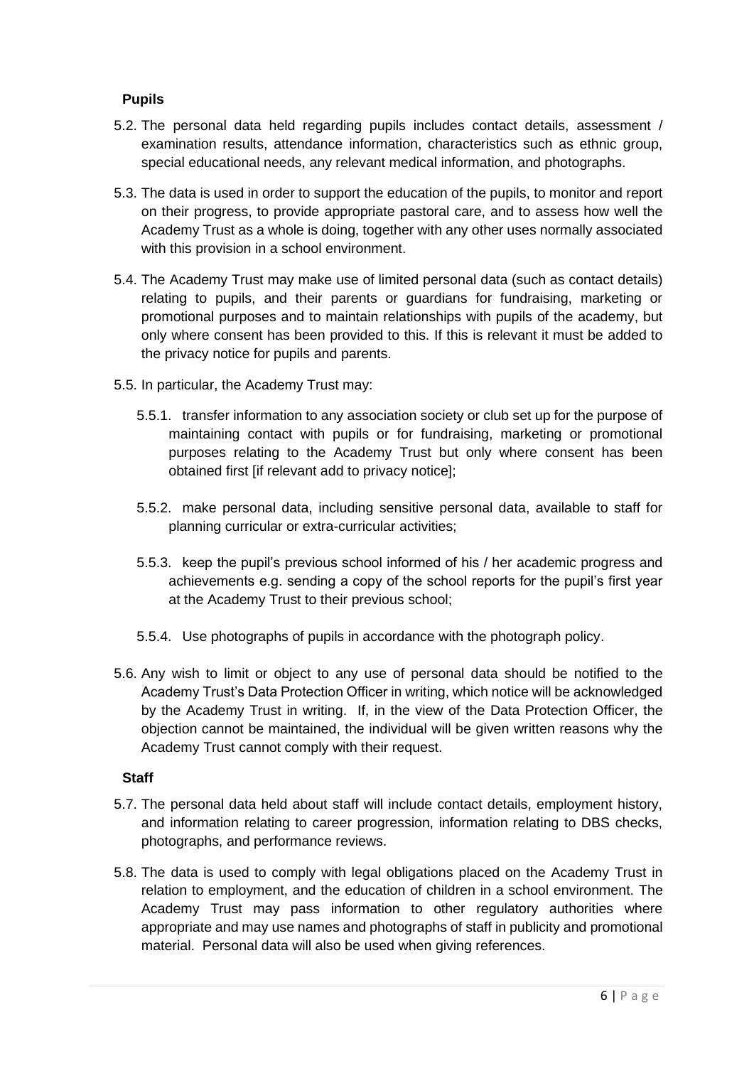**Pupils**

5.2. The personal data held regarding pupils includes contact details, assessment / examination results, attendance information, characteristics such as ethnic group, special educational needs, any relevant medical information, and photographs.

5.3. The data is used in order to support the education of the pupils, to monitor and report on their progress, to provide appropriate pastoral care, and to assess how well the Academy Trust as a whole is doing, together with any other uses normally associated with this provision in a school environment.

5.4. The Academy Trust may make use of limited personal data (such as contact details) relating to pupils, and their parents or guardians for fundraising, marketing or promotional purposes and to maintain relationships with pupils of the academy, but only where consent has been provided to this. If this is relevant it must be added to the privacy notice for pupils and parents.

5.5. In particular, the Academy Trust may:

5.5.1. transfer information to any association society or club set up for the purpose of maintaining contact with pupils or for fundraising, marketing or promotional purposes relating to the Academy Trust but only where consent has been obtained first [if relevant add to privacy notice];

5.5.2. make personal data, including sensitive personal data, available to staff for planning curricular or extra-curricular activities;

5.5.3. keep the pupil's previous school informed of his / her academic progress and achievements e.g. sending a copy of the school reports for the pupil's first year at the Academy Trust to their previous school;

5.5.4. Use photographs of pupils in accordance with the photograph policy.

5.6. Any wish to limit or object to any use of personal data should be notified to the Academy Trust's Data Protection Officer in writing, which notice will be acknowledged by the Academy Trust in writing. If, in the view of the Data Protection Officer, the objection cannot be maintained, the individual will be given written reasons why the Academy Trust cannot comply with their request.

**Staff**

5.7. The personal data held about staff will include contact details, employment history, and information relating to career progression, information relating to DBS checks, photographs, and performance reviews.

5.8. The data is used to comply with legal obligations placed on the Academy Trust in relation to employment, and the education of children in a school environment. The Academy Trust may pass information to other regulatory authorities where appropriate and may use names and photographs of staff in publicity and promotional material. Personal data will also be used when giving references.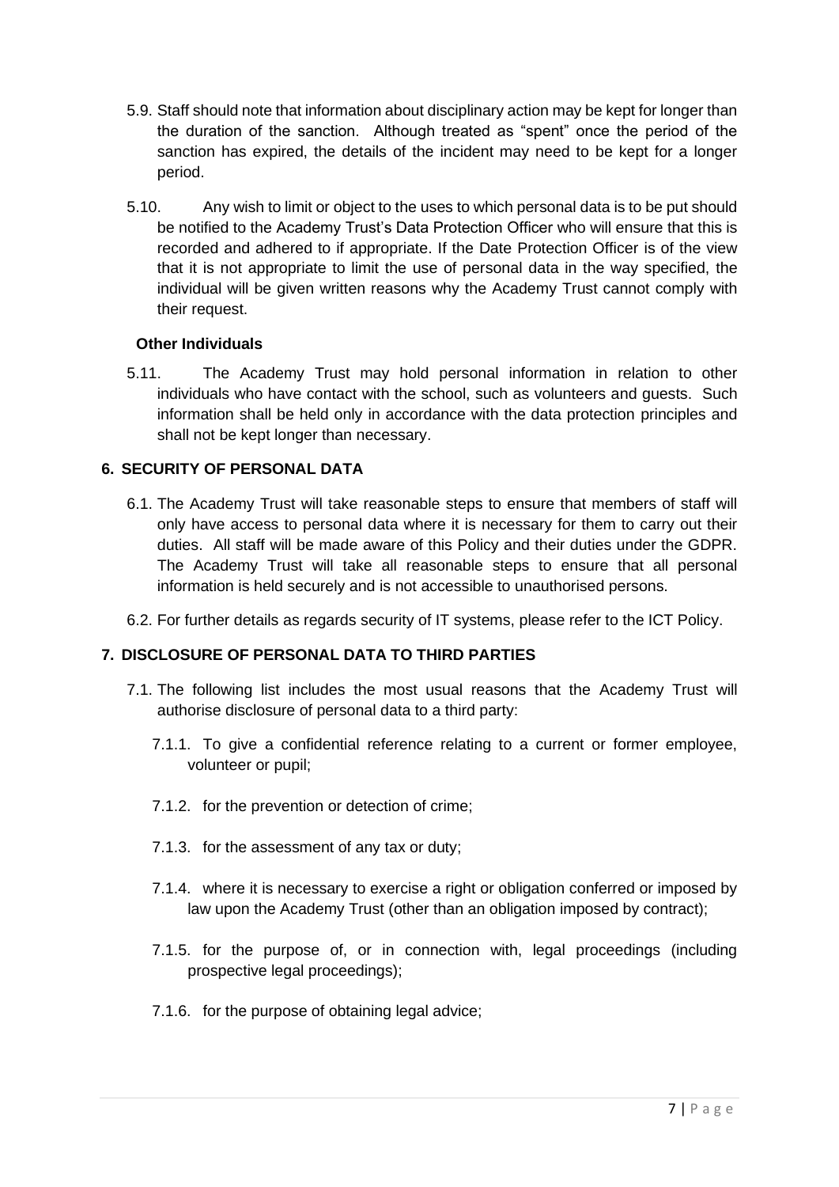5.9. Staff should note that information about disciplinary action may be kept for longer than the duration of the sanction. Although treated as "spent" once the period of the sanction has expired, the details of the incident may need to be kept for a longer period.

5.10. Any wish to limit or object to the uses to which personal data is to be put should be notified to the Academy Trust's Data Protection Officer who will ensure that this is recorded and adhered to if appropriate. If the Date Protection Officer is of the view that it is not appropriate to limit the use of personal data in the way specified, the individual will be given written reasons why the Academy Trust cannot comply with their request.

**Other Individuals**

5.11. The Academy Trust may hold personal information in relation to other individuals who have contact with the school, such as volunteers and guests. Such information shall be held only in accordance with the data protection principles and shall not be kept longer than necessary.

## 6. SECURITY OF PERSONAL DATA

6.1. The Academy Trust will take reasonable steps to ensure that members of staff will only have access to personal data where it is necessary for them to carry out their duties. All staff will be made aware of this Policy and their duties under the GDPR. The Academy Trust will take all reasonable steps to ensure that all personal information is held securely and is not accessible to unauthorised persons.

6.2. For further details as regards security of IT systems, please refer to the ICT Policy.

## 7. DISCLOSURE OF PERSONAL DATA TO THIRD PARTIES

7.1. The following list includes the most usual reasons that the Academy Trust will authorise disclosure of personal data to a third party:

7.1.1. To give a confidential reference relating to a current or former employee, volunteer or pupil;

7.1.2. for the prevention or detection of crime;

7.1.3. for the assessment of any tax or duty;

7.1.4. where it is necessary to exercise a right or obligation conferred or imposed by law upon the Academy Trust (other than an obligation imposed by contract);

7.1.5. for the purpose of, or in connection with, legal proceedings (including prospective legal proceedings);

7.1.6. for the purpose of obtaining legal advice;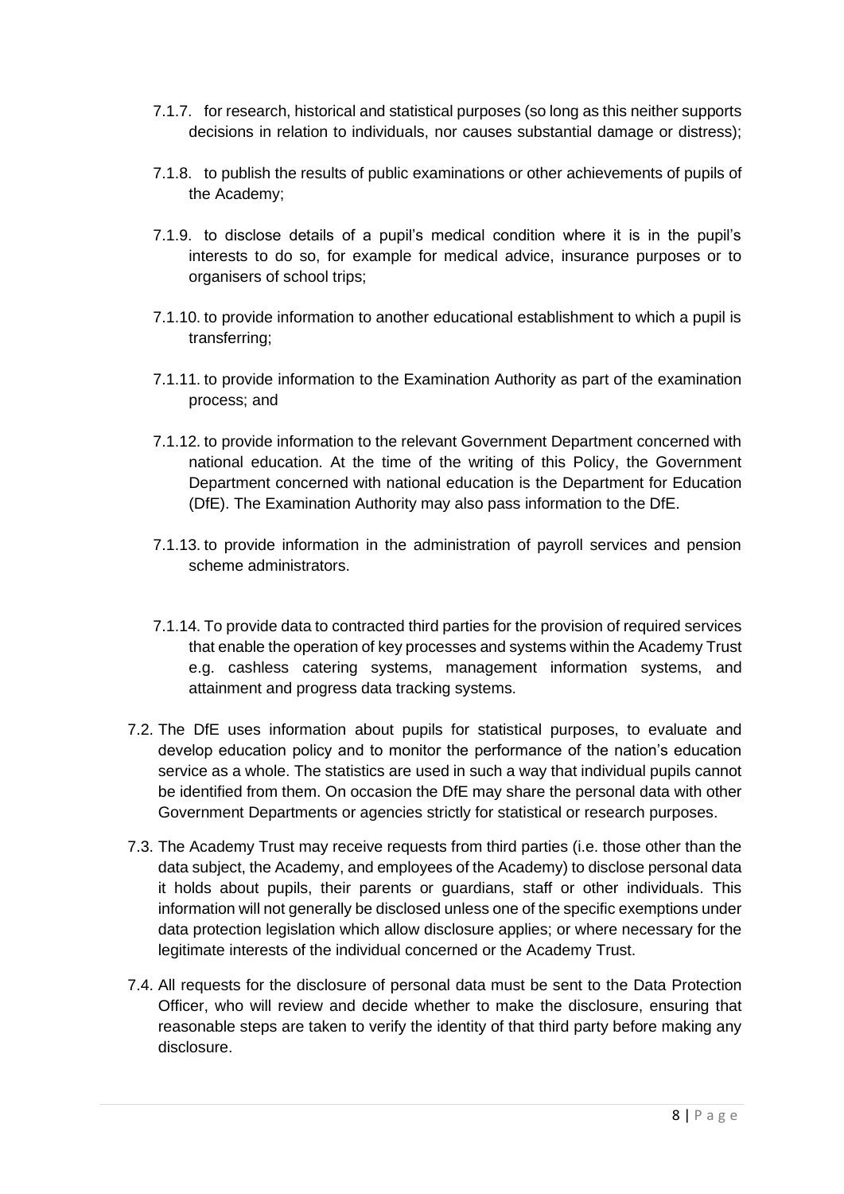7.1.7. for research, historical and statistical purposes (so long as this neither supports decisions in relation to individuals, nor causes substantial damage or distress);

7.1.8. to publish the results of public examinations or other achievements of pupils of the Academy;

7.1.9. to disclose details of a pupil's medical condition where it is in the pupil's interests to do so, for example for medical advice, insurance purposes or to organisers of school trips;

7.1.10. to provide information to another educational establishment to which a pupil is transferring;

7.1.11. to provide information to the Examination Authority as part of the examination process; and

7.1.12. to provide information to the relevant Government Department concerned with national education. At the time of the writing of this Policy, the Government Department concerned with national education is the Department for Education (DfE). The Examination Authority may also pass information to the DfE.

7.1.13. to provide information in the administration of payroll services and pension scheme administrators.

7.1.14. To provide data to contracted third parties for the provision of required services that enable the operation of key processes and systems within the Academy Trust e.g. cashless catering systems, management information systems, and attainment and progress data tracking systems.

7.2. The DfE uses information about pupils for statistical purposes, to evaluate and develop education policy and to monitor the performance of the nation's education service as a whole. The statistics are used in such a way that individual pupils cannot be identified from them. On occasion the DfE may share the personal data with other Government Departments or agencies strictly for statistical or research purposes.

7.3. The Academy Trust may receive requests from third parties (i.e. those other than the data subject, the Academy, and employees of the Academy) to disclose personal data it holds about pupils, their parents or guardians, staff or other individuals. This information will not generally be disclosed unless one of the specific exemptions under data protection legislation which allow disclosure applies; or where necessary for the legitimate interests of the individual concerned or the Academy Trust.

7.4. All requests for the disclosure of personal data must be sent to the Data Protection Officer, who will review and decide whether to make the disclosure, ensuring that reasonable steps are taken to verify the identity of that third party before making any disclosure.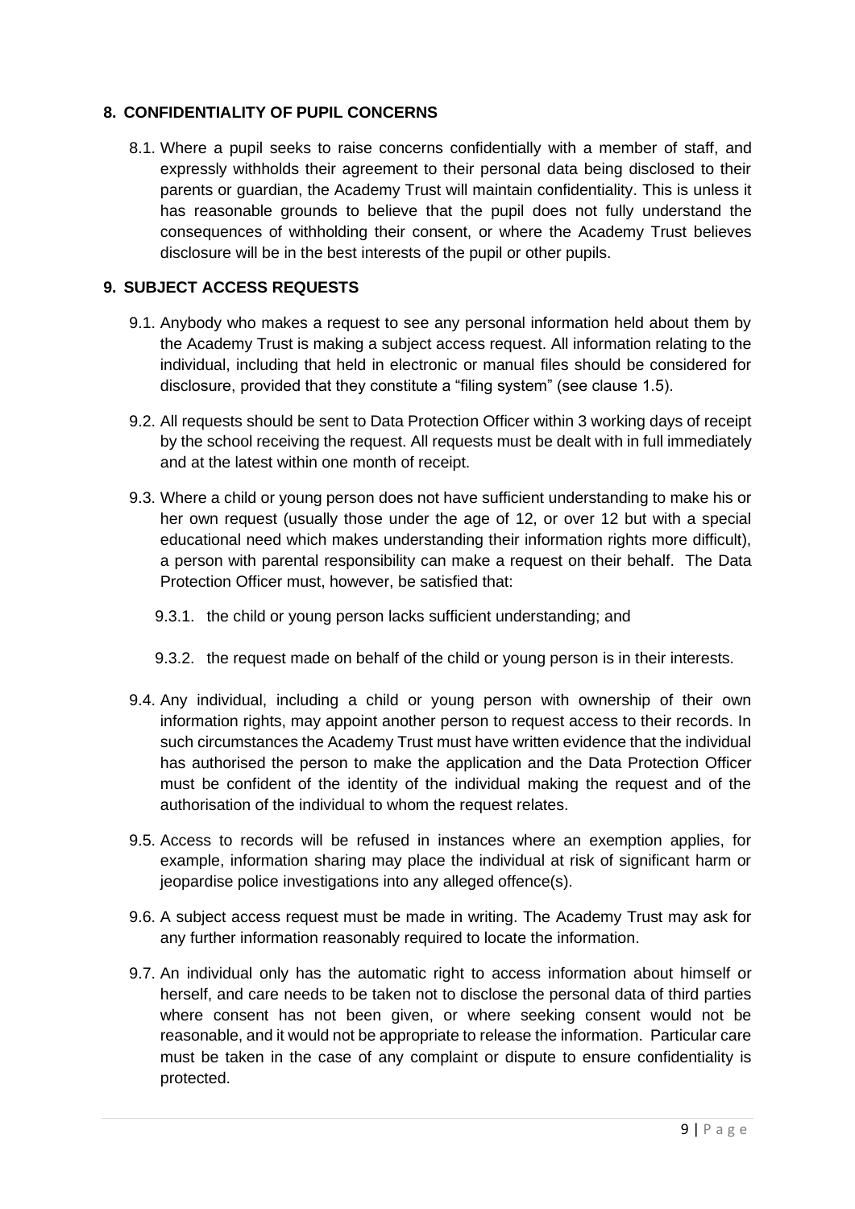## 8. CONFIDENTIALITY OF PUPIL CONCERNS

8.1. Where a pupil seeks to raise concerns confidentially with a member of staff, and expressly withholds their agreement to their personal data being disclosed to their parents or guardian, the Academy Trust will maintain confidentiality. This is unless it has reasonable grounds to believe that the pupil does not fully understand the consequences of withholding their consent, or where the Academy Trust believes disclosure will be in the best interests of the pupil or other pupils.

## 9. SUBJECT ACCESS REQUESTS

9.1. Anybody who makes a request to see any personal information held about them by the Academy Trust is making a subject access request. All information relating to the individual, including that held in electronic or manual files should be considered for disclosure, provided that they constitute a "filing system" (see clause 1.5).

9.2. All requests should be sent to Data Protection Officer within 3 working days of receipt by the school receiving the request. All requests must be dealt with in full immediately and at the latest within one month of receipt.

9.3. Where a child or young person does not have sufficient understanding to make his or her own request (usually those under the age of 12, or over 12 but with a special educational need which makes understanding their information rights more difficult), a person with parental responsibility can make a request on their behalf. The Data Protection Officer must, however, be satisfied that:

9.3.1. the child or young person lacks sufficient understanding; and

9.3.2. the request made on behalf of the child or young person is in their interests.

9.4. Any individual, including a child or young person with ownership of their own information rights, may appoint another person to request access to their records. In such circumstances the Academy Trust must have written evidence that the individual has authorised the person to make the application and the Data Protection Officer must be confident of the identity of the individual making the request and of the authorisation of the individual to whom the request relates.

9.5. Access to records will be refused in instances where an exemption applies, for example, information sharing may place the individual at risk of significant harm or jeopardise police investigations into any alleged offence(s).

9.6. A subject access request must be made in writing. The Academy Trust may ask for any further information reasonably required to locate the information.

9.7. An individual only has the automatic right to access information about himself or herself, and care needs to be taken not to disclose the personal data of third parties where consent has not been given, or where seeking consent would not be reasonable, and it would not be appropriate to release the information. Particular care must be taken in the case of any complaint or dispute to ensure confidentiality is protected.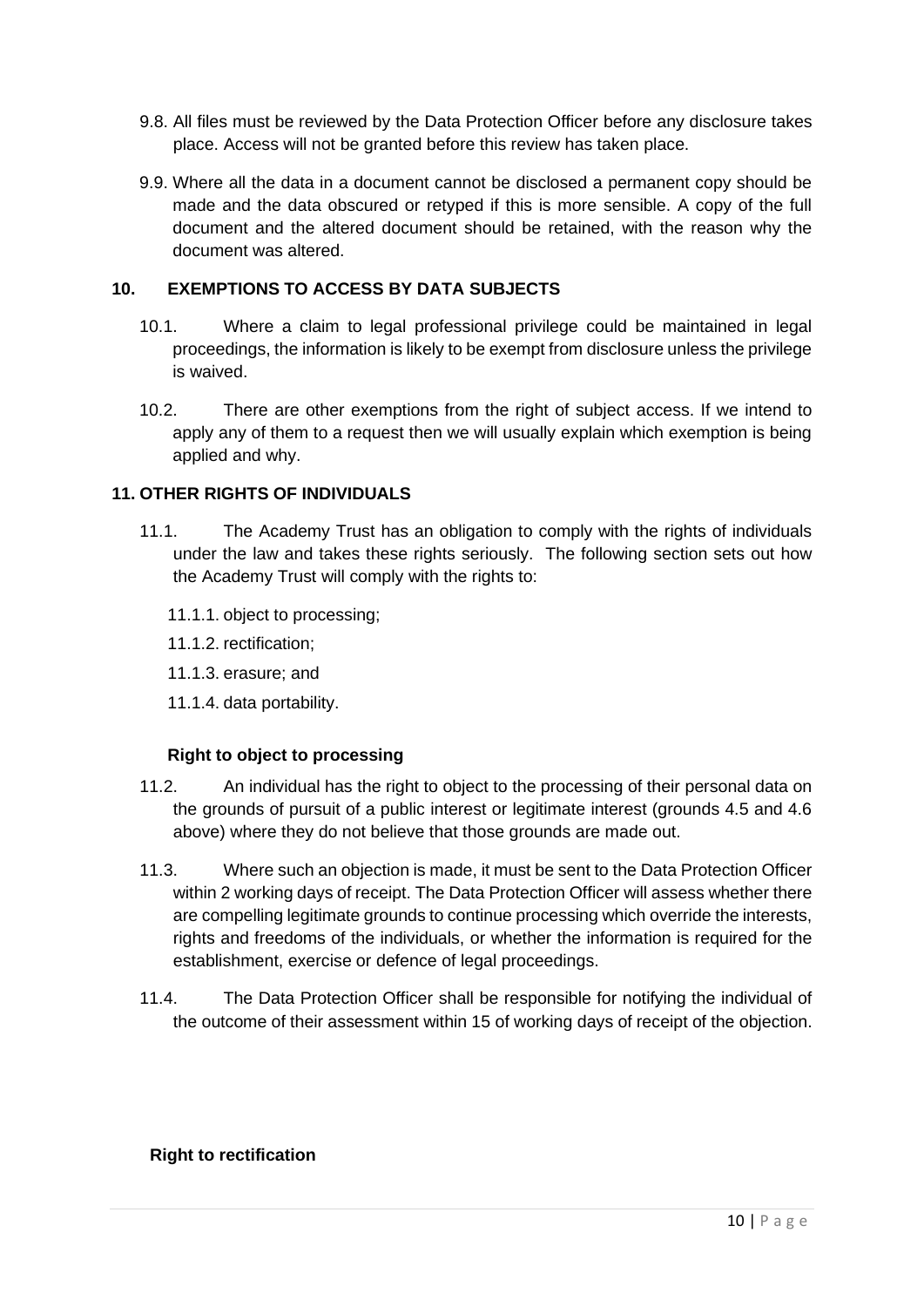9.8. All files must be reviewed by the Data Protection Officer before any disclosure takes place. Access will not be granted before this review has taken place.

9.9. Where all the data in a document cannot be disclosed a permanent copy should be made and the data obscured or retyped if this is more sensible. A copy of the full document and the altered document should be retained, with the reason why the document was altered.

## 10. EXEMPTIONS TO ACCESS BY DATA SUBJECTS

10.1. Where a claim to legal professional privilege could be maintained in legal proceedings, the information is likely to be exempt from disclosure unless the privilege is waived.

10.2. There are other exemptions from the right of subject access. If we intend to apply any of them to a request then we will usually explain which exemption is being applied and why.

## 11. OTHER RIGHTS OF INDIVIDUALS

11.1. The Academy Trust has an obligation to comply with the rights of individuals under the law and takes these rights seriously. The following section sets out how the Academy Trust will comply with the rights to:

- 11.1.1. object to processing;
- 11.1.2. rectification;
- 11.1.3. erasure; and
- 11.1.4. data portability.

**Right to object to processing**

11.2. An individual has the right to object to the processing of their personal data on the grounds of pursuit of a public interest or legitimate interest (grounds 4.5 and 4.6 above) where they do not believe that those grounds are made out.

11.3. Where such an objection is made, it must be sent to the Data Protection Officer within 2 working days of receipt. The Data Protection Officer will assess whether there are compelling legitimate grounds to continue processing which override the interests, rights and freedoms of the individuals, or whether the information is required for the establishment, exercise or defence of legal proceedings.

11.4. The Data Protection Officer shall be responsible for notifying the individual of the outcome of their assessment within 15 of working days of receipt of the objection.

**Right to rectification**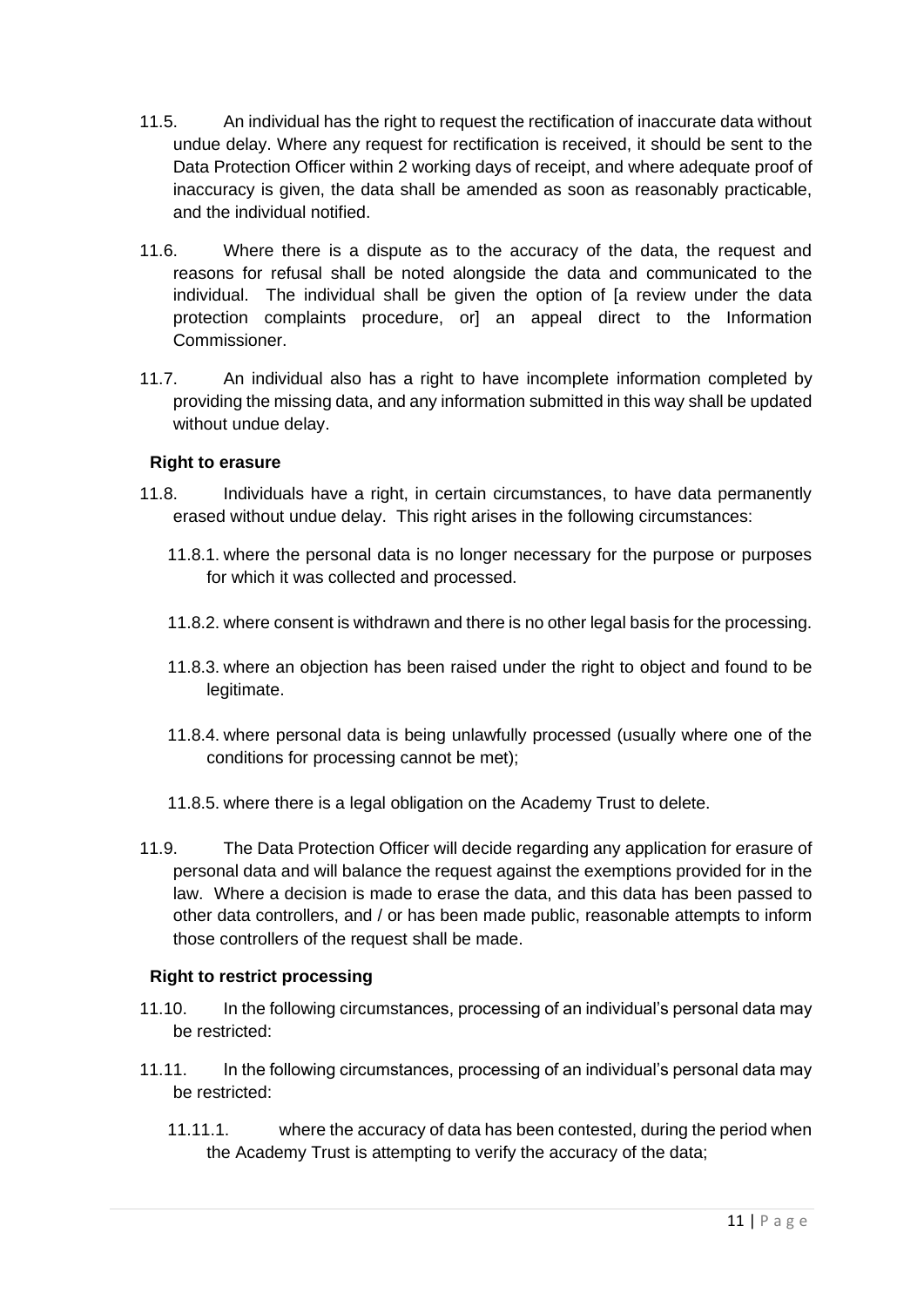11.5. An individual has the right to request the rectification of inaccurate data without undue delay. Where any request for rectification is received, it should be sent to the Data Protection Officer within 2 working days of receipt, and where adequate proof of inaccuracy is given, the data shall be amended as soon as reasonably practicable, and the individual notified.

11.6. Where there is a dispute as to the accuracy of the data, the request and reasons for refusal shall be noted alongside the data and communicated to the individual. The individual shall be given the option of [a review under the data protection complaints procedure, or] an appeal direct to the Information Commissioner.

11.7. An individual also has a right to have incomplete information completed by providing the missing data, and any information submitted in this way shall be updated without undue delay.

**Right to erasure**

11.8. Individuals have a right, in certain circumstances, to have data permanently erased without undue delay. This right arises in the following circumstances:

11.8.1. where the personal data is no longer necessary for the purpose or purposes for which it was collected and processed.

11.8.2. where consent is withdrawn and there is no other legal basis for the processing.

11.8.3. where an objection has been raised under the right to object and found to be legitimate.

11.8.4. where personal data is being unlawfully processed (usually where one of the conditions for processing cannot be met);

11.8.5. where there is a legal obligation on the Academy Trust to delete.

11.9. The Data Protection Officer will decide regarding any application for erasure of personal data and will balance the request against the exemptions provided for in the law. Where a decision is made to erase the data, and this data has been passed to other data controllers, and / or has been made public, reasonable attempts to inform those controllers of the request shall be made.

**Right to restrict processing**

11.10. In the following circumstances, processing of an individual's personal data may be restricted:

11.11. In the following circumstances, processing of an individual's personal data may be restricted:

11.11.1. where the accuracy of data has been contested, during the period when the Academy Trust is attempting to verify the accuracy of the data;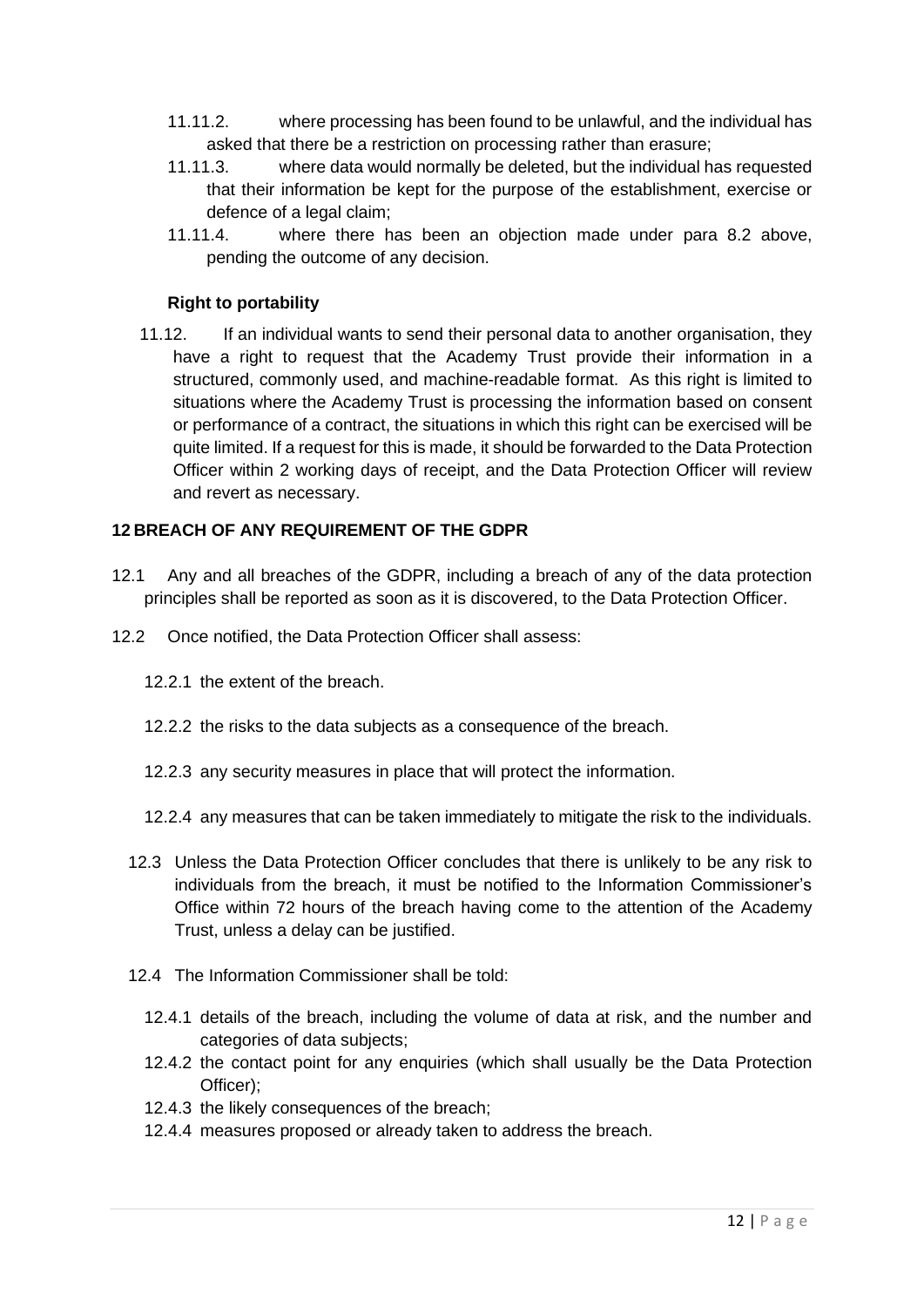11.11.2. where processing has been found to be unlawful, and the individual has asked that there be a restriction on processing rather than erasure;

11.11.3. where data would normally be deleted, but the individual has requested that their information be kept for the purpose of the establishment, exercise or defence of a legal claim;

11.11.4. where there has been an objection made under para 8.2 above, pending the outcome of any decision.

**Right to portability**

11.12. If an individual wants to send their personal data to another organisation, they have a right to request that the Academy Trust provide their information in a structured, commonly used, and machine-readable format. As this right is limited to situations where the Academy Trust is processing the information based on consent or performance of a contract, the situations in which this right can be exercised will be quite limited. If a request for this is made, it should be forwarded to the Data Protection Officer within 2 working days of receipt, and the Data Protection Officer will review and revert as necessary.

## 12 BREACH OF ANY REQUIREMENT OF THE GDPR

12.1 Any and all breaches of the GDPR, including a breach of any of the data protection principles shall be reported as soon as it is discovered, to the Data Protection Officer.

12.2 Once notified, the Data Protection Officer shall assess:

12.2.1 the extent of the breach.

12.2.2 the risks to the data subjects as a consequence of the breach.

12.2.3 any security measures in place that will protect the information.

12.2.4 any measures that can be taken immediately to mitigate the risk to the individuals.

12.3 Unless the Data Protection Officer concludes that there is unlikely to be any risk to individuals from the breach, it must be notified to the Information Commissioner's Office within 72 hours of the breach having come to the attention of the Academy Trust, unless a delay can be justified.

12.4 The Information Commissioner shall be told:

12.4.1 details of the breach, including the volume of data at risk, and the number and categories of data subjects;

12.4.2 the contact point for any enquiries (which shall usually be the Data Protection Officer);

12.4.3 the likely consequences of the breach;

12.4.4 measures proposed or already taken to address the breach.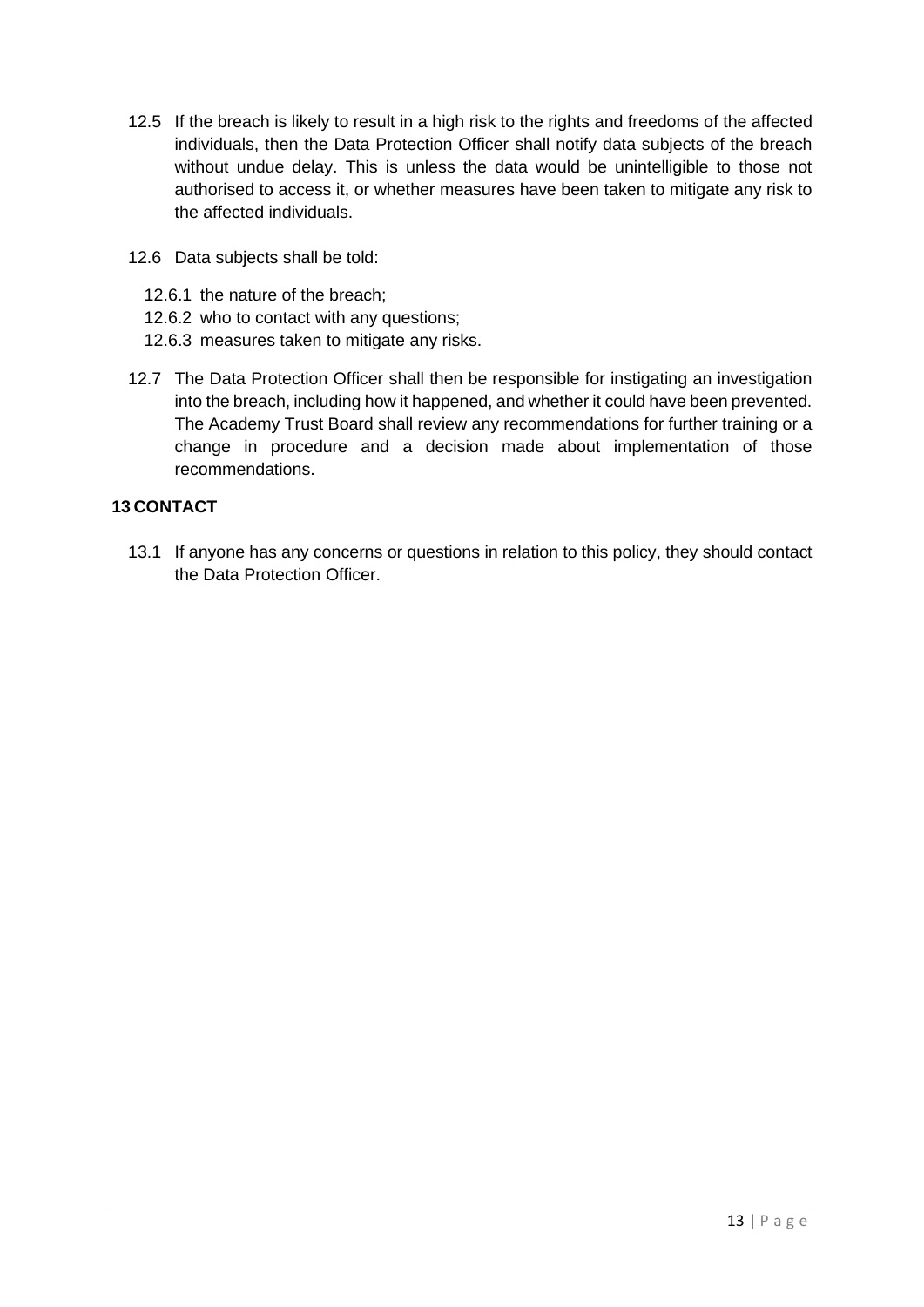12.5 If the breach is likely to result in a high risk to the rights and freedoms of the affected individuals, then the Data Protection Officer shall notify data subjects of the breach without undue delay. This is unless the data would be unintelligible to those not authorised to access it, or whether measures have been taken to mitigate any risk to the affected individuals.

12.6 Data subjects shall be told:

12.6.1 the nature of the breach;
12.6.2 who to contact with any questions;
12.6.3 measures taken to mitigate any risks.

12.7 The Data Protection Officer shall then be responsible for instigating an investigation into the breach, including how it happened, and whether it could have been prevented. The Academy Trust Board shall review any recommendations for further training or a change in procedure and a decision made about implementation of those recommendations.

## 13 CONTACT

13.1 If anyone has any concerns or questions in relation to this policy, they should contact the Data Protection Officer.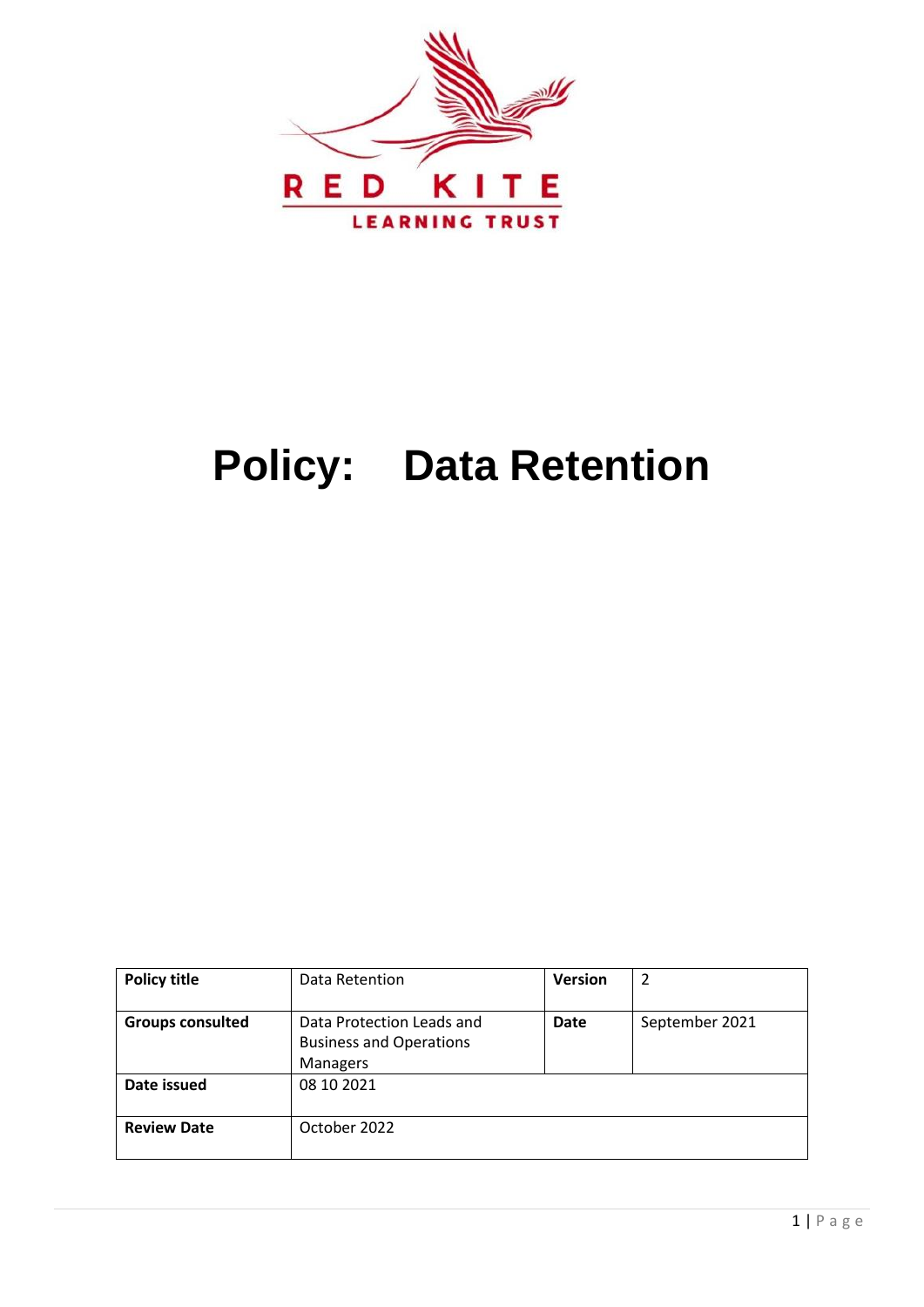RED KITE

LEARNING TRUST

# Policy: Data Retention

| Policy title | Data Retention | Version | 2 |
|---|---|---|---|
| Groups consulted | Data Protection Leads and Business and Operations Managers | Date | September 2021 |
| Date issued | 08 10 2021 | | |
| Review Date | October 2022 | | |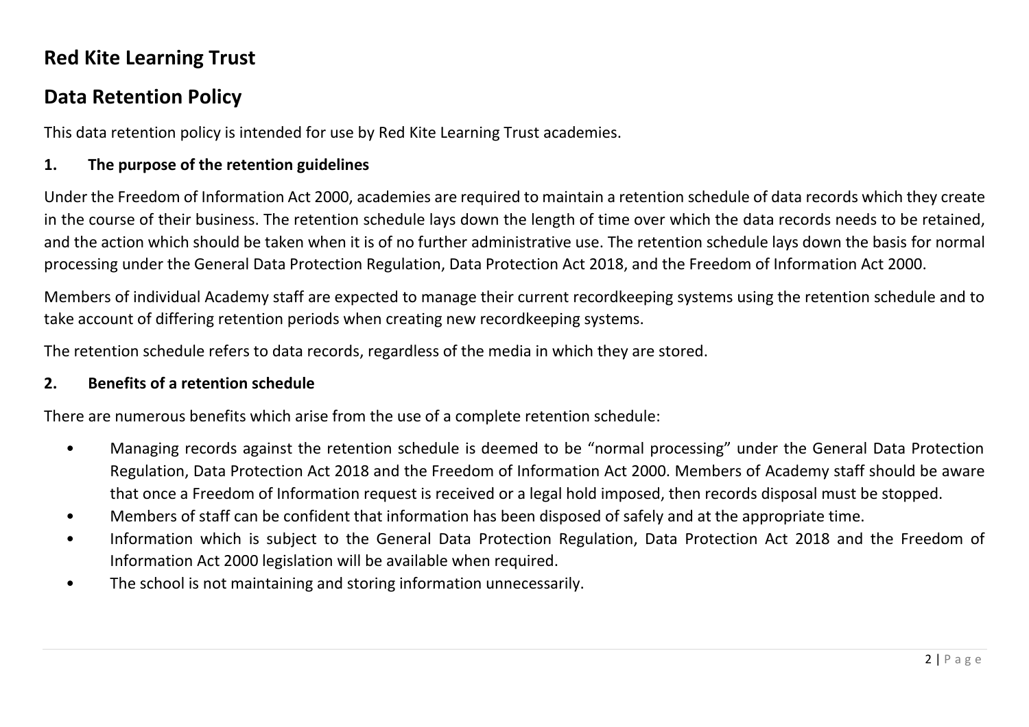## Red Kite Learning Trust

## Data Retention Policy

This data retention policy is intended for use by Red Kite Learning Trust academies.

### 1. The purpose of the retention guidelines

Under the Freedom of Information Act 2000, academies are required to maintain a retention schedule of data records which they create in the course of their business. The retention schedule lays down the length of time over which the data records needs to be retained, and the action which should be taken when it is of no further administrative use. The retention schedule lays down the basis for normal processing under the General Data Protection Regulation, Data Protection Act 2018, and the Freedom of Information Act 2000.

Members of individual Academy staff are expected to manage their current recordkeeping systems using the retention schedule and to take account of differing retention periods when creating new recordkeeping systems.

The retention schedule refers to data records, regardless of the media in which they are stored.

### 2. Benefits of a retention schedule

There are numerous benefits which arise from the use of a complete retention schedule:

- Managing records against the retention schedule is deemed to be "normal processing" under the General Data Protection Regulation, Data Protection Act 2018 and the Freedom of Information Act 2000. Members of Academy staff should be aware that once a Freedom of Information request is received or a legal hold imposed, then records disposal must be stopped.
- Members of staff can be confident that information has been disposed of safely and at the appropriate time.
- Information which is subject to the General Data Protection Regulation, Data Protection Act 2018 and the Freedom of Information Act 2000 legislation will be available when required.
- The school is not maintaining and storing information unnecessarily.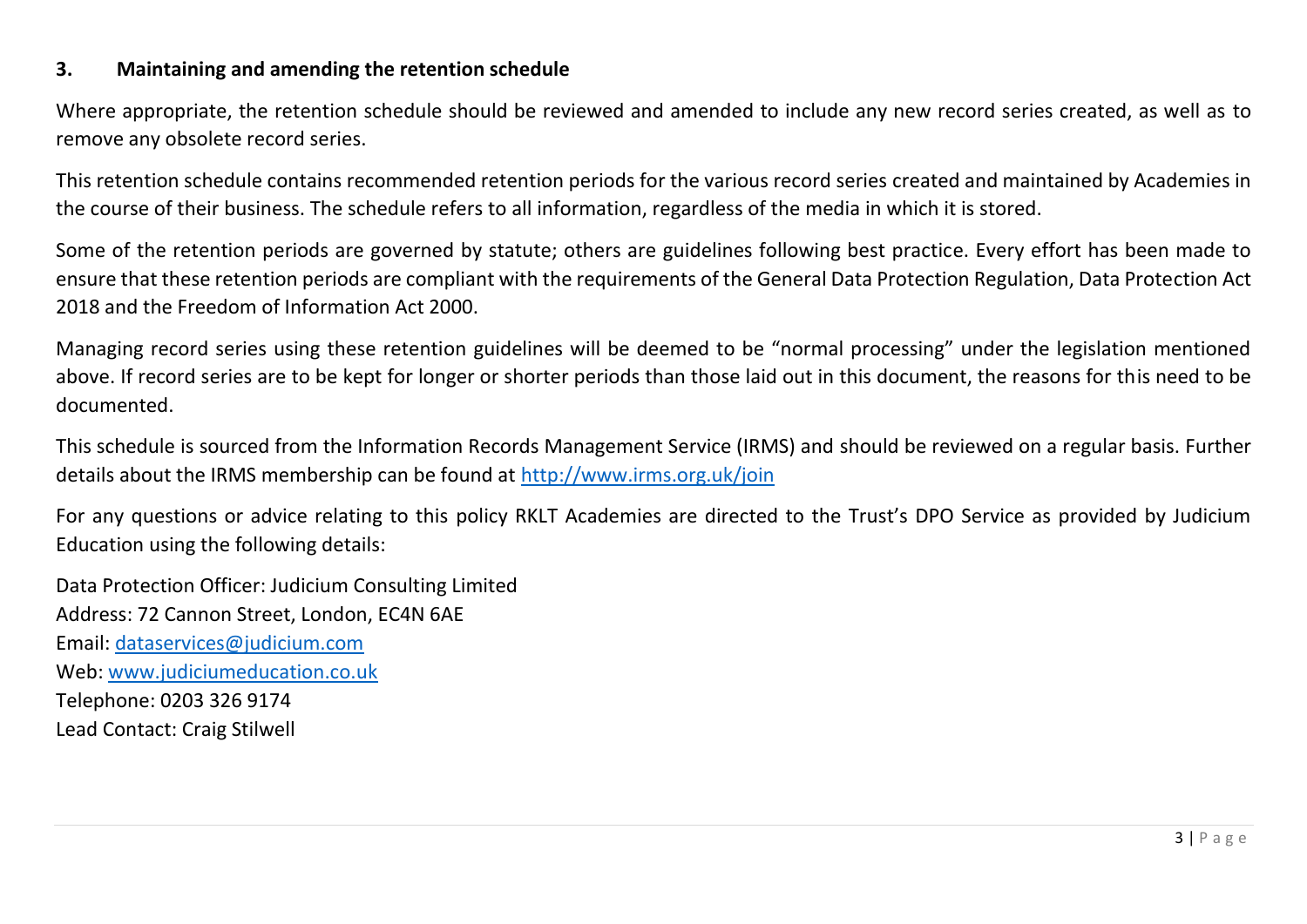## 3. Maintaining and amending the retention schedule

Where appropriate, the retention schedule should be reviewed and amended to include any new record series created, as well as to remove any obsolete record series.

This retention schedule contains recommended retention periods for the various record series created and maintained by Academies in the course of their business. The schedule refers to all information, regardless of the media in which it is stored.

Some of the retention periods are governed by statute; others are guidelines following best practice. Every effort has been made to ensure that these retention periods are compliant with the requirements of the General Data Protection Regulation, Data Protection Act 2018 and the Freedom of Information Act 2000.

Managing record series using these retention guidelines will be deemed to be "normal processing" under the legislation mentioned above. If record series are to be kept for longer or shorter periods than those laid out in this document, the reasons for this need to be documented.

This schedule is sourced from the Information Records Management Service (IRMS) and should be reviewed on a regular basis. Further details about the IRMS membership can be found at [http://www.irms.org.uk/join](http://www.irms.org.uk/join)

For any questions or advice relating to this policy RKLT Academies are directed to the Trust's DPO Service as provided by Judicium Education using the following details:

Data Protection Officer: Judicium Consulting Limited
Address: 72 Cannon Street, London, EC4N 6AE
Email: [dataservices@judicium.com](mailto:dataservices@judicium.com)
Web: [www.judiciumeducation.co.uk](http://www.judiciumeducation.co.uk)
Telephone: 0203 326 9174
Lead Contact: Craig Stilwell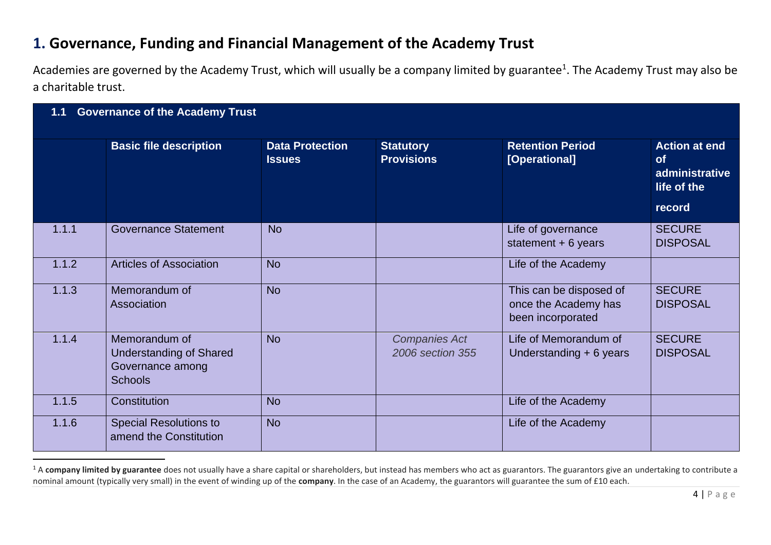# 1. Governance, Funding and Financial Management of the Academy Trust

Academies are governed by the Academy Trust, which will usually be a company limited by guarantee[1]. The Academy Trust may also be a charitable trust.

| 1.1 Governance of the Academy Trust | | | | | |
|---|---|---|---|---|---|
| | **Basic file description** | **Data Protection Issues** | **Statutory Provisions** | **Retention Period [Operational]** | **Action at end of administrative life of the record** |
| 1.1.1 | Governance Statement | No | | Life of governance statement + 6 years | SECURE DISPOSAL |
| 1.1.2 | Articles of Association | No | | Life of the Academy | |
| 1.1.3 | Memorandum of Association | No | | This can be disposed of once the Academy has been incorporated | SECURE DISPOSAL |
| 1.1.4 | Memorandum of Understanding of Shared Governance among Schools | No | *Companies Act 2006 section 355* | Life of Memorandum of Understanding + 6 years | SECURE DISPOSAL |
| 1.1.5 | Constitution | No | | Life of the Academy | |
| 1.1.6 | Special Resolutions to amend the Constitution | No | | Life of the Academy | |

[1] A **company limited by guarantee** does not usually have a share capital or shareholders, but instead has members who act as guarantors. The guarantors give an undertaking to contribute a nominal amount (typically very small) in the event of winding up of the **company**. In the case of an Academy, the guarantors will guarantee the sum of £10 each.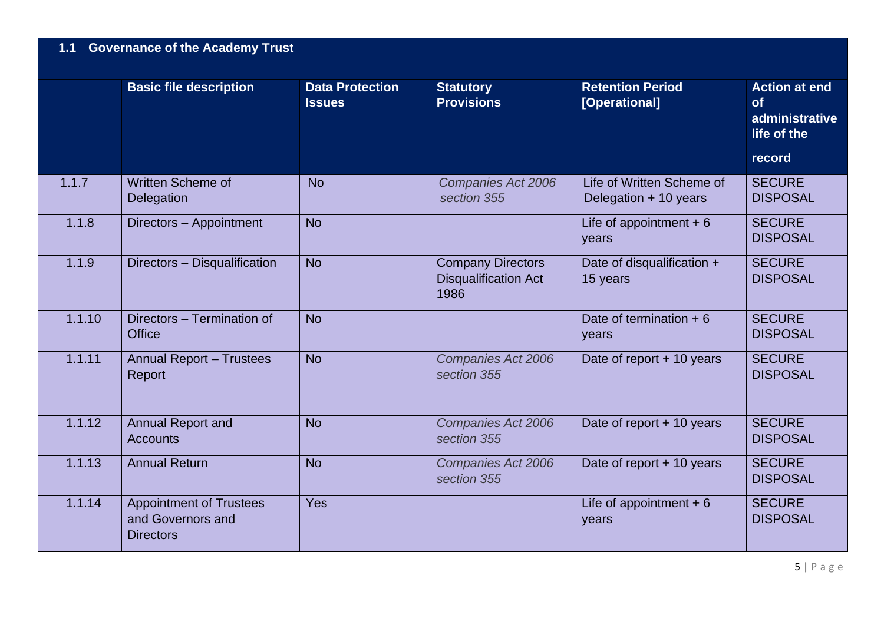## 1.1 Governance of the Academy Trust

| | Basic file description | Data Protection Issues | Statutory Provisions | Retention Period [Operational] | Action at end of administrative life of the record |
|---|---|---|---|---|---|
| 1.1.7 | Written Scheme of Delegation | No | *Companies Act 2006 section 355* | Life of Written Scheme of Delegation + 10 years | SECURE DISPOSAL |
| 1.1.8 | Directors – Appointment | No | | Life of appointment + 6 years | SECURE DISPOSAL |
| 1.1.9 | Directors – Disqualification | No | Company Directors Disqualification Act 1986 | Date of disqualification + 15 years | SECURE DISPOSAL |
| 1.1.10 | Directors – Termination of Office | No | | Date of termination + 6 years | SECURE DISPOSAL |
| 1.1.11 | Annual Report – Trustees Report | No | *Companies Act 2006 section 355* | Date of report + 10 years | SECURE DISPOSAL |
| 1.1.12 | Annual Report and Accounts | No | *Companies Act 2006 section 355* | Date of report + 10 years | SECURE DISPOSAL |
| 1.1.13 | Annual Return | No | *Companies Act 2006 section 355* | Date of report + 10 years | SECURE DISPOSAL |
| 1.1.14 | Appointment of Trustees and Governors and Directors | Yes | | Life of appointment + 6 years | SECURE DISPOSAL |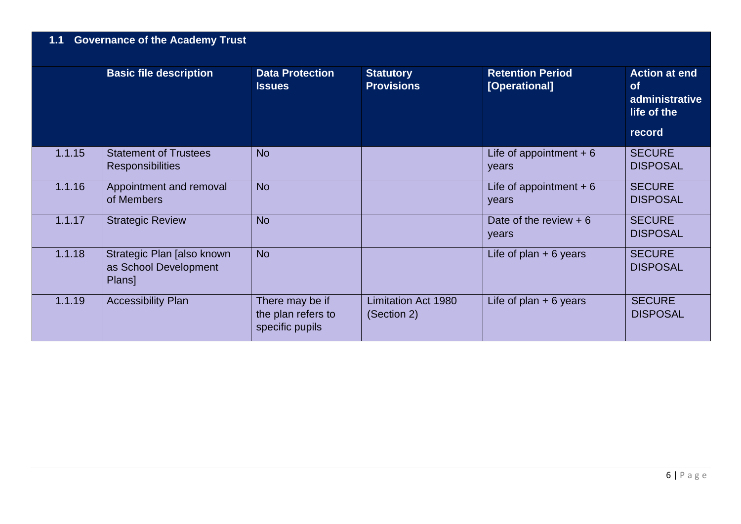| 1.1 Governance of the Academy Trust | | | | | |
|---|---|---|---|---|---|
| | **Basic file description** | **Data Protection Issues** | **Statutory Provisions** | **Retention Period [Operational]** | **Action at end of administrative life of the record** |
| 1.1.15 | Statement of Trustees Responsibilities | No | | Life of appointment + 6 years | SECURE DISPOSAL |
| 1.1.16 | Appointment and removal of Members | No | | Life of appointment + 6 years | SECURE DISPOSAL |
| 1.1.17 | Strategic Review | No | | Date of the review + 6 years | SECURE DISPOSAL |
| 1.1.18 | Strategic Plan [also known as School Development Plans] | No | | Life of plan + 6 years | SECURE DISPOSAL |
| 1.1.19 | Accessibility Plan | There may be if the plan refers to specific pupils | Limitation Act 1980 (Section 2) | Life of plan + 6 years | SECURE DISPOSAL |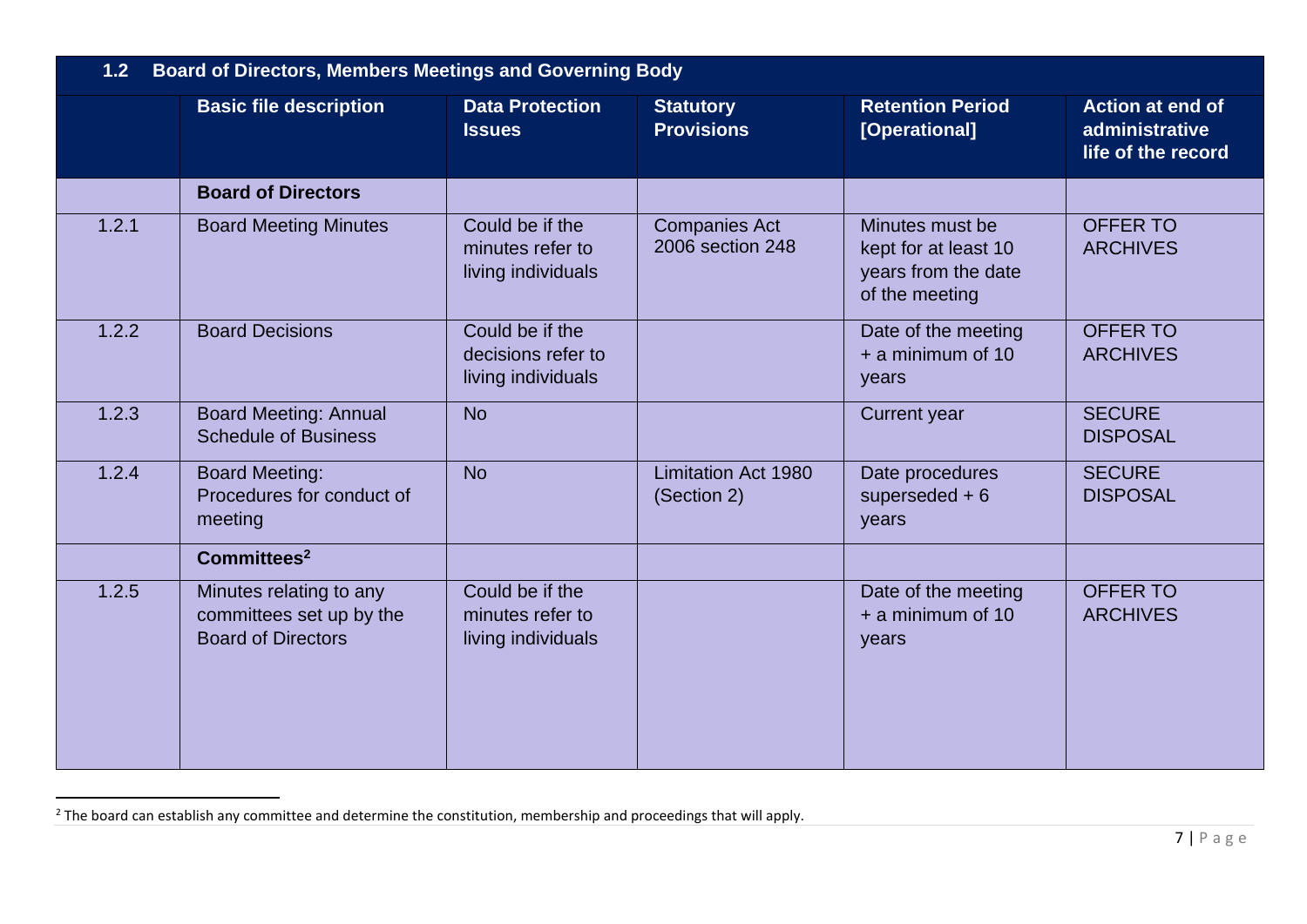| 1.2 | Board of Directors, Members Meetings and Governing Body | | | | |
|---|---|---|---|---|---|
| | **Basic file description** | **Data Protection Issues** | **Statutory Provisions** | **Retention Period [Operational]** | **Action at end of administrative life of the record** |
| | **Board of Directors** | | | | |
| 1.2.1 | Board Meeting Minutes | Could be if the minutes refer to living individuals | Companies Act 2006 section 248 | Minutes must be kept for at least 10 years from the date of the meeting | OFFER TO ARCHIVES |
| 1.2.2 | Board Decisions | Could be if the decisions refer to living individuals | | Date of the meeting + a minimum of 10 years | OFFER TO ARCHIVES |
| 1.2.3 | Board Meeting: Annual Schedule of Business | No | | Current year | SECURE DISPOSAL |
| 1.2.4 | Board Meeting: Procedures for conduct of meeting | No | Limitation Act 1980 (Section 2) | Date procedures superseded + 6 years | SECURE DISPOSAL |
| | **Committees[2]** | | | | |
| 1.2.5 | Minutes relating to any committees set up by the Board of Directors | Could be if the minutes refer to living individuals | | Date of the meeting + a minimum of 10 years | OFFER TO ARCHIVES |

[2] The board can establish any committee and determine the constitution, membership and proceedings that will apply.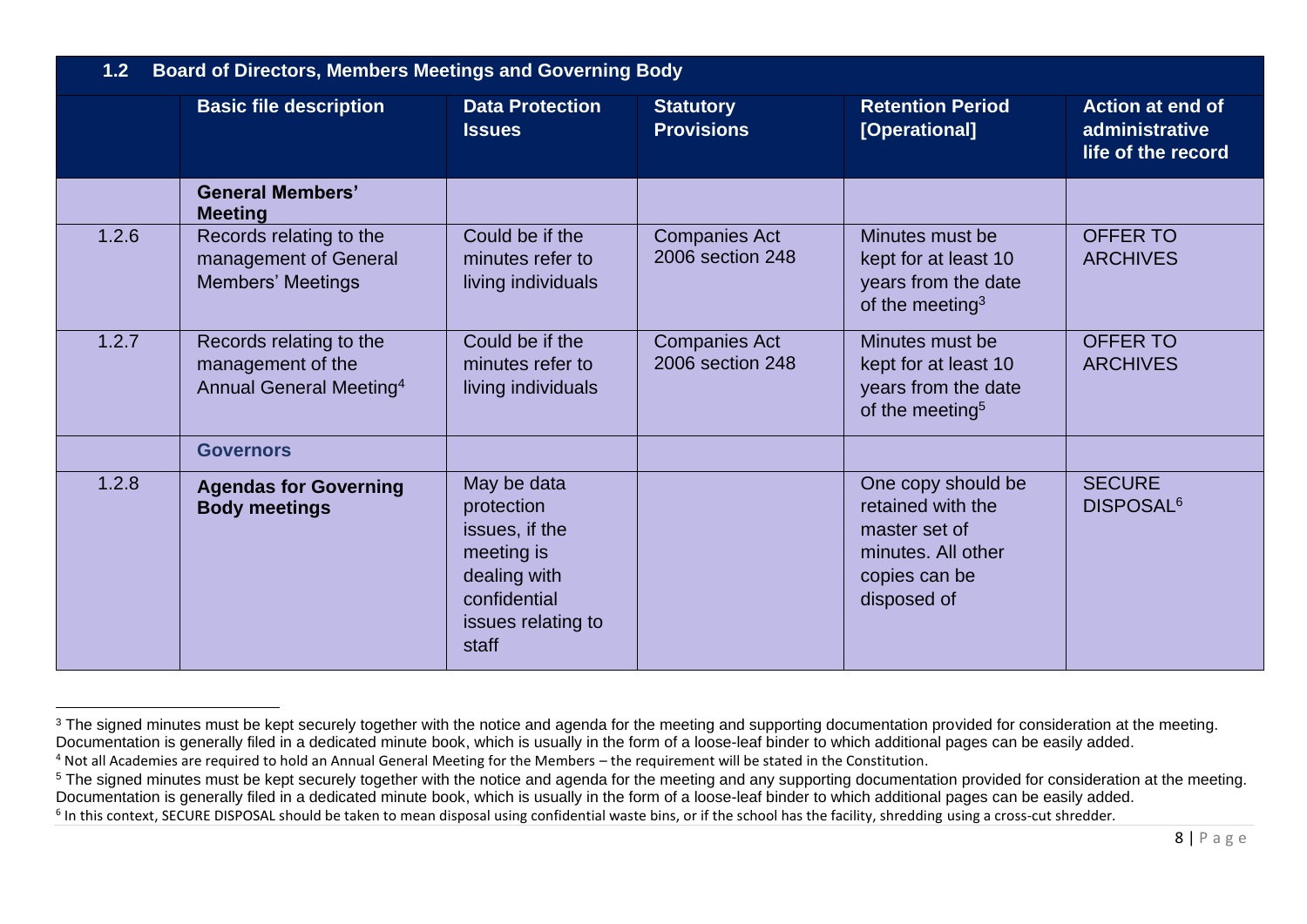| 1.2 | Board of Directors, Members Meetings and Governing Body | | | | |
|---|---|---|---|---|---|
| | **Basic file description** | **Data Protection Issues** | **Statutory Provisions** | **Retention Period [Operational]** | **Action at end of administrative life of the record** |
| | **General Members' Meeting** | | | | |
| 1.2.6 | Records relating to the management of General Members' Meetings | Could be if the minutes refer to living individuals | Companies Act 2006 section 248 | Minutes must be kept for at least 10 years from the date of the meeting[3] | OFFER TO ARCHIVES |
| 1.2.7 | Records relating to the management of the Annual General Meeting[4] | Could be if the minutes refer to living individuals | Companies Act 2006 section 248 | Minutes must be kept for at least 10 years from the date of the meeting[5] | OFFER TO ARCHIVES |
| | **Governors** | | | | |
| 1.2.8 | **Agendas for Governing Body meetings** | May be data protection issues, if the meeting is dealing with confidential issues relating to staff | | One copy should be retained with the master set of minutes. All other copies can be disposed of | SECURE DISPOSAL[6] |

[3] The signed minutes must be kept securely together with the notice and agenda for the meeting and supporting documentation provided for consideration at the meeting. Documentation is generally filed in a dedicated minute book, which is usually in the form of a loose-leaf binder to which additional pages can be easily added.

[4] Not all Academies are required to hold an Annual General Meeting for the Members – the requirement will be stated in the Constitution.

[5] The signed minutes must be kept securely together with the notice and agenda for the meeting and any supporting documentation provided for consideration at the meeting. Documentation is generally filed in a dedicated minute book, which is usually in the form of a loose-leaf binder to which additional pages can be easily added.

[6] In this context, SECURE DISPOSAL should be taken to mean disposal using confidential waste bins, or if the school has the facility, shredding using a cross-cut shredder.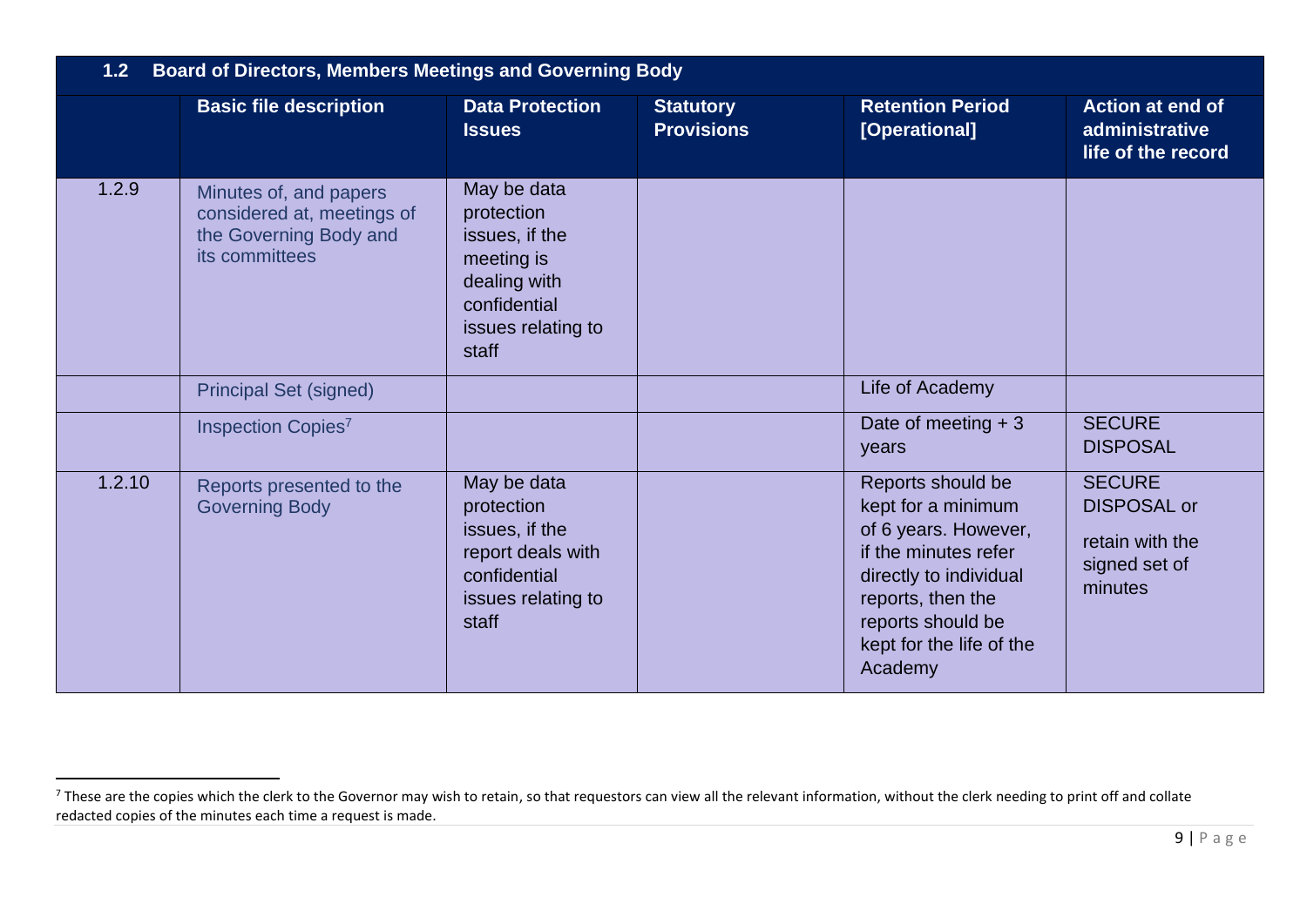| 1.2 | Board of Directors, Members Meetings and Governing Body | | | | |
|---|---|---|---|---|---|
| | **Basic file description** | **Data Protection Issues** | **Statutory Provisions** | **Retention Period [Operational]** | **Action at end of administrative life of the record** |
| 1.2.9 | Minutes of, and papers considered at, meetings of the Governing Body and its committees | May be data protection issues, if the meeting is dealing with confidential issues relating to staff | | | |
| | Principal Set (signed) | | | Life of Academy | |
| | Inspection Copies[7] | | | Date of meeting + 3 years | SECURE DISPOSAL |
| 1.2.10 | Reports presented to the Governing Body | May be data protection issues, if the report deals with confidential issues relating to staff | | Reports should be kept for a minimum of 6 years. However, if the minutes refer directly to individual reports, then the reports should be kept for the life of the Academy | SECURE DISPOSAL or retain with the signed set of minutes |

[7] These are the copies which the clerk to the Governor may wish to retain, so that requestors can view all the relevant information, without the clerk needing to print off and collate redacted copies of the minutes each time a request is made.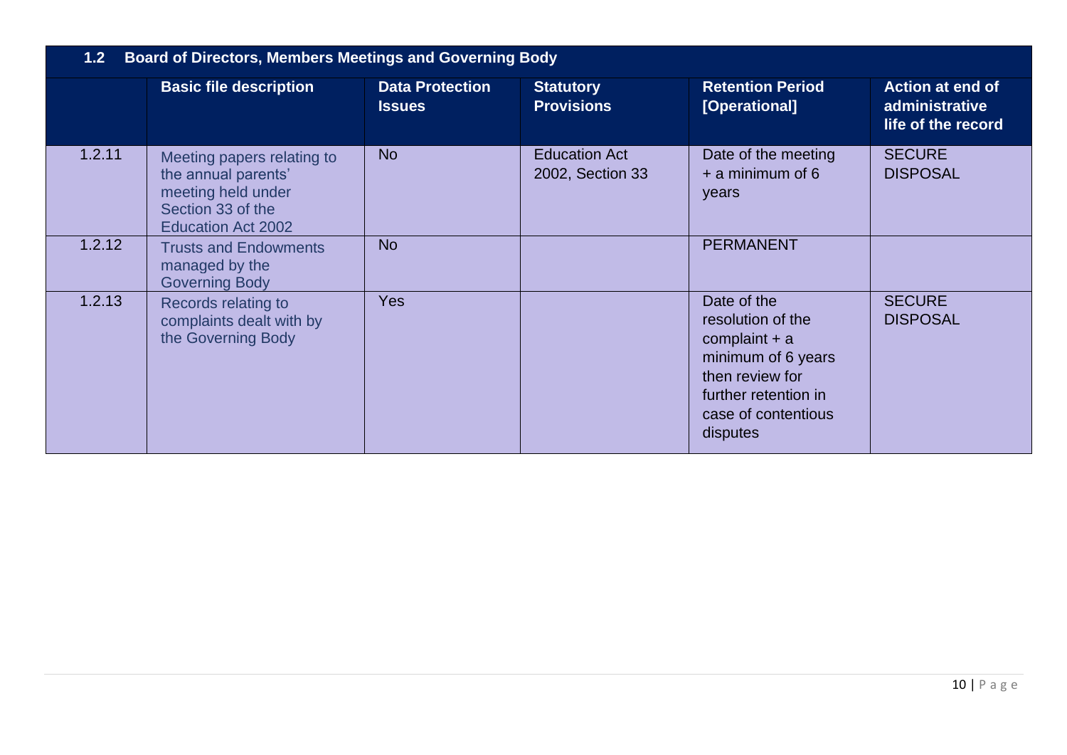| 1.2 | Board of Directors, Members Meetings and Governing Body | | | | |
|---|---|---|---|---|---|
| | **Basic file description** | **Data Protection Issues** | **Statutory Provisions** | **Retention Period [Operational]** | **Action at end of administrative life of the record** |
| 1.2.11 | Meeting papers relating to the annual parents' meeting held under Section 33 of the Education Act 2002 | No | Education Act 2002, Section 33 | Date of the meeting + a minimum of 6 years | SECURE DISPOSAL |
| 1.2.12 | Trusts and Endowments managed by the Governing Body | No | | PERMANENT | |
| 1.2.13 | Records relating to complaints dealt with by the Governing Body | Yes | | Date of the resolution of the complaint + a minimum of 6 years then review for further retention in case of contentious disputes | SECURE DISPOSAL |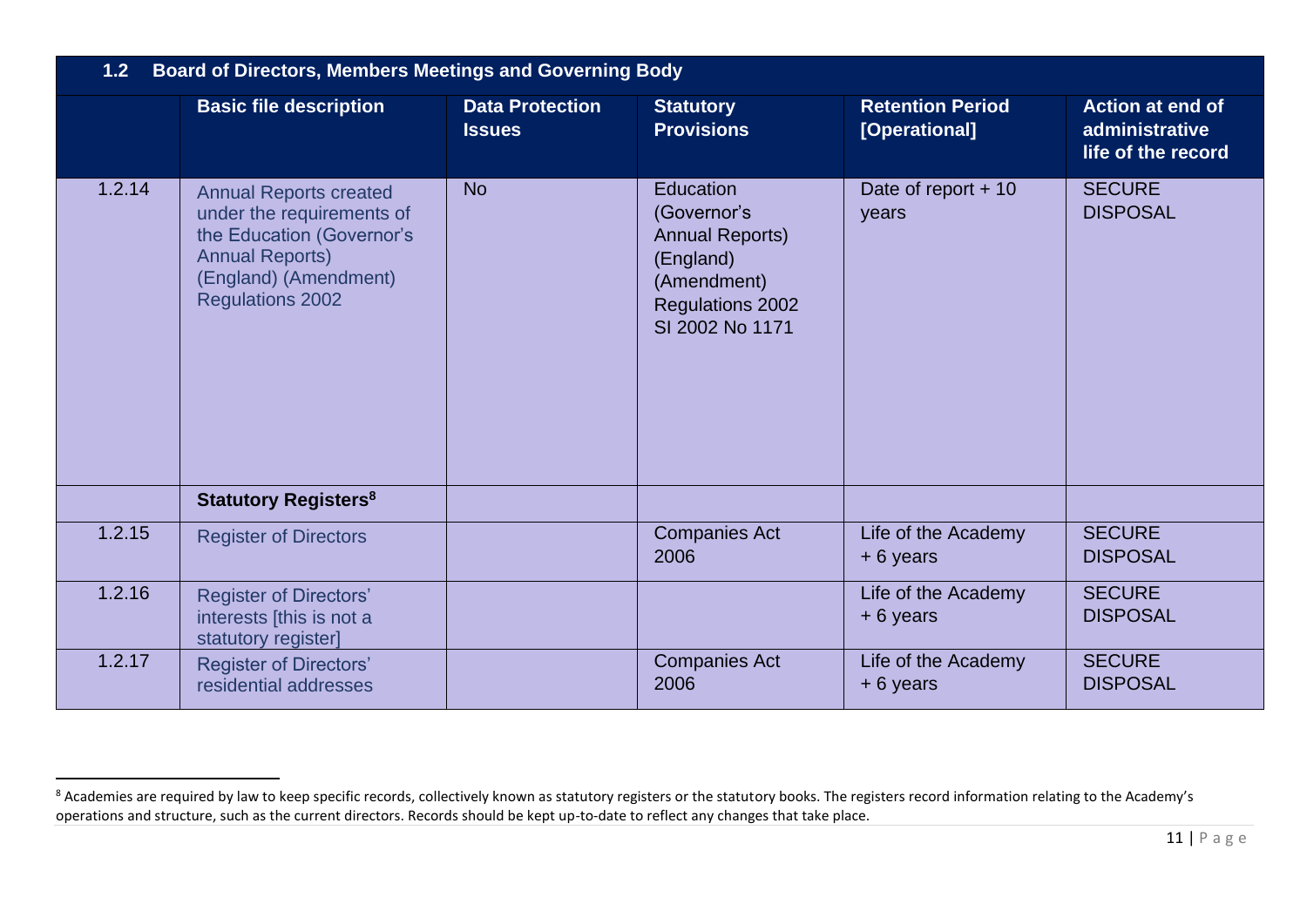| 1.2 | Board of Directors, Members Meetings and Governing Body | | | | |
|---|---|---|---|---|---|
| | **Basic file description** | **Data Protection Issues** | **Statutory Provisions** | **Retention Period [Operational]** | **Action at end of administrative life of the record** |
| 1.2.14 | Annual Reports created under the requirements of the Education (Governor's Annual Reports) (England) (Amendment) Regulations 2002 | No | Education (Governor's Annual Reports) (England) (Amendment) Regulations 2002 SI 2002 No 1171 | Date of report + 10 years | SECURE DISPOSAL |
| | **Statutory Registers[8]** | | | | |
| 1.2.15 | Register of Directors | | Companies Act 2006 | Life of the Academy + 6 years | SECURE DISPOSAL |
| 1.2.16 | Register of Directors' interests [this is not a statutory register] | | | Life of the Academy + 6 years | SECURE DISPOSAL |
| 1.2.17 | Register of Directors' residential addresses | | Companies Act 2006 | Life of the Academy + 6 years | SECURE DISPOSAL |

[8] Academies are required by law to keep specific records, collectively known as statutory registers or the statutory books. The registers record information relating to the Academy's operations and structure, such as the current directors. Records should be kept up-to-date to reflect any changes that take place.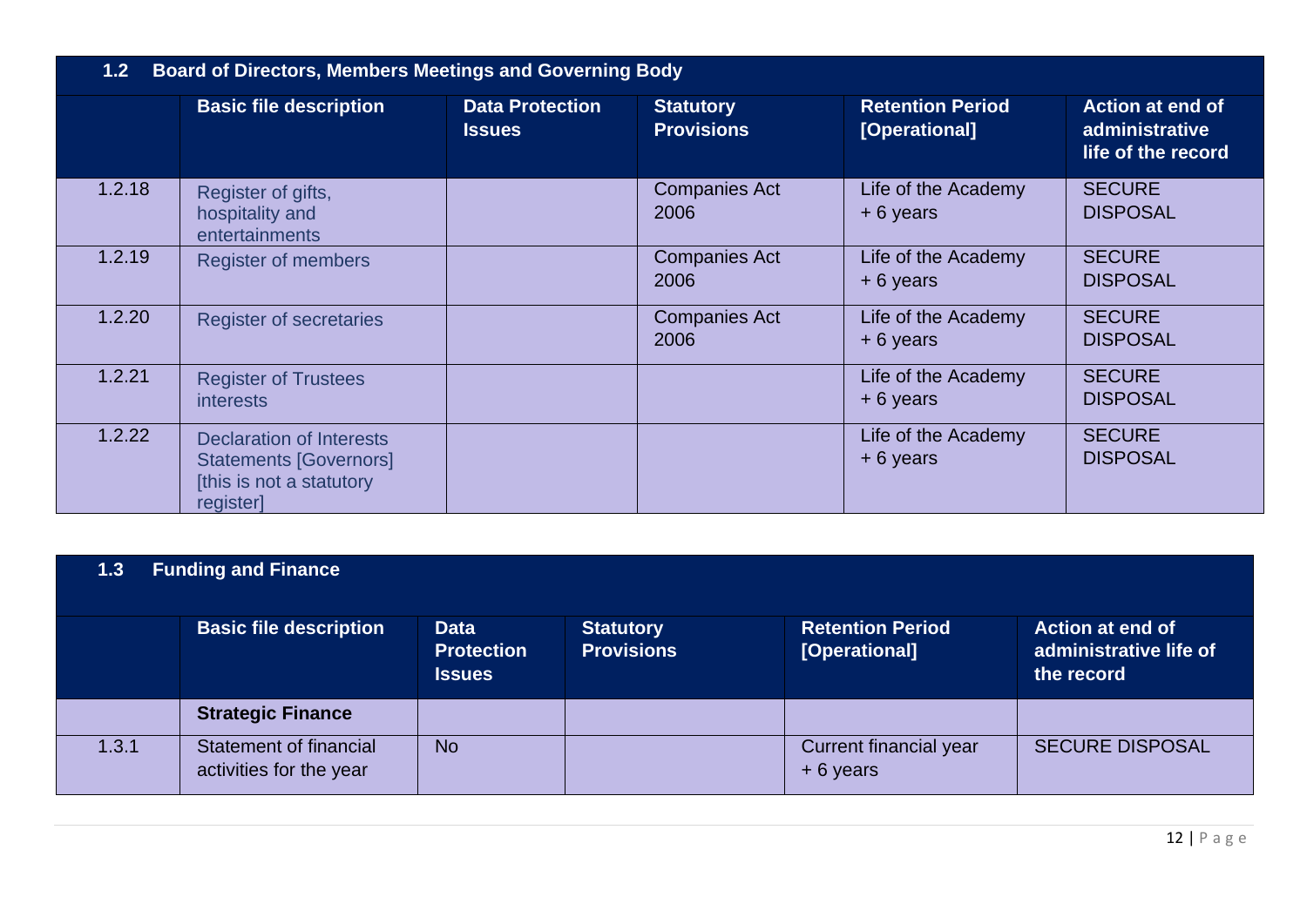| 1.2 | Board of Directors, Members Meetings and Governing Body | | | | |
|---|---|---|---|---|---|
| | **Basic file description** | **Data Protection Issues** | **Statutory Provisions** | **Retention Period [Operational]** | **Action at end of administrative life of the record** |
| 1.2.18 | Register of gifts, hospitality and entertainments | | Companies Act 2006 | Life of the Academy + 6 years | SECURE DISPOSAL |
| 1.2.19 | Register of members | | Companies Act 2006 | Life of the Academy + 6 years | SECURE DISPOSAL |
| 1.2.20 | Register of secretaries | | Companies Act 2006 | Life of the Academy + 6 years | SECURE DISPOSAL |
| 1.2.21 | Register of Trustees interests | | | Life of the Academy + 6 years | SECURE DISPOSAL |
| 1.2.22 | Declaration of Interests Statements [Governors] [this is not a statutory register] | | | Life of the Academy + 6 years | SECURE DISPOSAL |

| 1.3 | Funding and Finance | | | | |
|---|---|---|---|---|---|
| | **Basic file description** | **Data Protection Issues** | **Statutory Provisions** | **Retention Period [Operational]** | **Action at end of administrative life of the record** |
| | **Strategic Finance** | | | | |
| 1.3.1 | Statement of financial activities for the year | No | | Current financial year + 6 years | SECURE DISPOSAL |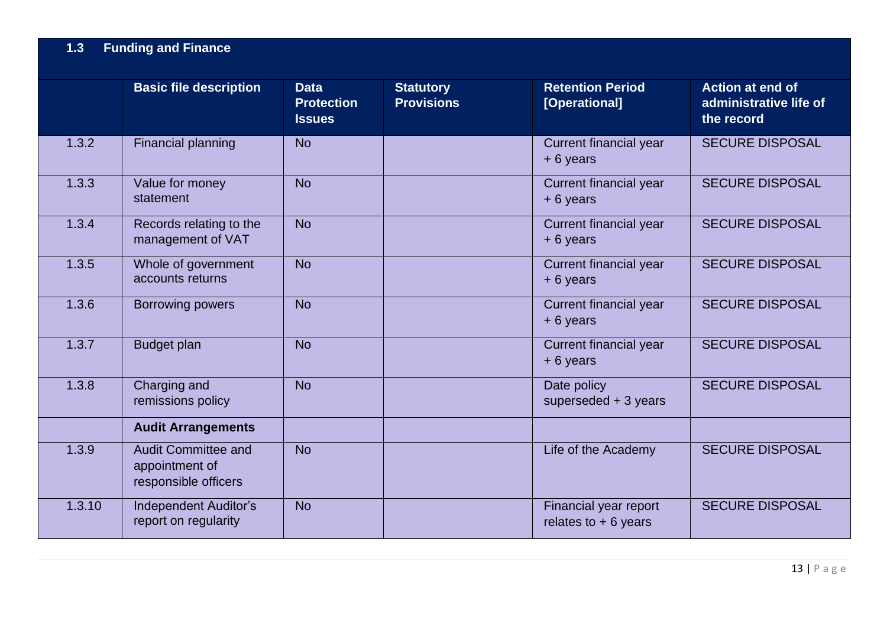| 1.3 Funding and Finance | | | | | |
|---|---|---|---|---|---|
| | **Basic file description** | **Data Protection Issues** | **Statutory Provisions** | **Retention Period [Operational]** | **Action at end of administrative life of the record** |
| 1.3.2 | Financial planning | No | | Current financial year + 6 years | SECURE DISPOSAL |
| 1.3.3 | Value for money statement | No | | Current financial year + 6 years | SECURE DISPOSAL |
| 1.3.4 | Records relating to the management of VAT | No | | Current financial year + 6 years | SECURE DISPOSAL |
| 1.3.5 | Whole of government accounts returns | No | | Current financial year + 6 years | SECURE DISPOSAL |
| 1.3.6 | Borrowing powers | No | | Current financial year + 6 years | SECURE DISPOSAL |
| 1.3.7 | Budget plan | No | | Current financial year + 6 years | SECURE DISPOSAL |
| 1.3.8 | Charging and remissions policy | No | | Date policy superseded + 3 years | SECURE DISPOSAL |
| | **Audit Arrangements** | | | | |
| 1.3.9 | Audit Committee and appointment of responsible officers | No | | Life of the Academy | SECURE DISPOSAL |
| 1.3.10 | Independent Auditor's report on regularity | No | | Financial year report relates to + 6 years | SECURE DISPOSAL |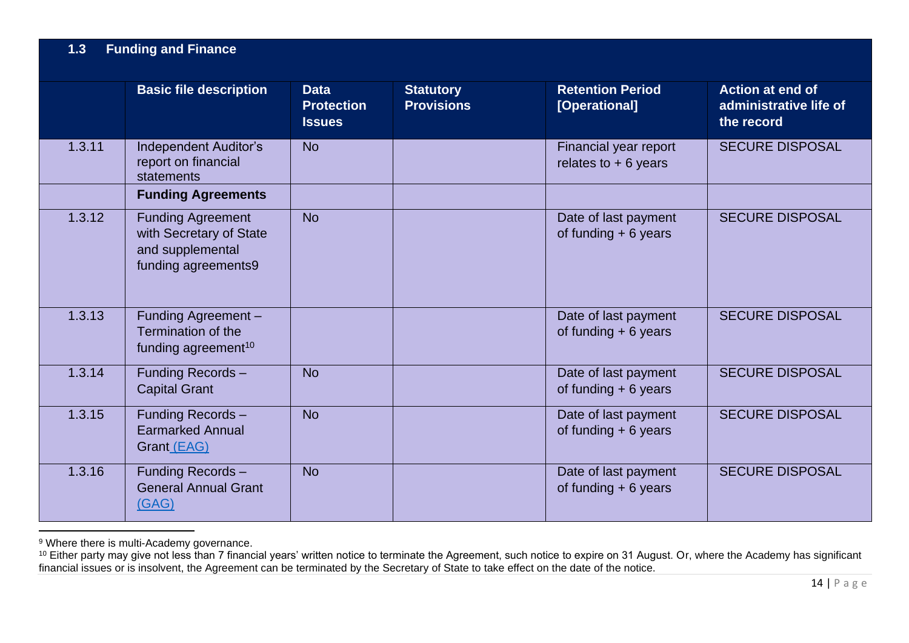| 1.3 | Funding and Finance | | | | |
|---|---|---|---|---|---|
| | **Basic file description** | **Data Protection Issues** | **Statutory Provisions** | **Retention Period [Operational]** | **Action at end of administrative life of the record** |
| 1.3.11 | Independent Auditor's report on financial statements | No | | Financial year report relates to + 6 years | SECURE DISPOSAL |
| | **Funding Agreements** | | | | |
| 1.3.12 | Funding Agreement with Secretary of State and supplemental funding agreements[9] | No | | Date of last payment of funding + 6 years | SECURE DISPOSAL |
| 1.3.13 | Funding Agreement – Termination of the funding agreement[10] | | | Date of last payment of funding + 6 years | SECURE DISPOSAL |
| 1.3.14 | Funding Records – Capital Grant | No | | Date of last payment of funding + 6 years | SECURE DISPOSAL |
| 1.3.15 | Funding Records – Earmarked Annual Grant (EAG) | No | | Date of last payment of funding + 6 years | SECURE DISPOSAL |
| 1.3.16 | Funding Records – General Annual Grant (GAG) | No | | Date of last payment of funding + 6 years | SECURE DISPOSAL |

[9] Where there is multi-Academy governance.

[10] Either party may give not less than 7 financial years' written notice to terminate the Agreement, such notice to expire on 31 August. Or, where the Academy has significant financial issues or is insolvent, the Agreement can be terminated by the Secretary of State to take effect on the date of the notice.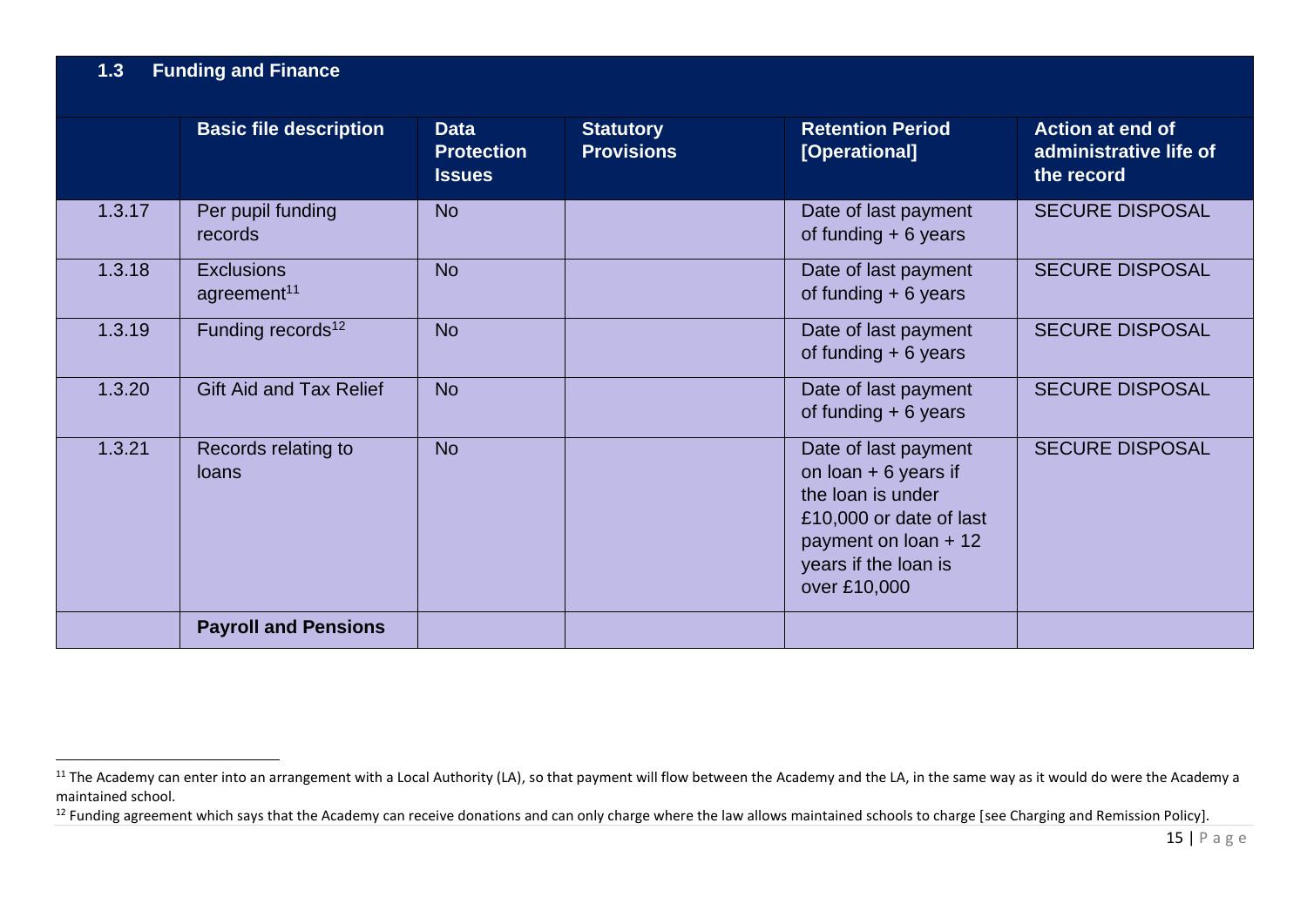| 1.3 | Funding and Finance | | | | |
|---|---|---|---|---|---|
| | **Basic file description** | **Data Protection Issues** | **Statutory Provisions** | **Retention Period [Operational]** | **Action at end of administrative life of the record** |
| 1.3.17 | Per pupil funding records | No | | Date of last payment of funding + 6 years | SECURE DISPOSAL |
| 1.3.18 | Exclusions agreement[11] | No | | Date of last payment of funding + 6 years | SECURE DISPOSAL |
| 1.3.19 | Funding records[12] | No | | Date of last payment of funding + 6 years | SECURE DISPOSAL |
| 1.3.20 | Gift Aid and Tax Relief | No | | Date of last payment of funding + 6 years | SECURE DISPOSAL |
| 1.3.21 | Records relating to loans | No | | Date of last payment on loan + 6 years if the loan is under £10,000 or date of last payment on loan + 12 years if the loan is over £10,000 | SECURE DISPOSAL |
| | **Payroll and Pensions** | | | | |

[11] The Academy can enter into an arrangement with a Local Authority (LA), so that payment will flow between the Academy and the LA, in the same way as it would do were the Academy a maintained school.

[12] Funding agreement which says that the Academy can receive donations and can only charge where the law allows maintained schools to charge [see Charging and Remission Policy].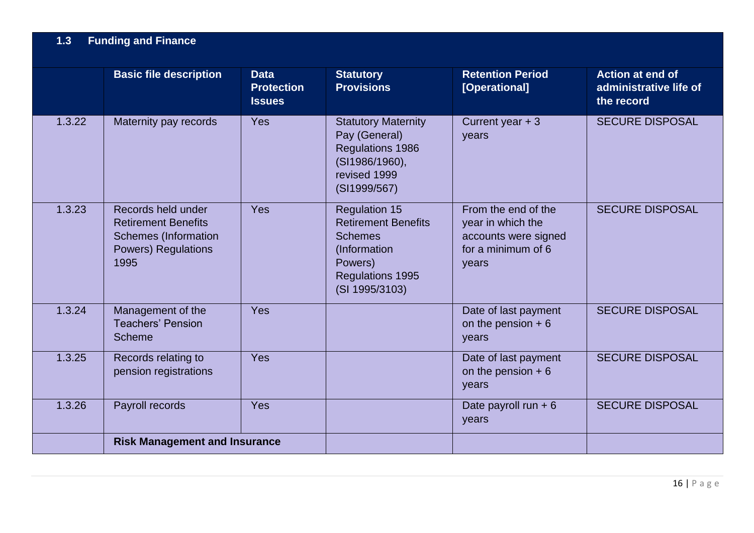| 1.3 | Funding and Finance | | | | |
|---|---|---|---|---|---|
| | **Basic file description** | **Data Protection Issues** | **Statutory Provisions** | **Retention Period [Operational]** | **Action at end of administrative life of the record** |
| 1.3.22 | Maternity pay records | Yes | Statutory Maternity Pay (General) Regulations 1986 (SI1986/1960), revised 1999 (SI1999/567) | Current year + 3 years | SECURE DISPOSAL |
| 1.3.23 | Records held under Retirement Benefits Schemes (Information Powers) Regulations 1995 | Yes | Regulation 15 Retirement Benefits Schemes (Information Powers) Regulations 1995 (SI 1995/3103) | From the end of the year in which the accounts were signed for a minimum of 6 years | SECURE DISPOSAL |
| 1.3.24 | Management of the Teachers' Pension Scheme | Yes | | Date of last payment on the pension + 6 years | SECURE DISPOSAL |
| 1.3.25 | Records relating to pension registrations | Yes | | Date of last payment on the pension + 6 years | SECURE DISPOSAL |
| 1.3.26 | Payroll records | Yes | | Date payroll run + 6 years | SECURE DISPOSAL |
| | **Risk Management and Insurance** | | | | |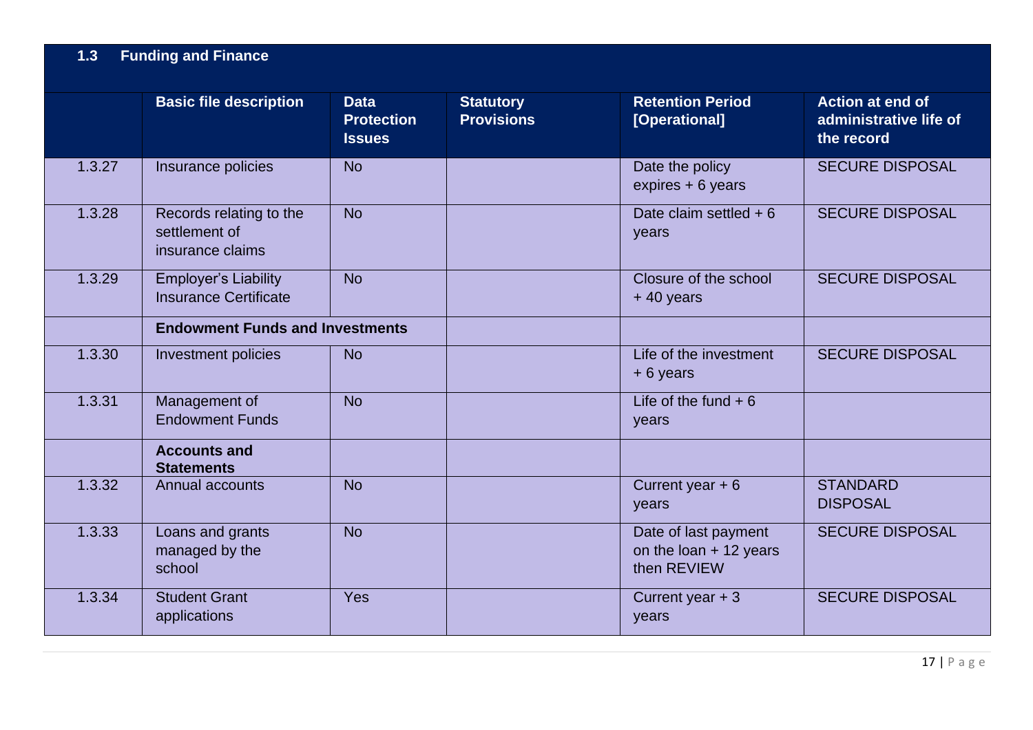## 1.3 Funding and Finance

| | Basic file description | Data Protection Issues | Statutory Provisions | Retention Period [Operational] | Action at end of administrative life of the record |
|---|---|---|---|---|---|
| 1.3.27 | Insurance policies | No | | Date the policy expires + 6 years | SECURE DISPOSAL |
| 1.3.28 | Records relating to the settlement of insurance claims | No | | Date claim settled + 6 years | SECURE DISPOSAL |
| 1.3.29 | Employer's Liability Insurance Certificate | No | | Closure of the school + 40 years | SECURE DISPOSAL |
| | **Endowment Funds and Investments** | | | | |
| 1.3.30 | Investment policies | No | | Life of the investment + 6 years | SECURE DISPOSAL |
| 1.3.31 | Management of Endowment Funds | No | | Life of the fund + 6 years | |
| | **Accounts and Statements** | | | | |
| 1.3.32 | Annual accounts | No | | Current year + 6 years | STANDARD DISPOSAL |
| 1.3.33 | Loans and grants managed by the school | No | | Date of last payment on the loan + 12 years then REVIEW | SECURE DISPOSAL |
| 1.3.34 | Student Grant applications | Yes | | Current year + 3 years | SECURE DISPOSAL |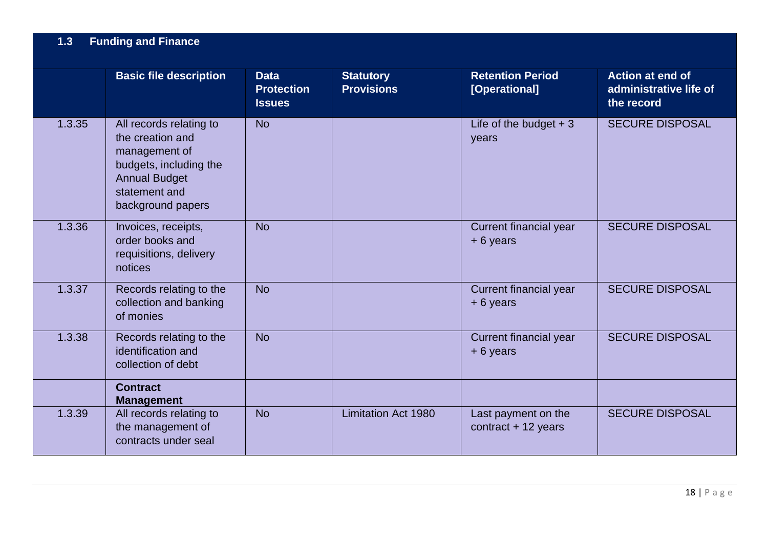| 1.3 | Funding and Finance | | | | |
|---|---|---|---|---|---|
| | **Basic file description** | **Data Protection Issues** | **Statutory Provisions** | **Retention Period [Operational]** | **Action at end of administrative life of the record** |
| 1.3.35 | All records relating to the creation and management of budgets, including the Annual Budget statement and background papers | No | | Life of the budget + 3 years | SECURE DISPOSAL |
| 1.3.36 | Invoices, receipts, order books and requisitions, delivery notices | No | | Current financial year + 6 years | SECURE DISPOSAL |
| 1.3.37 | Records relating to the collection and banking of monies | No | | Current financial year + 6 years | SECURE DISPOSAL |
| 1.3.38 | Records relating to the identification and collection of debt | No | | Current financial year + 6 years | SECURE DISPOSAL |
| | **Contract Management** | | | | |
| 1.3.39 | All records relating to the management of contracts under seal | No | Limitation Act 1980 | Last payment on the contract + 12 years | SECURE DISPOSAL |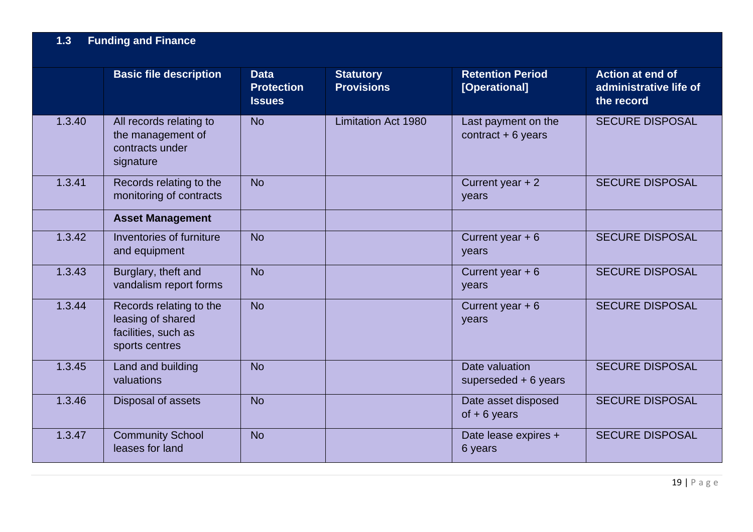## 1.3 Funding and Finance

| | Basic file description | Data Protection Issues | Statutory Provisions | Retention Period [Operational] | Action at end of administrative life of the record |
|---|---|---|---|---|---|
| 1.3.40 | All records relating to the management of contracts under signature | No | Limitation Act 1980 | Last payment on the contract + 6 years | SECURE DISPOSAL |
| 1.3.41 | Records relating to the monitoring of contracts | No | | Current year + 2 years | SECURE DISPOSAL |
| | **Asset Management** | | | | |
| 1.3.42 | Inventories of furniture and equipment | No | | Current year + 6 years | SECURE DISPOSAL |
| 1.3.43 | Burglary, theft and vandalism report forms | No | | Current year + 6 years | SECURE DISPOSAL |
| 1.3.44 | Records relating to the leasing of shared facilities, such as sports centres | No | | Current year + 6 years | SECURE DISPOSAL |
| 1.3.45 | Land and building valuations | No | | Date valuation superseded + 6 years | SECURE DISPOSAL |
| 1.3.46 | Disposal of assets | No | | Date asset disposed of + 6 years | SECURE DISPOSAL |
| 1.3.47 | Community School leases for land | No | | Date lease expires + 6 years | SECURE DISPOSAL |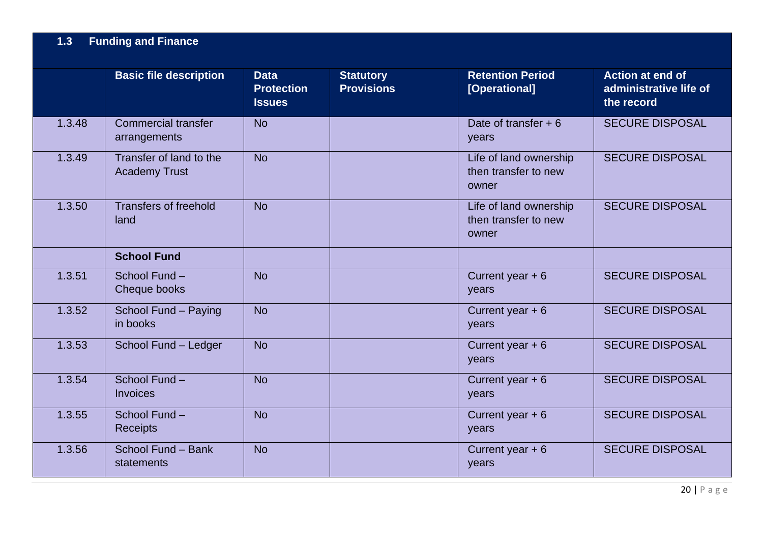| 1.3 Funding and Finance | | | | | |
|---|---|---|---|---|---|
| | **Basic file description** | **Data Protection Issues** | **Statutory Provisions** | **Retention Period [Operational]** | **Action at end of administrative life of the record** |
| 1.3.48 | Commercial transfer arrangements | No | | Date of transfer + 6 years | SECURE DISPOSAL |
| 1.3.49 | Transfer of land to the Academy Trust | No | | Life of land ownership then transfer to new owner | SECURE DISPOSAL |
| 1.3.50 | Transfers of freehold land | No | | Life of land ownership then transfer to new owner | SECURE DISPOSAL |
| | **School Fund** | | | | |
| 1.3.51 | School Fund – Cheque books | No | | Current year + 6 years | SECURE DISPOSAL |
| 1.3.52 | School Fund – Paying in books | No | | Current year + 6 years | SECURE DISPOSAL |
| 1.3.53 | School Fund – Ledger | No | | Current year + 6 years | SECURE DISPOSAL |
| 1.3.54 | School Fund – Invoices | No | | Current year + 6 years | SECURE DISPOSAL |
| 1.3.55 | School Fund – Receipts | No | | Current year + 6 years | SECURE DISPOSAL |
| 1.3.56 | School Fund – Bank statements | No | | Current year + 6 years | SECURE DISPOSAL |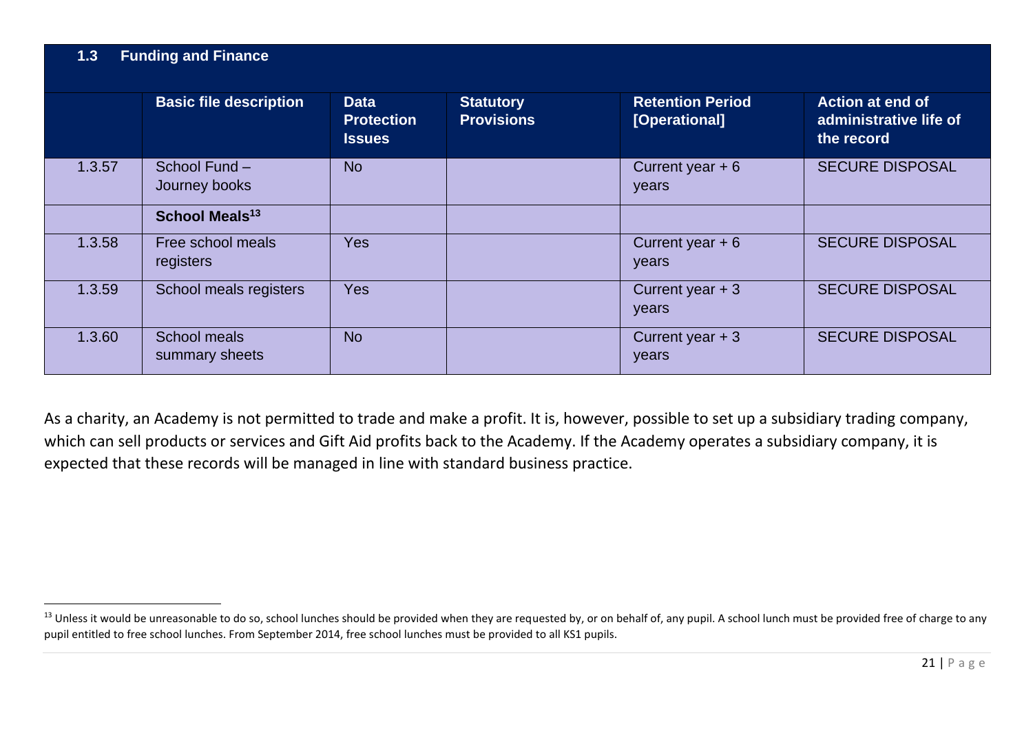| 1.3 | Funding and Finance | | | | |
|---|---|---|---|---|---|
| | **Basic file description** | **Data Protection Issues** | **Statutory Provisions** | **Retention Period [Operational]** | **Action at end of administrative life of the record** |
| 1.3.57 | School Fund – Journey books | No | | Current year + 6 years | SECURE DISPOSAL |
| | **School Meals[13]** | | | | |
| 1.3.58 | Free school meals registers | Yes | | Current year + 6 years | SECURE DISPOSAL |
| 1.3.59 | School meals registers | Yes | | Current year + 3 years | SECURE DISPOSAL |
| 1.3.60 | School meals summary sheets | No | | Current year + 3 years | SECURE DISPOSAL |

As a charity, an Academy is not permitted to trade and make a profit. It is, however, possible to set up a subsidiary trading company, which can sell products or services and Gift Aid profits back to the Academy. If the Academy operates a subsidiary company, it is expected that these records will be managed in line with standard business practice.

[13] Unless it would be unreasonable to do so, school lunches should be provided when they are requested by, or on behalf of, any pupil. A school lunch must be provided free of charge to any pupil entitled to free school lunches. From September 2014, free school lunches must be provided to all KS1 pupils.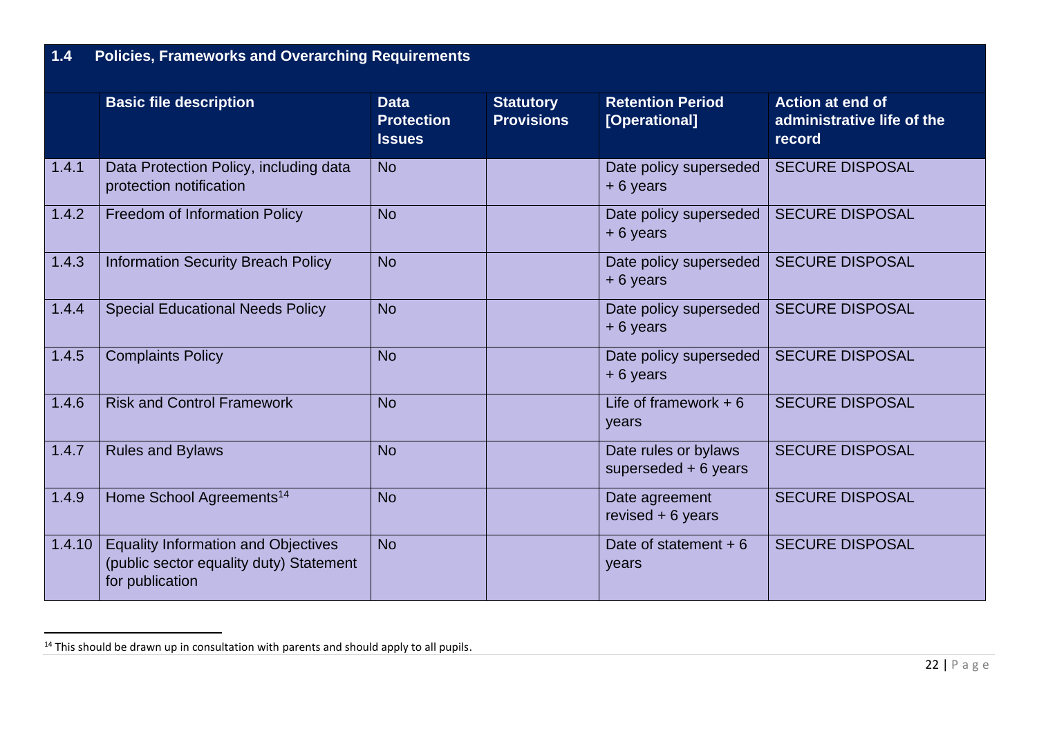| 1.4 | Policies, Frameworks and Overarching Requirements | | | | |
|---|---|---|---|---|---|
| | **Basic file description** | **Data Protection Issues** | **Statutory Provisions** | **Retention Period [Operational]** | **Action at end of administrative life of the record** |
| 1.4.1 | Data Protection Policy, including data protection notification | No | | Date policy superseded + 6 years | SECURE DISPOSAL |
| 1.4.2 | Freedom of Information Policy | No | | Date policy superseded + 6 years | SECURE DISPOSAL |
| 1.4.3 | Information Security Breach Policy | No | | Date policy superseded + 6 years | SECURE DISPOSAL |
| 1.4.4 | Special Educational Needs Policy | No | | Date policy superseded + 6 years | SECURE DISPOSAL |
| 1.4.5 | Complaints Policy | No | | Date policy superseded + 6 years | SECURE DISPOSAL |
| 1.4.6 | Risk and Control Framework | No | | Life of framework + 6 years | SECURE DISPOSAL |
| 1.4.7 | Rules and Bylaws | No | | Date rules or bylaws superseded + 6 years | SECURE DISPOSAL |
| 1.4.9 | Home School Agreements[14] | No | | Date agreement revised + 6 years | SECURE DISPOSAL |
| 1.4.10 | Equality Information and Objectives (public sector equality duty) Statement for publication | No | | Date of statement + 6 years | SECURE DISPOSAL |

[14] This should be drawn up in consultation with parents and should apply to all pupils.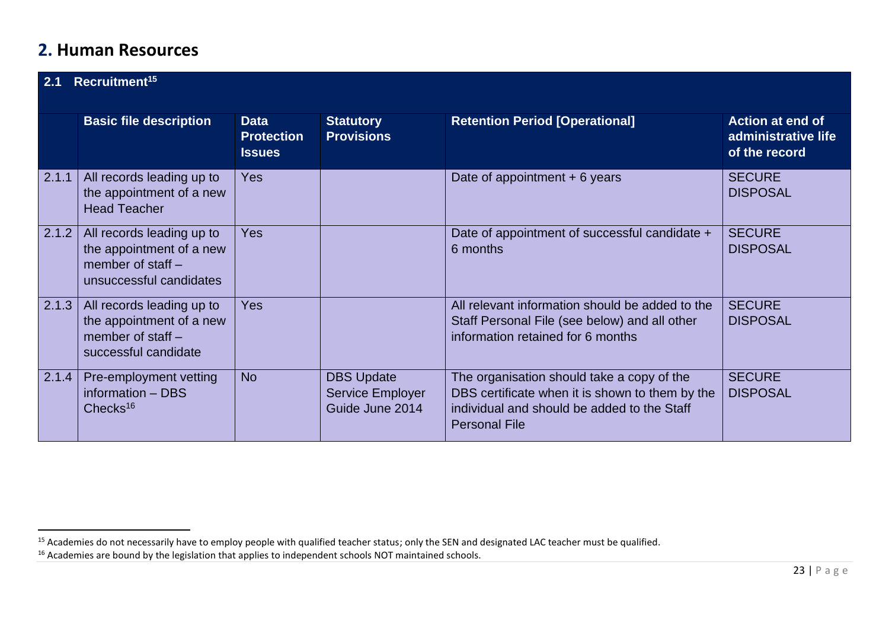## 2. Human Resources

| 2.1 | Recruitment[15] | | | | |
|---|---|---|---|---|---|
| | **Basic file description** | **Data Protection Issues** | **Statutory Provisions** | **Retention Period [Operational]** | **Action at end of administrative life of the record** |
| 2.1.1 | All records leading up to the appointment of a new Head Teacher | Yes | | Date of appointment + 6 years | SECURE DISPOSAL |
| 2.1.2 | All records leading up to the appointment of a new member of staff – unsuccessful candidates | Yes | | Date of appointment of successful candidate + 6 months | SECURE DISPOSAL |
| 2.1.3 | All records leading up to the appointment of a new member of staff – successful candidate | Yes | | All relevant information should be added to the Staff Personal File (see below) and all other information retained for 6 months | SECURE DISPOSAL |
| 2.1.4 | Pre-employment vetting information – DBS Checks[16] | No | DBS Update Service Employer Guide June 2014 | The organisation should take a copy of the DBS certificate when it is shown to them by the individual and should be added to the Staff Personal File | SECURE DISPOSAL |

[15] Academies do not necessarily have to employ people with qualified teacher status; only the SEN and designated LAC teacher must be qualified.

[16] Academies are bound by the legislation that applies to independent schools NOT maintained schools.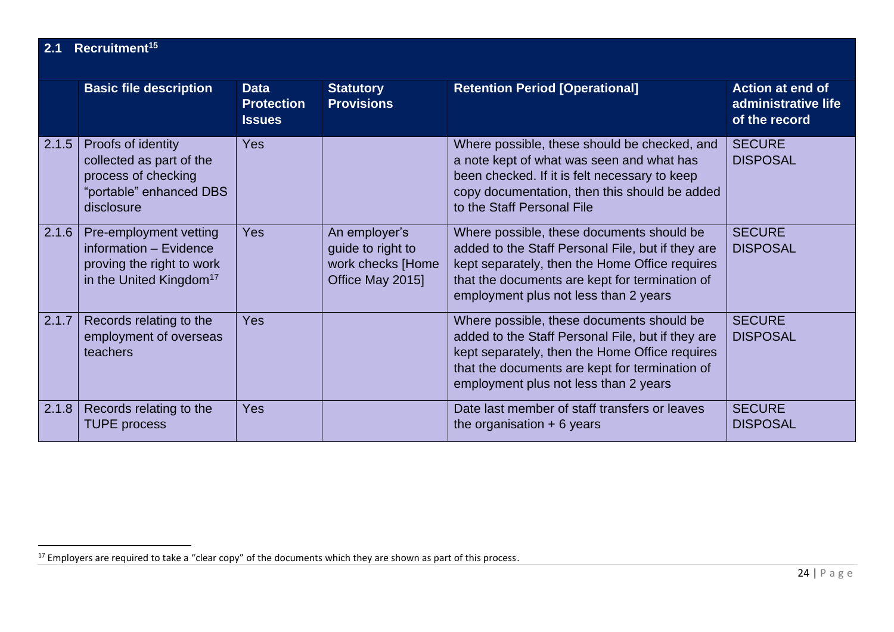## 2.1 Recruitment[15]

| | Basic file description | Data Protection Issues | Statutory Provisions | Retention Period [Operational] | Action at end of administrative life of the record |
|---|---|---|---|---|---|
| 2.1.5 | Proofs of identity collected as part of the process of checking "portable" enhanced DBS disclosure | Yes | | Where possible, these should be checked, and a note kept of what was seen and what has been checked. If it is felt necessary to keep copy documentation, then this should be added to the Staff Personal File | SECURE DISPOSAL |
| 2.1.6 | Pre-employment vetting information – Evidence proving the right to work in the United Kingdom[17] | Yes | An employer's guide to right to work checks [Home Office May 2015] | Where possible, these documents should be added to the Staff Personal File, but if they are kept separately, then the Home Office requires that the documents are kept for termination of employment plus not less than 2 years | SECURE DISPOSAL |
| 2.1.7 | Records relating to the employment of overseas teachers | Yes | | Where possible, these documents should be added to the Staff Personal File, but if they are kept separately, then the Home Office requires that the documents are kept for termination of employment plus not less than 2 years | SECURE DISPOSAL |
| 2.1.8 | Records relating to the TUPE process | Yes | | Date last member of staff transfers or leaves the organisation + 6 years | SECURE DISPOSAL |

[17] Employers are required to take a "clear copy" of the documents which they are shown as part of this process.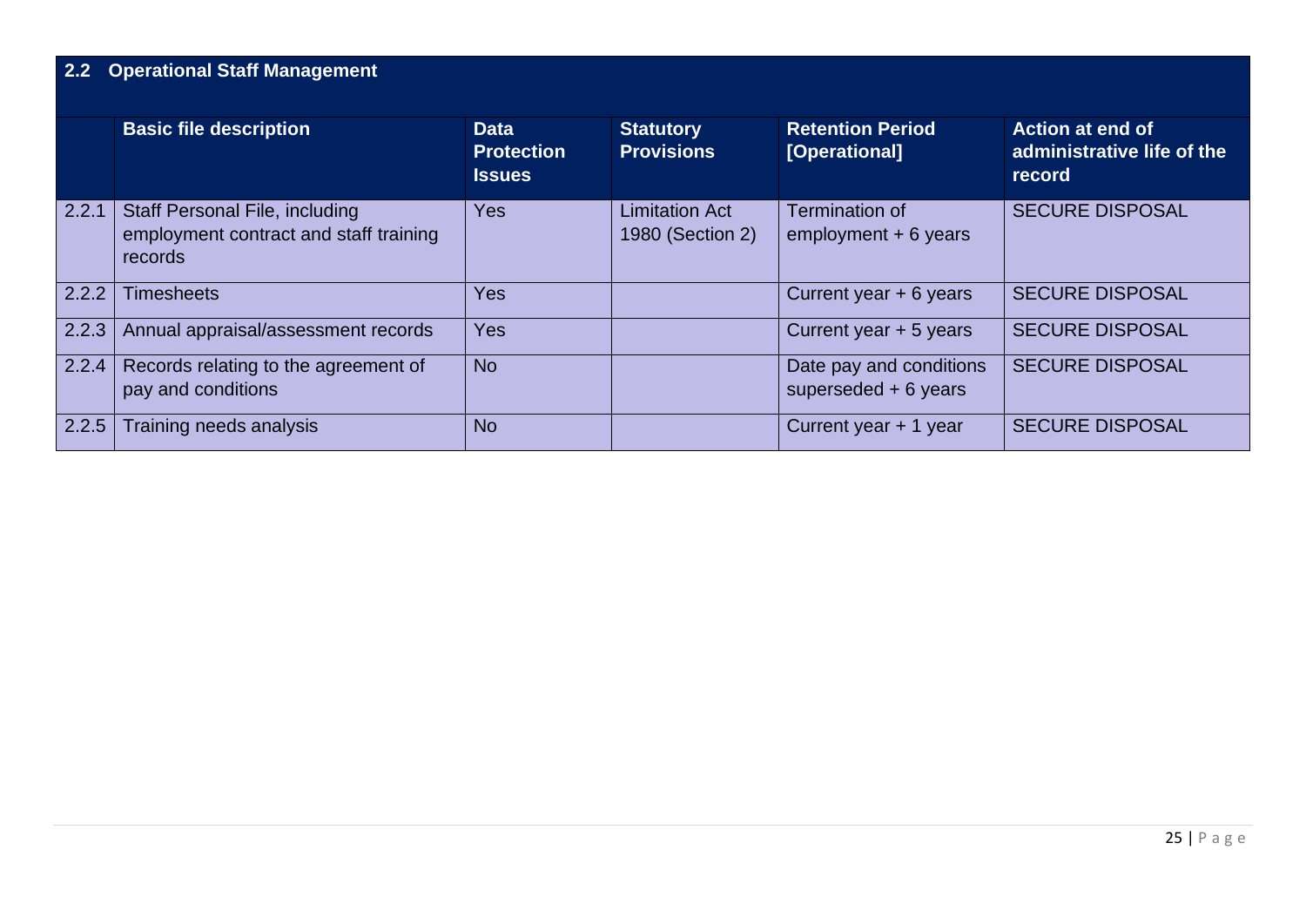## 2.2 Operational Staff Management

| | Basic file description | Data Protection Issues | Statutory Provisions | Retention Period [Operational] | Action at end of administrative life of the record |
|---|---|---|---|---|---|
| 2.2.1 | Staff Personal File, including employment contract and staff training records | Yes | Limitation Act 1980 (Section 2) | Termination of employment + 6 years | SECURE DISPOSAL |
| 2.2.2 | Timesheets | Yes | | Current year + 6 years | SECURE DISPOSAL |
| 2.2.3 | Annual appraisal/assessment records | Yes | | Current year + 5 years | SECURE DISPOSAL |
| 2.2.4 | Records relating to the agreement of pay and conditions | No | | Date pay and conditions superseded + 6 years | SECURE DISPOSAL |
| 2.2.5 | Training needs analysis | No | | Current year + 1 year | SECURE DISPOSAL |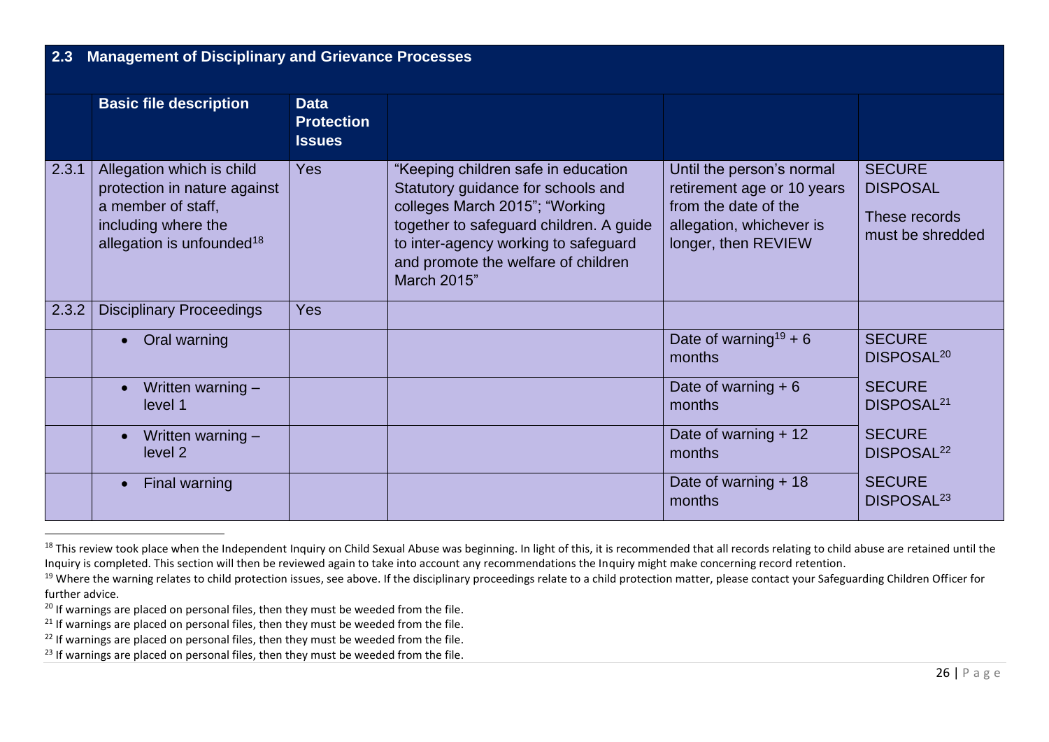| 2.3 | Management of Disciplinary and Grievance Processes | | | | |
|---|---|---|---|---|---|
| | **Basic file description** | **Data Protection Issues** | | | |
| 2.3.1 | Allegation which is child protection in nature against a member of staff, including where the allegation is unfounded[18] | Yes | "Keeping children safe in education Statutory guidance for schools and colleges March 2015"; "Working together to safeguard children. A guide to inter-agency working to safeguard and promote the welfare of children March 2015" | Until the person's normal retirement age or 10 years from the date of the allegation, whichever is longer, then REVIEW | SECURE DISPOSAL<br><br>These records must be shredded |
| 2.3.2 | Disciplinary Proceedings | Yes | | | |
| | • Oral warning | | | Date of warning[19] + 6 months | SECURE DISPOSAL[20] |
| | • Written warning – level 1 | | | Date of warning + 6 months | SECURE DISPOSAL[21] |
| | • Written warning – level 2 | | | Date of warning + 12 months | SECURE DISPOSAL[22] |
| | • Final warning | | | Date of warning + 18 months | SECURE DISPOSAL[23] |

[18] This review took place when the Independent Inquiry on Child Sexual Abuse was beginning. In light of this, it is recommended that all records relating to child abuse are retained until the Inquiry is completed. This section will then be reviewed again to take into account any recommendations the Inquiry might make concerning record retention.

[19] Where the warning relates to child protection issues, see above. If the disciplinary proceedings relate to a child protection matter, please contact your Safeguarding Children Officer for further advice.

[20] If warnings are placed on personal files, then they must be weeded from the file.

[21] If warnings are placed on personal files, then they must be weeded from the file.

[22] If warnings are placed on personal files, then they must be weeded from the file.

[23] If warnings are placed on personal files, then they must be weeded from the file.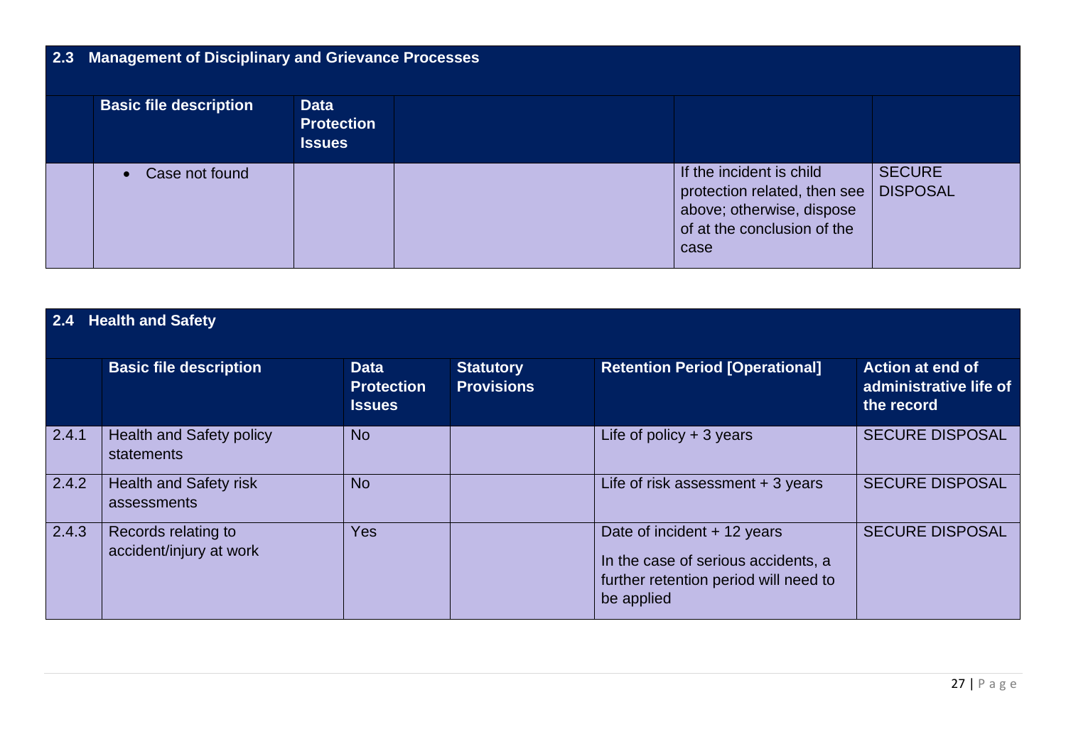## 2.3 Management of Disciplinary and Grievance Processes

| | Basic file description | Data Protection Issues | | | |
|---|---|---|---|---|---|
| | • Case not found | | | If the incident is child protection related, then see above; otherwise, dispose of at the conclusion of the case | SECURE DISPOSAL |

## 2.4 Health and Safety

| | Basic file description | Data Protection Issues | Statutory Provisions | Retention Period [Operational] | Action at end of administrative life of the record |
|---|---|---|---|---|---|
| 2.4.1 | Health and Safety policy statements | No | | Life of policy + 3 years | SECURE DISPOSAL |
| 2.4.2 | Health and Safety risk assessments | No | | Life of risk assessment + 3 years | SECURE DISPOSAL |
| 2.4.3 | Records relating to accident/injury at work | Yes | | Date of incident + 12 years<br><br>In the case of serious accidents, a further retention period will need to be applied | SECURE DISPOSAL |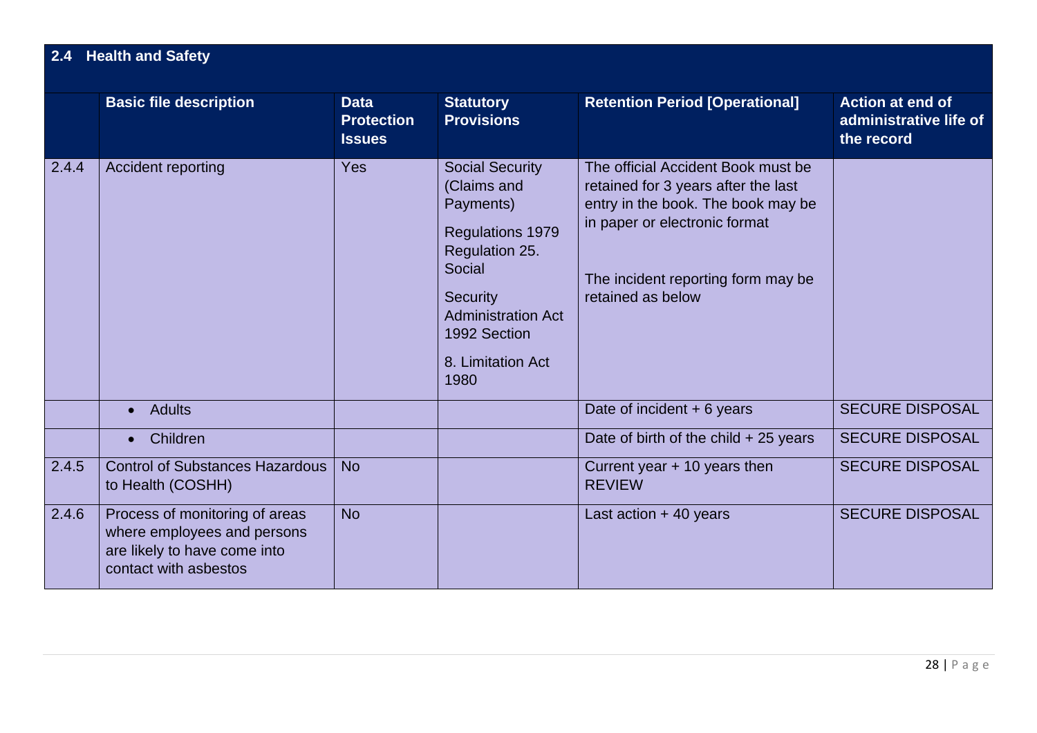| 2.4 Health and Safety | | | | | |
|---|---|---|---|---|---|
| | **Basic file description** | **Data Protection Issues** | **Statutory Provisions** | **Retention Period [Operational]** | **Action at end of administrative life of the record** |
| 2.4.4 | Accident reporting | Yes | Social Security (Claims and Payments) Regulations 1979 Regulation 25. Social Security Administration Act 1992 Section 8. Limitation Act 1980 | The official Accident Book must be retained for 3 years after the last entry in the book. The book may be in paper or electronic format<br><br>The incident reporting form may be retained as below | |
| | • Adults | | | Date of incident + 6 years | SECURE DISPOSAL |
| | • Children | | | Date of birth of the child + 25 years | SECURE DISPOSAL |
| 2.4.5 | Control of Substances Hazardous to Health (COSHH) | No | | Current year + 10 years then REVIEW | SECURE DISPOSAL |
| 2.4.6 | Process of monitoring of areas where employees and persons are likely to have come into contact with asbestos | No | | Last action + 40 years | SECURE DISPOSAL |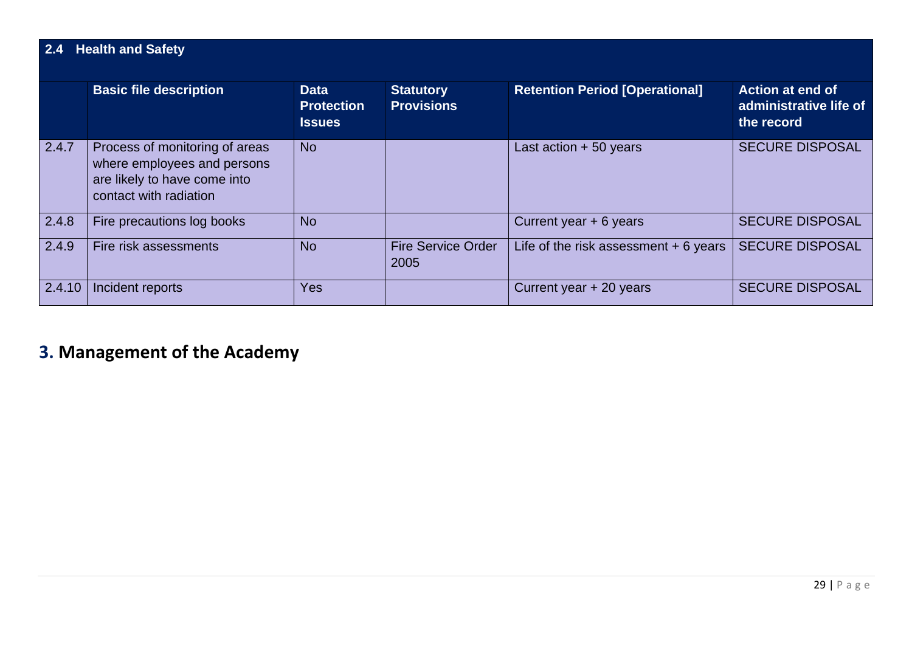| 2.4 Health and Safety | | | | | |
|---|---|---|---|---|---|
| | **Basic file description** | **Data Protection Issues** | **Statutory Provisions** | **Retention Period [Operational]** | **Action at end of administrative life of the record** |
| 2.4.7 | Process of monitoring of areas where employees and persons are likely to have come into contact with radiation | No | | Last action + 50 years | SECURE DISPOSAL |
| 2.4.8 | Fire precautions log books | No | | Current year + 6 years | SECURE DISPOSAL |
| 2.4.9 | Fire risk assessments | No | Fire Service Order 2005 | Life of the risk assessment + 6 years | SECURE DISPOSAL |
| 2.4.10 | Incident reports | Yes | | Current year + 20 years | SECURE DISPOSAL |

## 3. Management of the Academy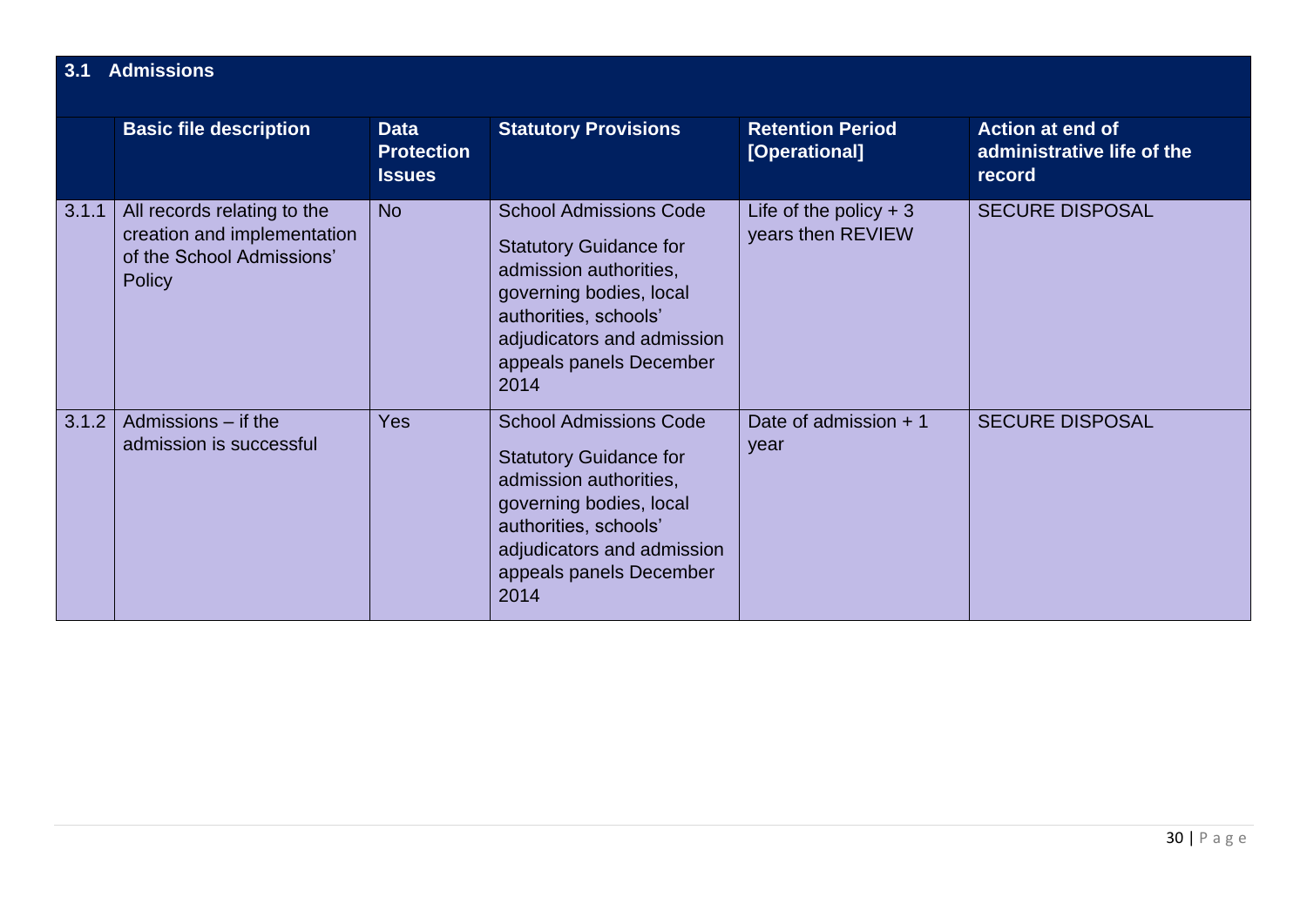| 3.1 | Admissions | | | | |
|---|---|---|---|---|---|
| | **Basic file description** | **Data Protection Issues** | **Statutory Provisions** | **Retention Period [Operational]** | **Action at end of administrative life of the record** |
| 3.1.1 | All records relating to the creation and implementation of the School Admissions' Policy | No | School Admissions Code Statutory Guidance for admission authorities, governing bodies, local authorities, schools' adjudicators and admission appeals panels December 2014 | Life of the policy + 3 years then REVIEW | SECURE DISPOSAL |
| 3.1.2 | Admissions – if the admission is successful | Yes | School Admissions Code Statutory Guidance for admission authorities, governing bodies, local authorities, schools' adjudicators and admission appeals panels December 2014 | Date of admission + 1 year | SECURE DISPOSAL |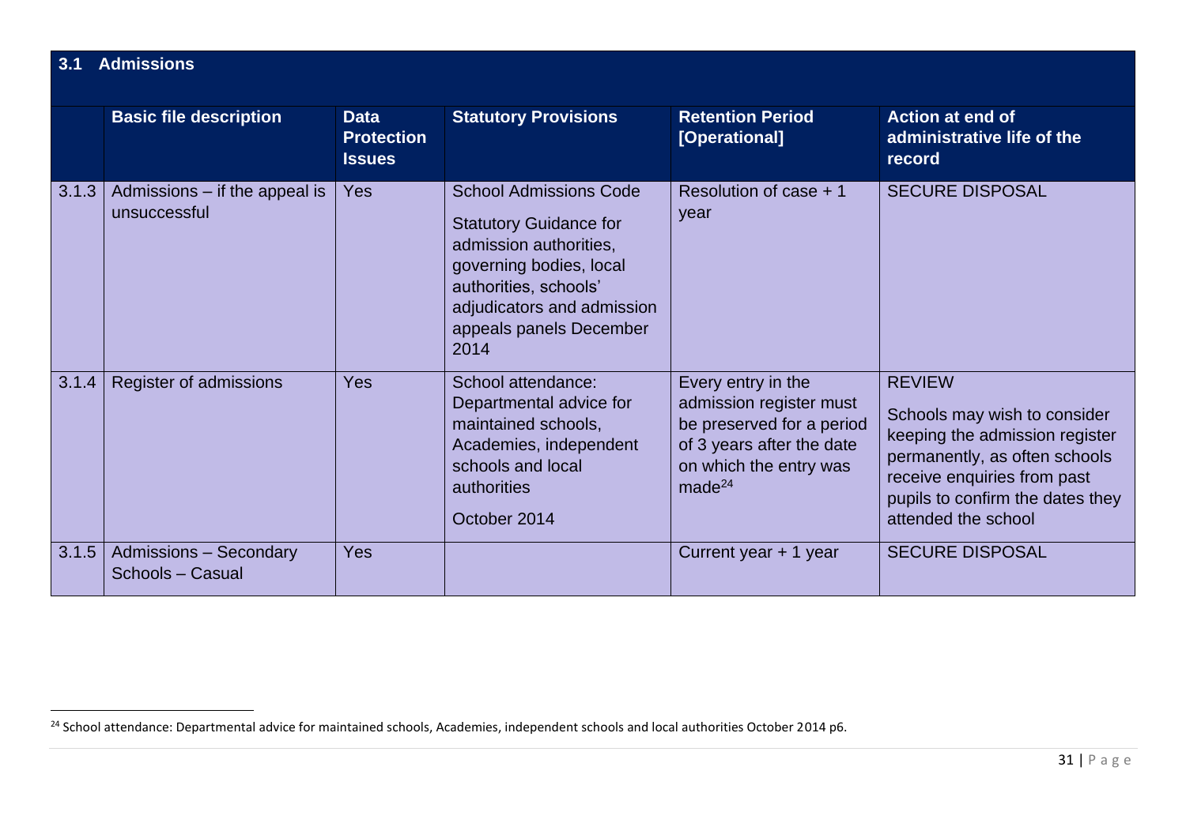## 3.1 Admissions

| | Basic file description | Data Protection Issues | Statutory Provisions | Retention Period [Operational] | Action at end of administrative life of the record |
|---|---|---|---|---|---|
| 3.1.3 | Admissions – if the appeal is unsuccessful | Yes | School Admissions Code<br><br>Statutory Guidance for admission authorities, governing bodies, local authorities, schools' adjudicators and admission appeals panels December 2014 | Resolution of case + 1 year | SECURE DISPOSAL |
| 3.1.4 | Register of admissions | Yes | School attendance: Departmental advice for maintained schools, Academies, independent schools and local authorities<br><br>October 2014 | Every entry in the admission register must be preserved for a period of 3 years after the date on which the entry was made[24] | REVIEW<br><br>Schools may wish to consider keeping the admission register permanently, as often schools receive enquiries from past pupils to confirm the dates they attended the school |
| 3.1.5 | Admissions – Secondary Schools – Casual | Yes | | Current year + 1 year | SECURE DISPOSAL |

[24] School attendance: Departmental advice for maintained schools, Academies, independent schools and local authorities October 2014 p6.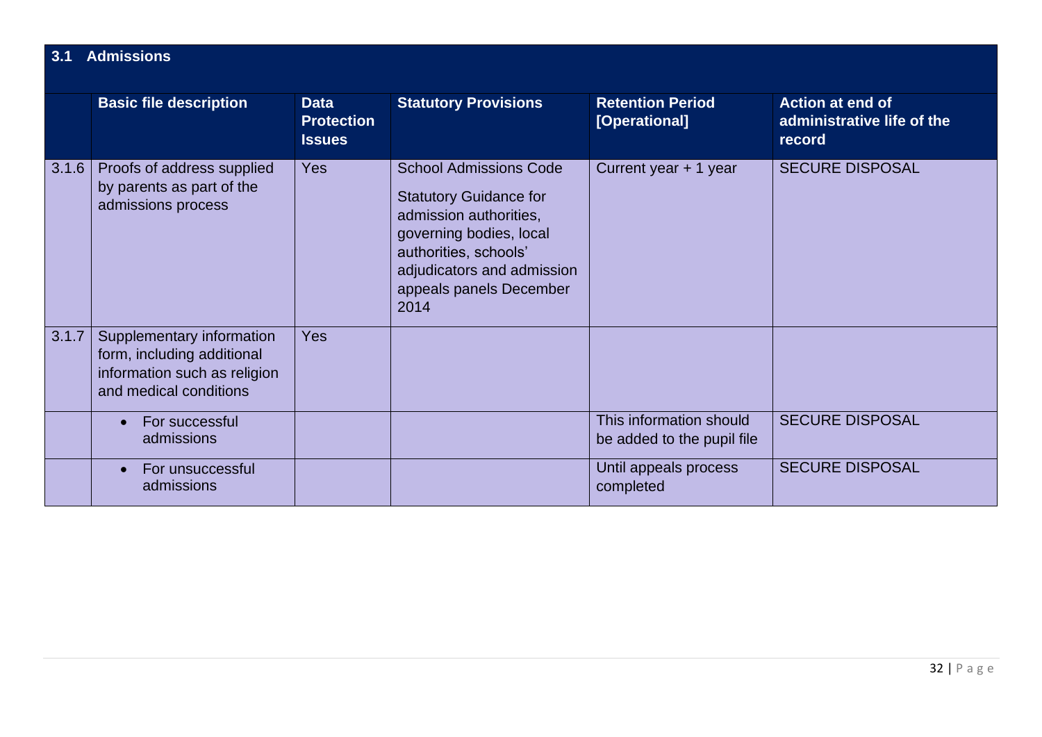| 3.1 | Admissions | | | | |
|---|---|---|---|---|---|
| | **Basic file description** | **Data Protection Issues** | **Statutory Provisions** | **Retention Period [Operational]** | **Action at end of administrative life of the record** |
| 3.1.6 | Proofs of address supplied by parents as part of the admissions process | Yes | School Admissions Code<br><br>Statutory Guidance for admission authorities, governing bodies, local authorities, schools' adjudicators and admission appeals panels December 2014 | Current year + 1 year | SECURE DISPOSAL |
| 3.1.7 | Supplementary information form, including additional information such as religion and medical conditions | Yes | | | |
| | • For successful admissions | | | This information should be added to the pupil file | SECURE DISPOSAL |
| | • For unsuccessful admissions | | | Until appeals process completed | SECURE DISPOSAL |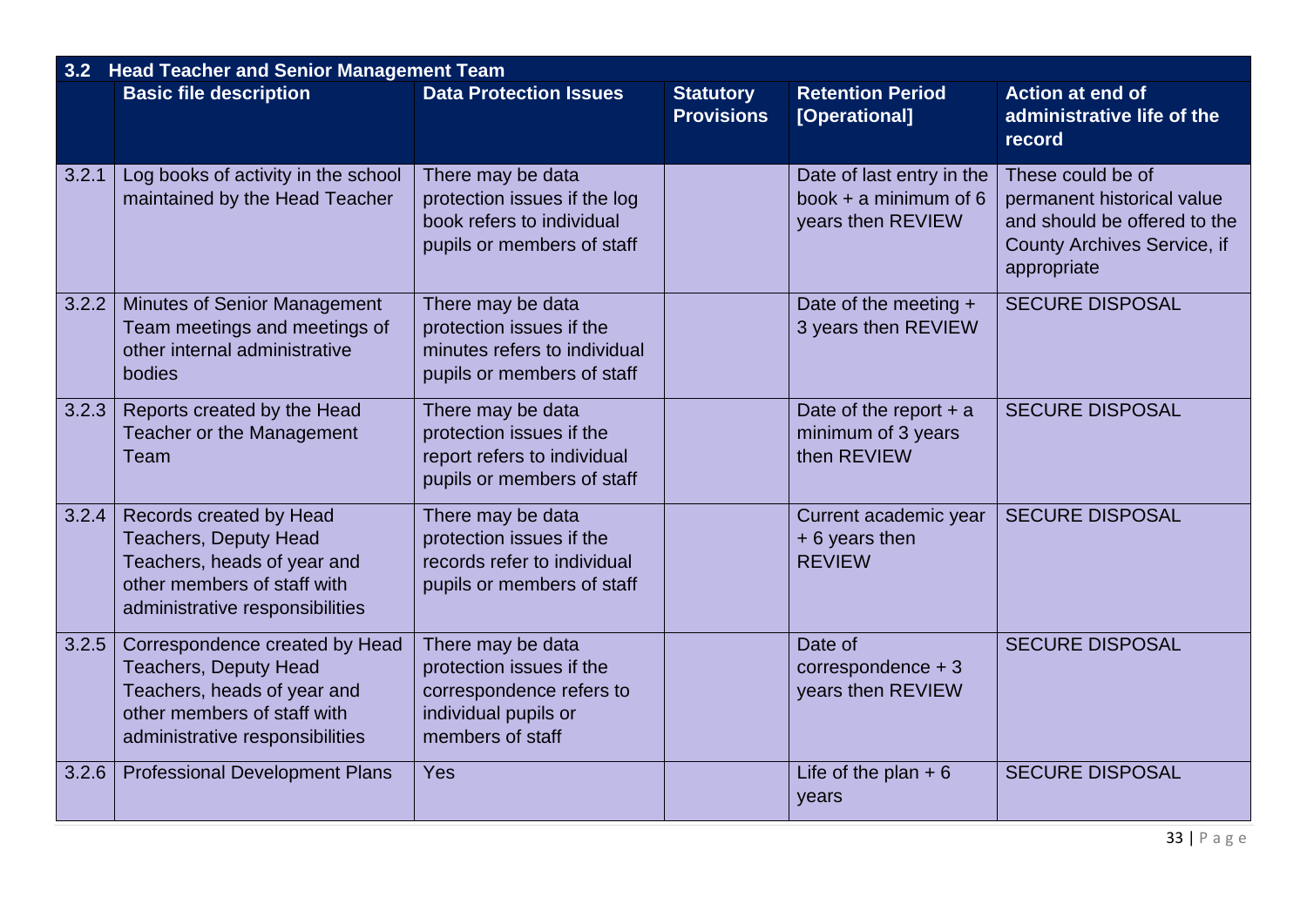| 3.2 | Head Teacher and Senior Management Team | | | | |
|---|---|---|---|---|---|
| | **Basic file description** | **Data Protection Issues** | **Statutory Provisions** | **Retention Period [Operational]** | **Action at end of administrative life of the record** |
| 3.2.1 | Log books of activity in the school maintained by the Head Teacher | There may be data protection issues if the log book refers to individual pupils or members of staff | | Date of last entry in the book + a minimum of 6 years then REVIEW | These could be of permanent historical value and should be offered to the County Archives Service, if appropriate |
| 3.2.2 | Minutes of Senior Management Team meetings and meetings of other internal administrative bodies | There may be data protection issues if the minutes refers to individual pupils or members of staff | | Date of the meeting + 3 years then REVIEW | SECURE DISPOSAL |
| 3.2.3 | Reports created by the Head Teacher or the Management Team | There may be data protection issues if the report refers to individual pupils or members of staff | | Date of the report + a minimum of 3 years then REVIEW | SECURE DISPOSAL |
| 3.2.4 | Records created by Head Teachers, Deputy Head Teachers, heads of year and other members of staff with administrative responsibilities | There may be data protection issues if the records refer to individual pupils or members of staff | | Current academic year + 6 years then REVIEW | SECURE DISPOSAL |
| 3.2.5 | Correspondence created by Head Teachers, Deputy Head Teachers, heads of year and other members of staff with administrative responsibilities | There may be data protection issues if the correspondence refers to individual pupils or members of staff | | Date of correspondence + 3 years then REVIEW | SECURE DISPOSAL |
| 3.2.6 | Professional Development Plans | Yes | | Life of the plan + 6 years | SECURE DISPOSAL |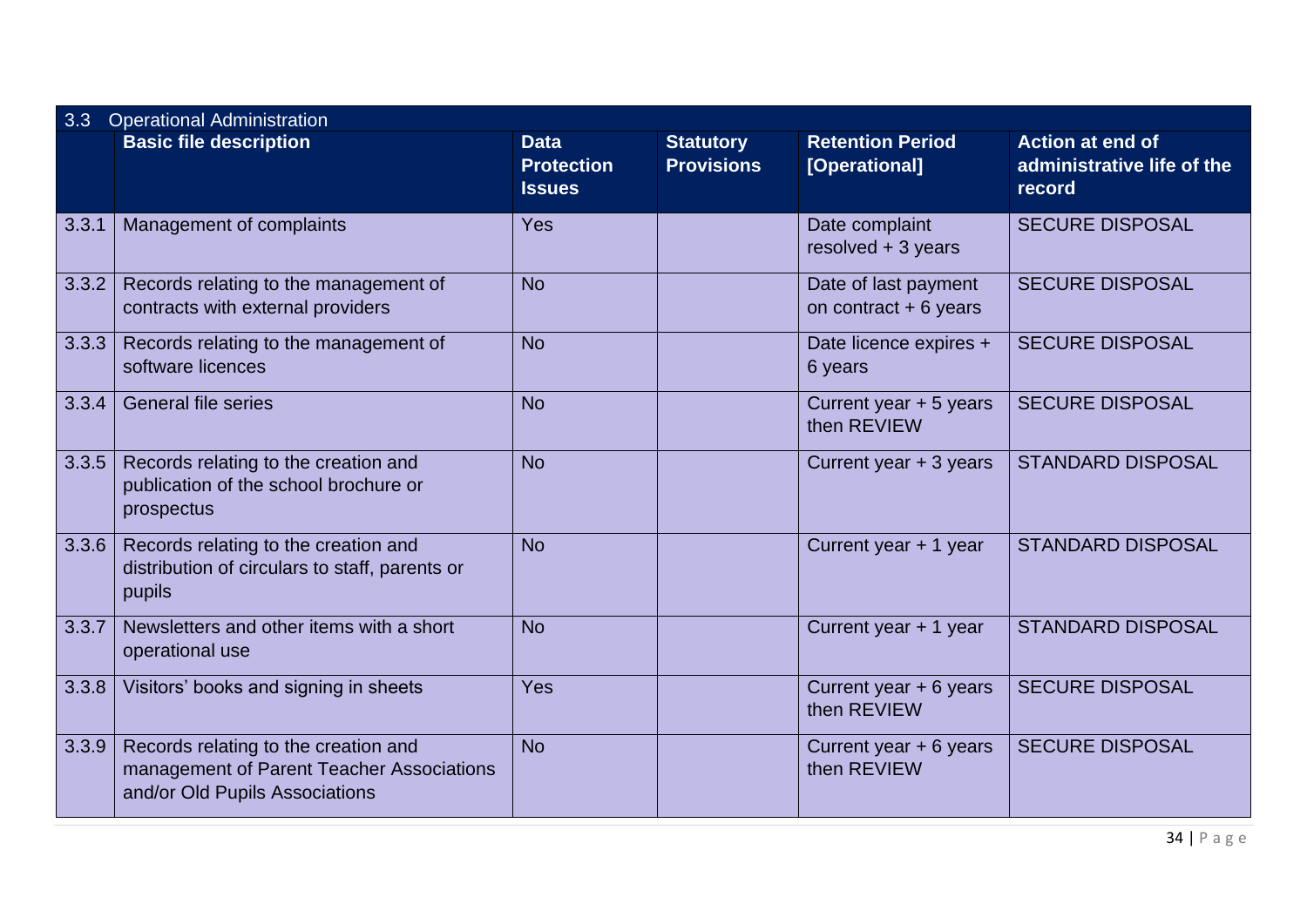| 3.3 | Operational Administration | | | | |
|---|---|---|---|---|---|
| | **Basic file description** | **Data Protection Issues** | **Statutory Provisions** | **Retention Period [Operational]** | **Action at end of administrative life of the record** |
| 3.3.1 | Management of complaints | Yes | | Date complaint resolved + 3 years | SECURE DISPOSAL |
| 3.3.2 | Records relating to the management of contracts with external providers | No | | Date of last payment on contract + 6 years | SECURE DISPOSAL |
| 3.3.3 | Records relating to the management of software licences | No | | Date licence expires + 6 years | SECURE DISPOSAL |
| 3.3.4 | General file series | No | | Current year + 5 years then REVIEW | SECURE DISPOSAL |
| 3.3.5 | Records relating to the creation and publication of the school brochure or prospectus | No | | Current year + 3 years | STANDARD DISPOSAL |
| 3.3.6 | Records relating to the creation and distribution of circulars to staff, parents or pupils | No | | Current year + 1 year | STANDARD DISPOSAL |
| 3.3.7 | Newsletters and other items with a short operational use | No | | Current year + 1 year | STANDARD DISPOSAL |
| 3.3.8 | Visitors' books and signing in sheets | Yes | | Current year + 6 years then REVIEW | SECURE DISPOSAL |
| 3.3.9 | Records relating to the creation and management of Parent Teacher Associations and/or Old Pupils Associations | No | | Current year + 6 years then REVIEW | SECURE DISPOSAL |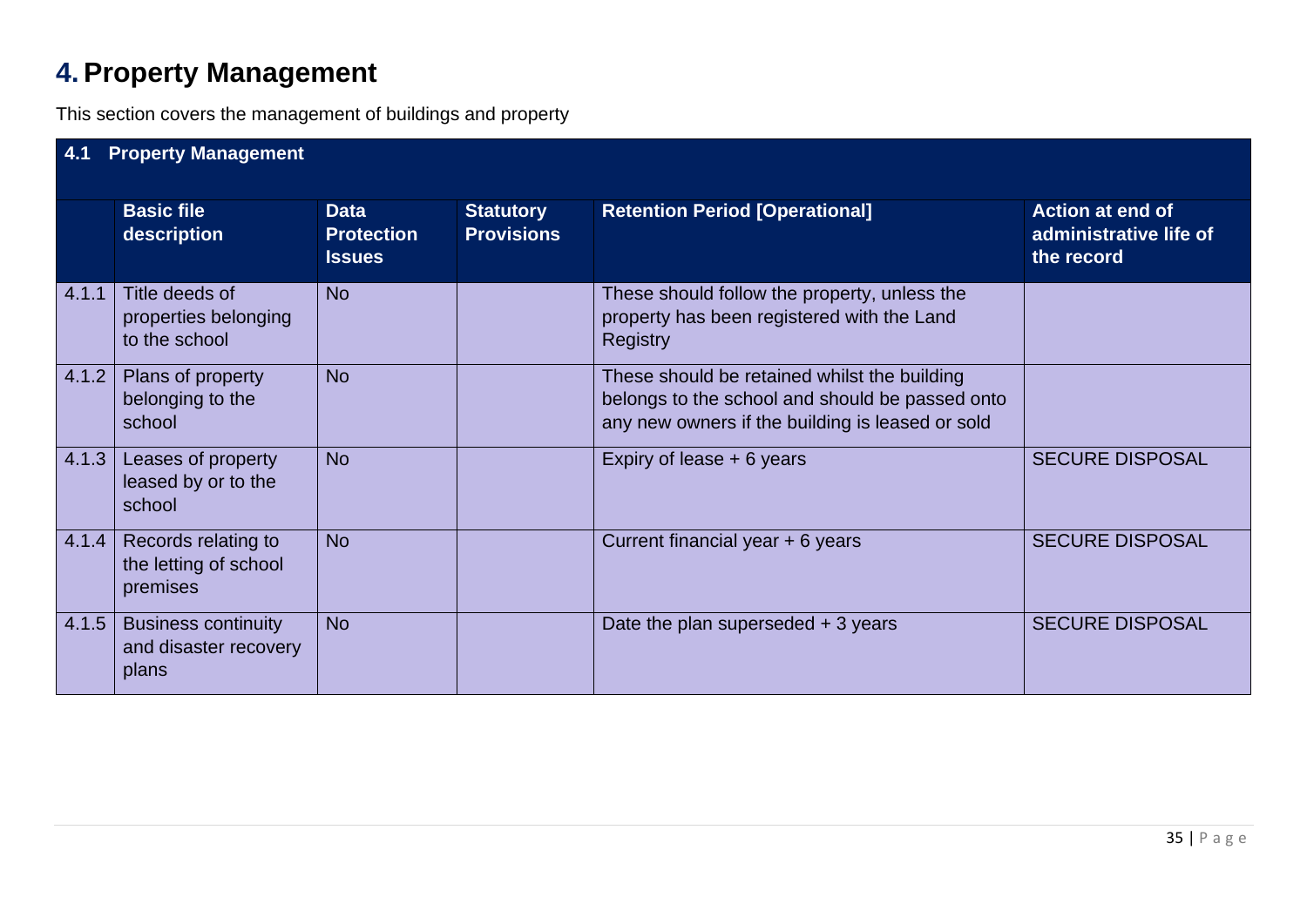# 4. Property Management

This section covers the management of buildings and property

| 4.1 | Property Management | | | | |
|---|---|---|---|---|---|
| | **Basic file description** | **Data Protection Issues** | **Statutory Provisions** | **Retention Period [Operational]** | **Action at end of administrative life of the record** |
| 4.1.1 | Title deeds of properties belonging to the school | No | | These should follow the property, unless the property has been registered with the Land Registry | |
| 4.1.2 | Plans of property belonging to the school | No | | These should be retained whilst the building belongs to the school and should be passed onto any new owners if the building is leased or sold | |
| 4.1.3 | Leases of property leased by or to the school | No | | Expiry of lease + 6 years | SECURE DISPOSAL |
| 4.1.4 | Records relating to the letting of school premises | No | | Current financial year + 6 years | SECURE DISPOSAL |
| 4.1.5 | Business continuity and disaster recovery plans | No | | Date the plan superseded + 3 years | SECURE DISPOSAL |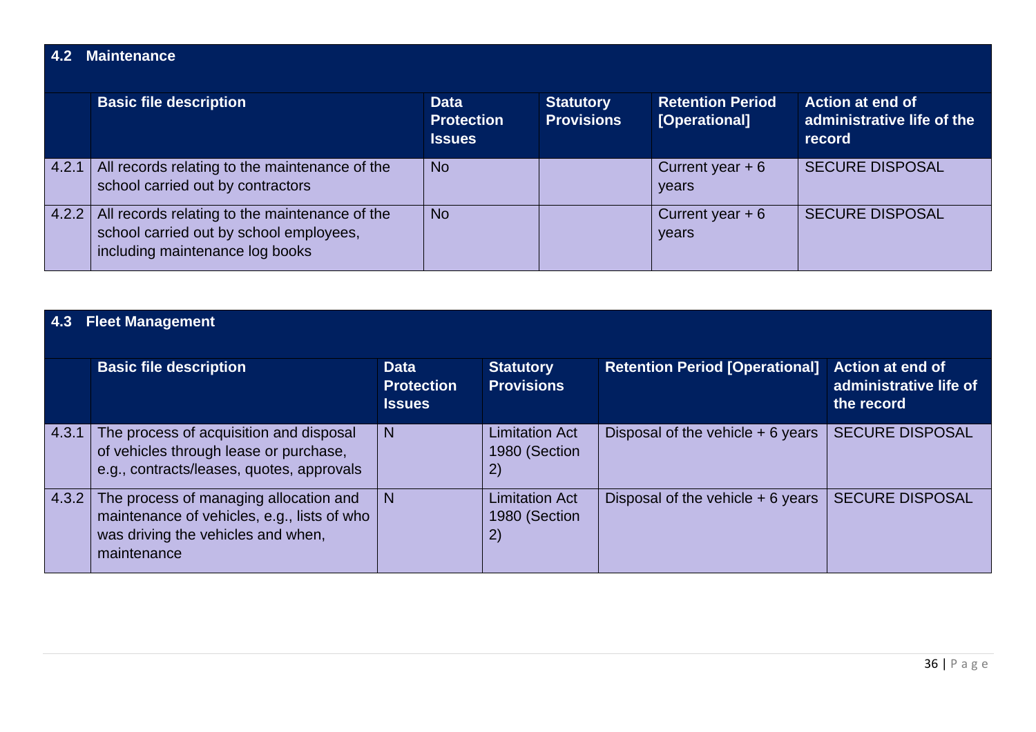| 4.2 | Maintenance | | | | |
|---|---|---|---|---|---|
| | **Basic file description** | **Data Protection Issues** | **Statutory Provisions** | **Retention Period [Operational]** | **Action at end of administrative life of the record** |
| 4.2.1 | All records relating to the maintenance of the school carried out by contractors | No | | Current year + 6 years | SECURE DISPOSAL |
| 4.2.2 | All records relating to the maintenance of the school carried out by school employees, including maintenance log books | No | | Current year + 6 years | SECURE DISPOSAL |

| 4.3 | Fleet Management | | | | |
|---|---|---|---|---|---|
| | **Basic file description** | **Data Protection Issues** | **Statutory Provisions** | **Retention Period [Operational]** | **Action at end of administrative life of the record** |
| 4.3.1 | The process of acquisition and disposal of vehicles through lease or purchase, e.g., contracts/leases, quotes, approvals | N | Limitation Act 1980 (Section 2) | Disposal of the vehicle + 6 years | SECURE DISPOSAL |
| 4.3.2 | The process of managing allocation and maintenance of vehicles, e.g., lists of who was driving the vehicles and when, maintenance | N | Limitation Act 1980 (Section 2) | Disposal of the vehicle + 6 years | SECURE DISPOSAL |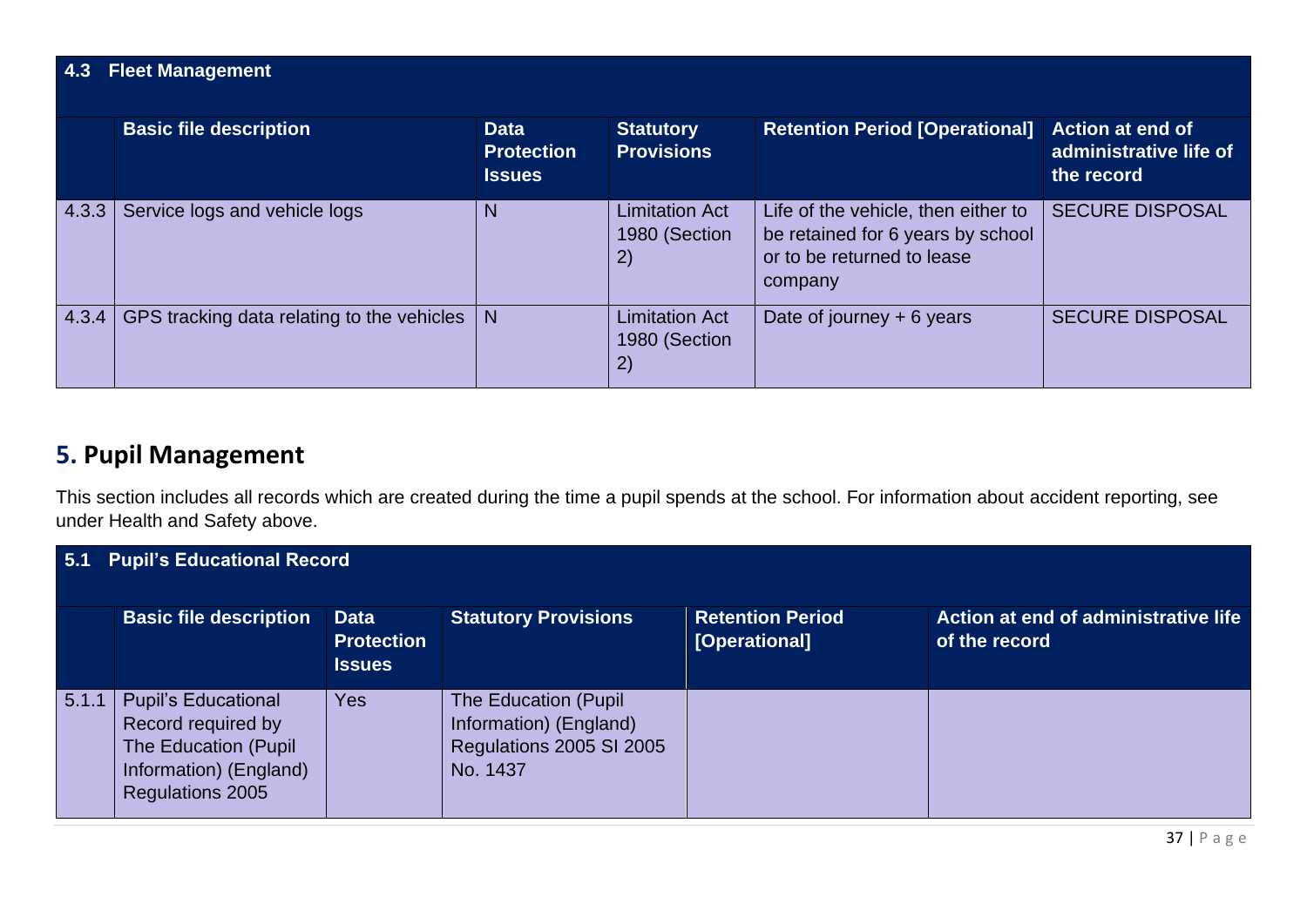| 4.3 Fleet Management | | | | | |
|---|---|---|---|---|---|
| | **Basic file description** | **Data Protection Issues** | **Statutory Provisions** | **Retention Period [Operational]** | **Action at end of administrative life of the record** |
| 4.3.3 | Service logs and vehicle logs | N | Limitation Act 1980 (Section 2) | Life of the vehicle, then either to be retained for 6 years by school or to be returned to lease company | SECURE DISPOSAL |
| 4.3.4 | GPS tracking data relating to the vehicles | N | Limitation Act 1980 (Section 2) | Date of journey + 6 years | SECURE DISPOSAL |

## 5. Pupil Management

This section includes all records which are created during the time a pupil spends at the school. For information about accident reporting, see under Health and Safety above.

| 5.1 Pupil's Educational Record | | | | | |
|---|---|---|---|---|---|
| | **Basic file description** | **Data Protection Issues** | **Statutory Provisions** | **Retention Period [Operational]** | **Action at end of administrative life of the record** |
| 5.1.1 | Pupil's Educational Record required by The Education (Pupil Information) (England) Regulations 2005 | Yes | The Education (Pupil Information) (England) Regulations 2005 SI 2005 No. 1437 | | |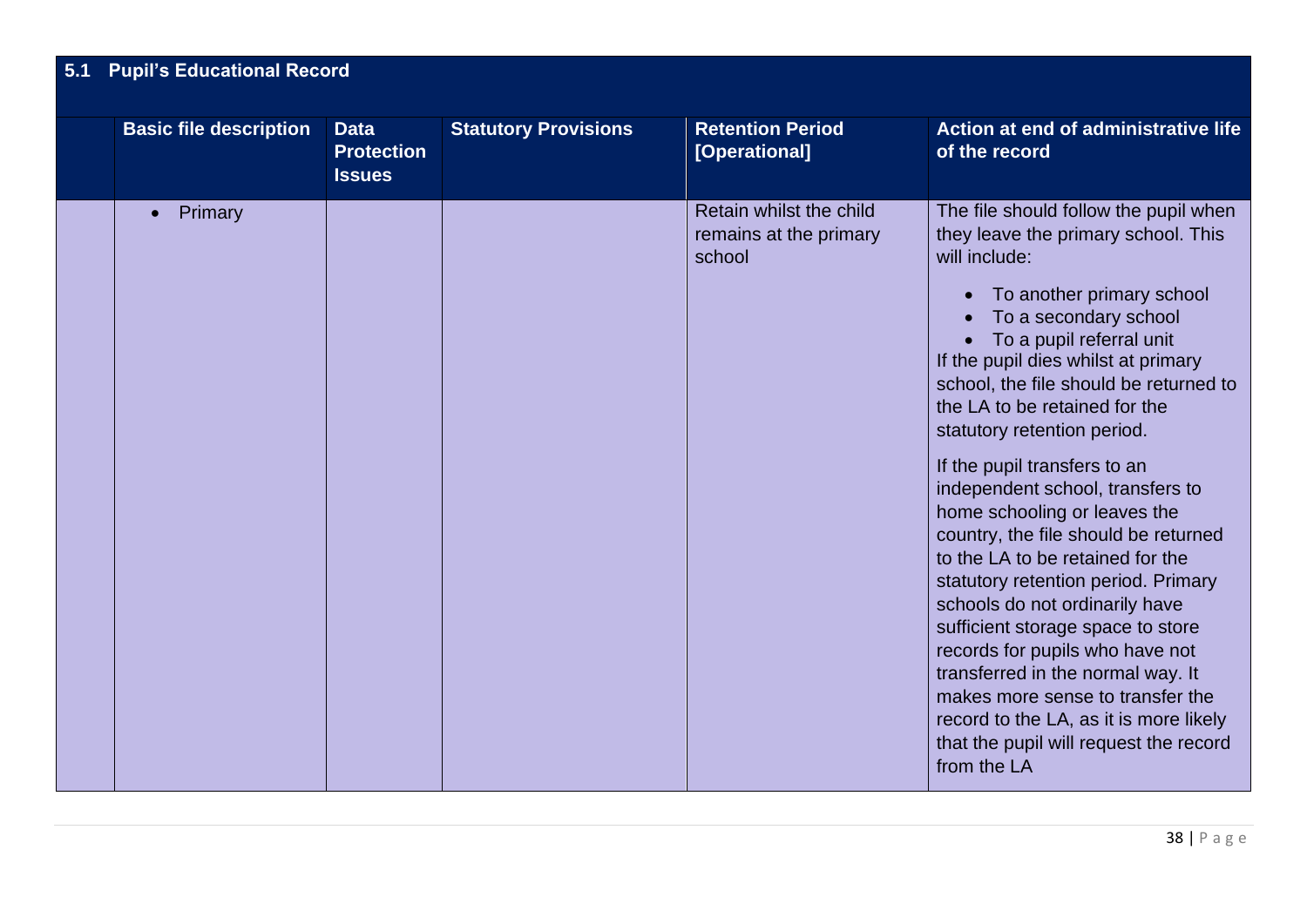## 5.1 Pupil's Educational Record

| | Basic file description | Data Protection Issues | Statutory Provisions | Retention Period [Operational] | Action at end of administrative life of the record |
|---|---|---|---|---|---|
| | • Primary | | | Retain whilst the child remains at the primary school | The file should follow the pupil when they leave the primary school. This will include:<br>• To another primary school<br>• To a secondary school<br>• To a pupil referral unit<br>If the pupil dies whilst at primary school, the file should be returned to the LA to be retained for the statutory retention period.<br><br>If the pupil transfers to an independent school, transfers to home schooling or leaves the country, the file should be returned to the LA to be retained for the statutory retention period. Primary schools do not ordinarily have sufficient storage space to store records for pupils who have not transferred in the normal way. It makes more sense to transfer the record to the LA, as it is more likely that the pupil will request the record from the LA |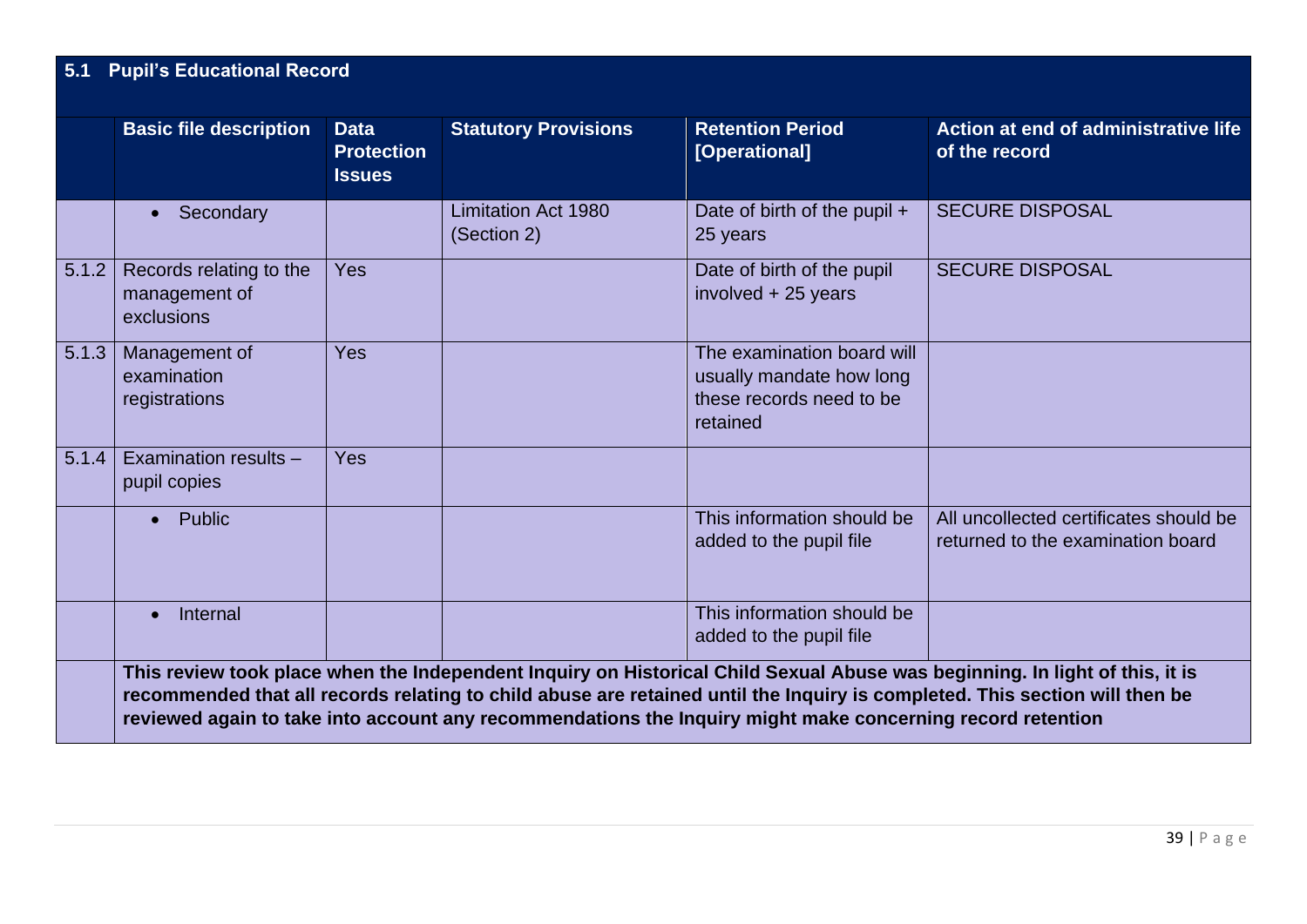## 5.1 Pupil's Educational Record

| | Basic file description | Data Protection Issues | Statutory Provisions | Retention Period [Operational] | Action at end of administrative life of the record |
|---|---|---|---|---|---|
| | • Secondary | | Limitation Act 1980 (Section 2) | Date of birth of the pupil + 25 years | SECURE DISPOSAL |
| 5.1.2 | Records relating to the management of exclusions | Yes | | Date of birth of the pupil involved + 25 years | SECURE DISPOSAL |
| 5.1.3 | Management of examination registrations | Yes | | The examination board will usually mandate how long these records need to be retained | |
| 5.1.4 | Examination results – pupil copies | Yes | | | |
| | • Public | | | This information should be added to the pupil file | All uncollected certificates should be returned to the examination board |
| | • Internal | | | This information should be added to the pupil file | |
| | **This review took place when the Independent Inquiry on Historical Child Sexual Abuse was beginning. In light of this, it is recommended that all records relating to child abuse are retained until the Inquiry is completed. This section will then be reviewed again to take into account any recommendations the Inquiry might make concerning record retention** | | | | |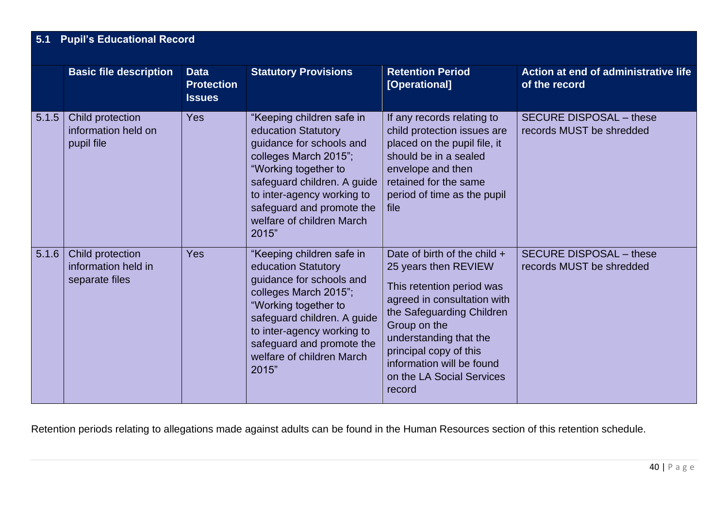## 5.1 Pupil's Educational Record

| | Basic file description | Data Protection Issues | Statutory Provisions | Retention Period [Operational] | Action at end of administrative life of the record |
|---|---|---|---|---|---|
| 5.1.5 | Child protection information held on pupil file | Yes | "Keeping children safe in education Statutory guidance for schools and colleges March 2015"; "Working together to safeguard children. A guide to inter-agency working to safeguard and promote the welfare of children March 2015" | If any records relating to child protection issues are placed on the pupil file, it should be in a sealed envelope and then retained for the same period of time as the pupil file | SECURE DISPOSAL – these records MUST be shredded |
| 5.1.6 | Child protection information held in separate files | Yes | "Keeping children safe in education Statutory guidance for schools and colleges March 2015"; "Working together to safeguard children. A guide to inter-agency working to safeguard and promote the welfare of children March 2015" | Date of birth of the child + 25 years then REVIEW<br><br>This retention period was agreed in consultation with the Safeguarding Children Group on the understanding that the principal copy of this information will be found on the LA Social Services record | SECURE DISPOSAL – these records MUST be shredded |

Retention periods relating to allegations made against adults can be found in the Human Resources section of this retention schedule.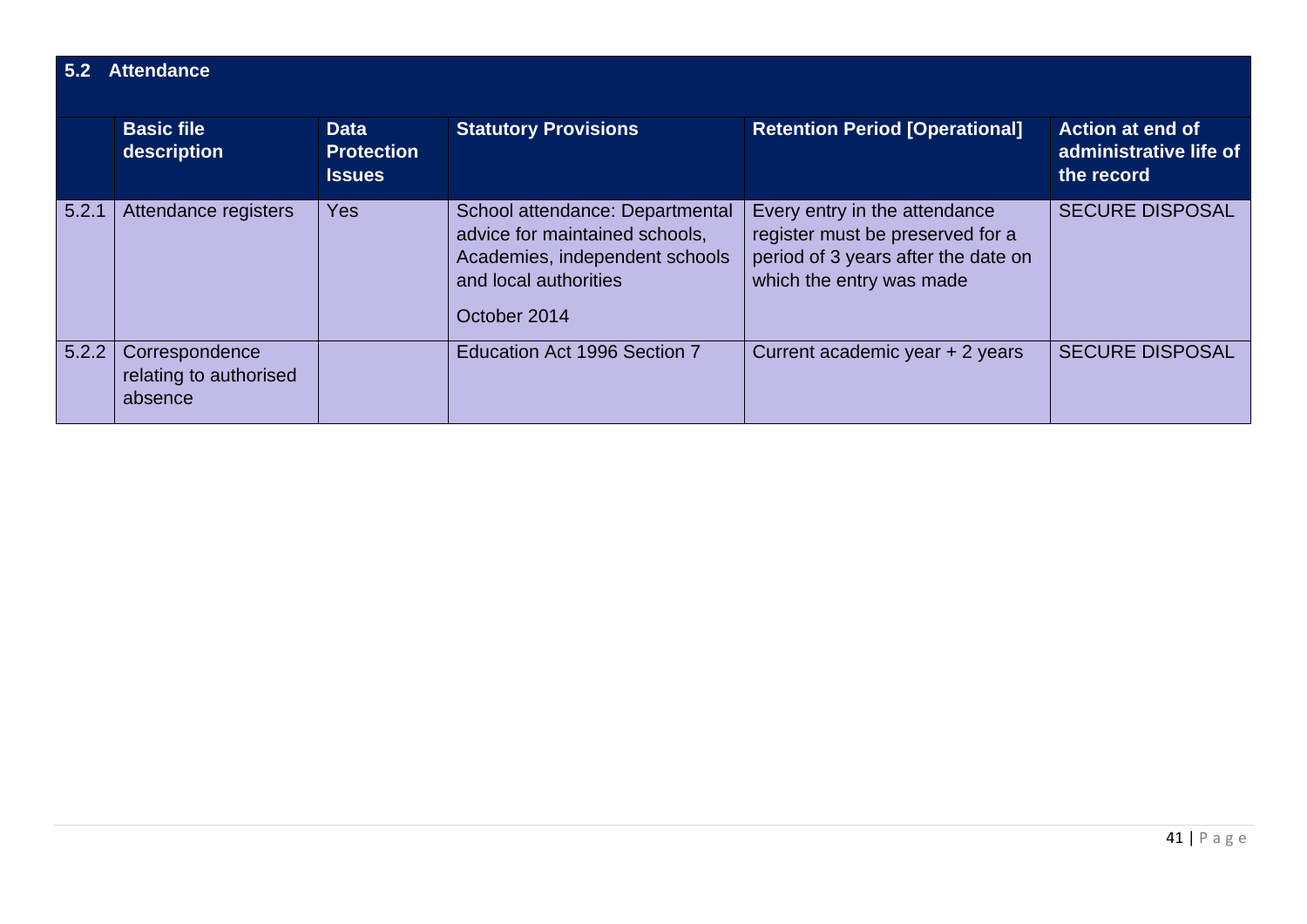| 5.2 | Attendance | | | | |
|---|---|---|---|---|---|
| | **Basic file description** | **Data Protection Issues** | **Statutory Provisions** | **Retention Period [Operational]** | **Action at end of administrative life of the record** |
| 5.2.1 | Attendance registers | Yes | School attendance: Departmental advice for maintained schools, Academies, independent schools and local authorities<br><br>October 2014 | Every entry in the attendance register must be preserved for a period of 3 years after the date on which the entry was made | SECURE DISPOSAL |
| 5.2.2 | Correspondence relating to authorised absence | | Education Act 1996 Section 7 | Current academic year + 2 years | SECURE DISPOSAL |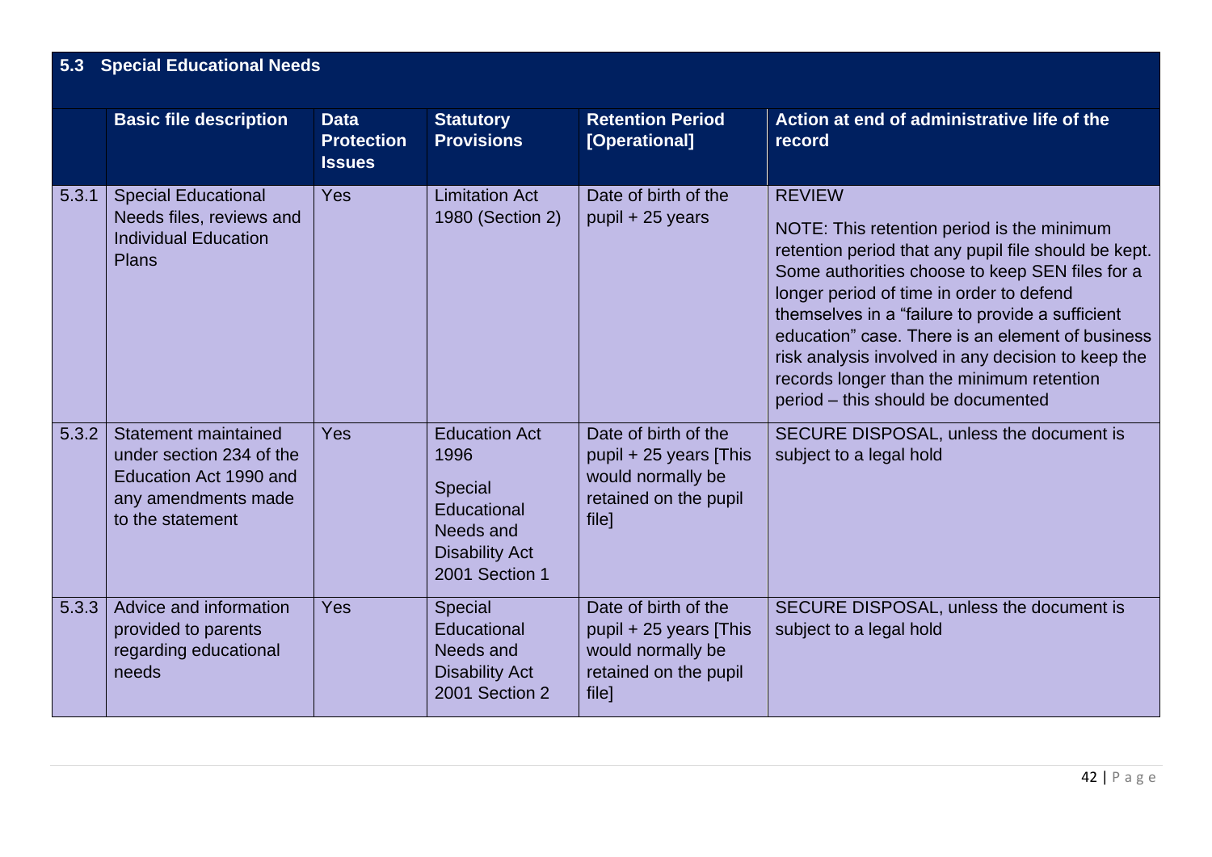## 5.3 Special Educational Needs

| | Basic file description | Data Protection Issues | Statutory Provisions | Retention Period [Operational] | Action at end of administrative life of the record |
|---|---|---|---|---|---|
| 5.3.1 | Special Educational Needs files, reviews and Individual Education Plans | Yes | Limitation Act 1980 (Section 2) | Date of birth of the pupil + 25 years | REVIEW<br><br>NOTE: This retention period is the minimum retention period that any pupil file should be kept. Some authorities choose to keep SEN files for a longer period of time in order to defend themselves in a "failure to provide a sufficient education" case. There is an element of business risk analysis involved in any decision to keep the records longer than the minimum retention period – this should be documented |
| 5.3.2 | Statement maintained under section 234 of the Education Act 1990 and any amendments made to the statement | Yes | Education Act 1996<br><br>Special Educational Needs and Disability Act 2001 Section 1 | Date of birth of the pupil + 25 years [This would normally be retained on the pupil file] | SECURE DISPOSAL, unless the document is subject to a legal hold |
| 5.3.3 | Advice and information provided to parents regarding educational needs | Yes | Special Educational Needs and Disability Act 2001 Section 2 | Date of birth of the pupil + 25 years [This would normally be retained on the pupil file] | SECURE DISPOSAL, unless the document is subject to a legal hold |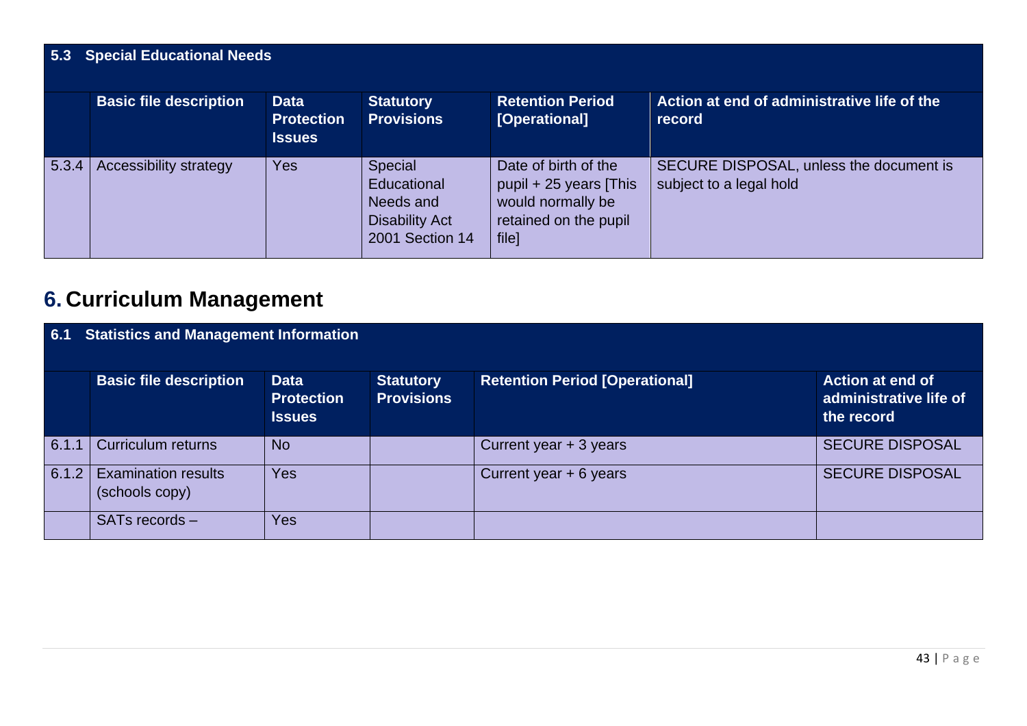| 5.3 Special Educational Needs | | | | | |
|---|---|---|---|---|---|
| | **Basic file description** | **Data Protection Issues** | **Statutory Provisions** | **Retention Period [Operational]** | **Action at end of administrative life of the record** |
| 5.3.4 | Accessibility strategy | Yes | Special Educational Needs and Disability Act 2001 Section 14 | Date of birth of the pupil + 25 years [This would normally be retained on the pupil file] | SECURE DISPOSAL, unless the document is subject to a legal hold |

# 6. Curriculum Management

| 6.1 Statistics and Management Information | | | | | |
|---|---|---|---|---|---|
| | **Basic file description** | **Data Protection Issues** | **Statutory Provisions** | **Retention Period [Operational]** | **Action at end of administrative life of the record** |
| 6.1.1 | Curriculum returns | No | | Current year + 3 years | SECURE DISPOSAL |
| 6.1.2 | Examination results (schools copy) | Yes | | Current year + 6 years | SECURE DISPOSAL |
| | SATs records – | Yes | | | |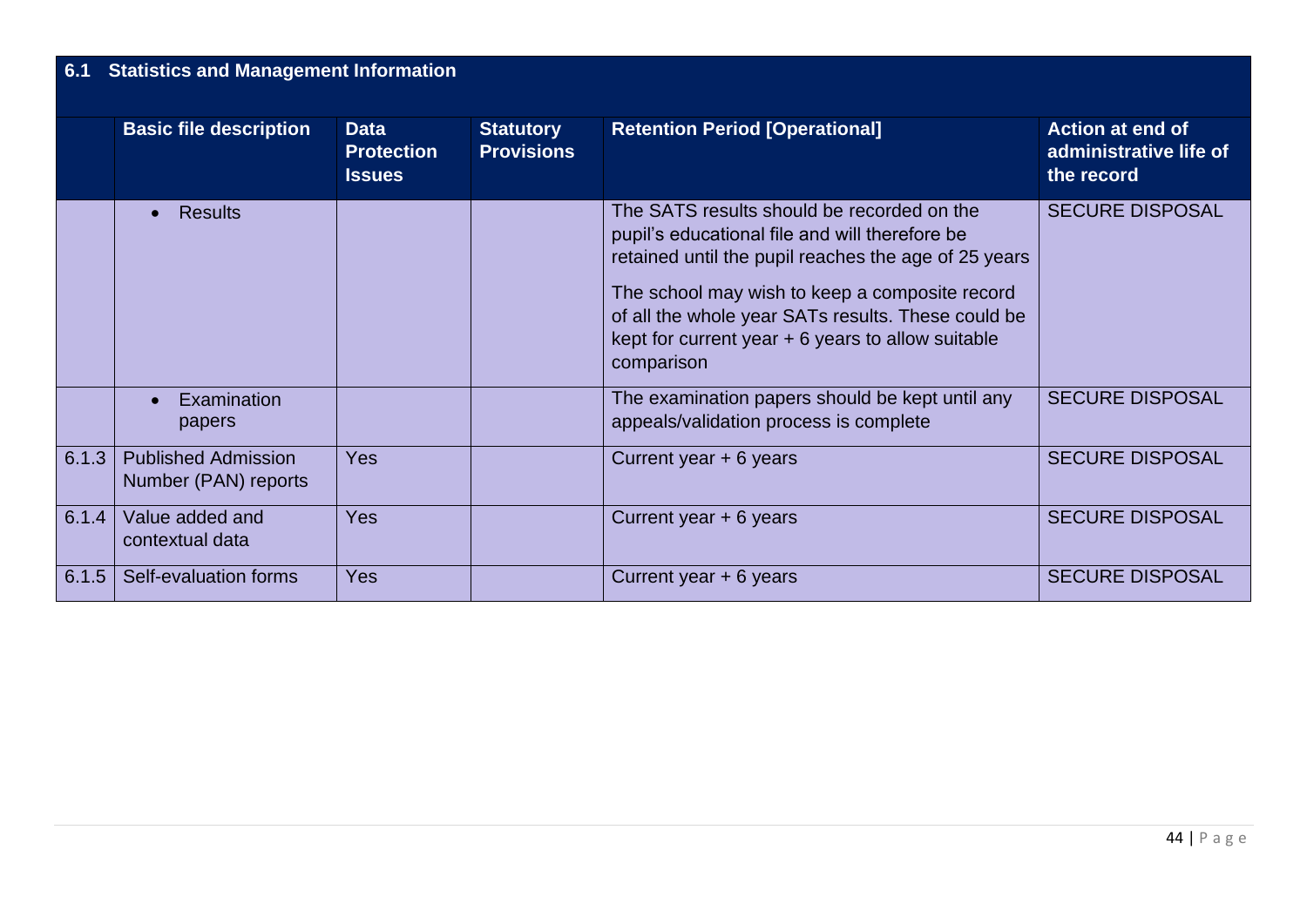| 6.1 | Statistics and Management Information | | | | |
|---|---|---|---|---|---|
| | **Basic file description** | **Data Protection Issues** | **Statistory Provisions** | **Retention Period [Operational]** | **Action at end of administrative life of the record** |
| | • Results | | | The SATS results should be recorded on the pupil's educational file and will therefore be retained until the pupil reaches the age of 25 years<br><br>The school may wish to keep a composite record of all the whole year SATs results. These could be kept for current year + 6 years to allow suitable comparison | SECURE DISPOSAL |
| | • Examination papers | | | The examination papers should be kept until any appeals/validation process is complete | SECURE DISPOSAL |
| 6.1.3 | Published Admission Number (PAN) reports | Yes | | Current year + 6 years | SECURE DISPOSAL |
| 6.1.4 | Value added and contextual data | Yes | | Current year + 6 years | SECURE DISPOSAL |
| 6.1.5 | Self-evaluation forms | Yes | | Current year + 6 years | SECURE DISPOSAL |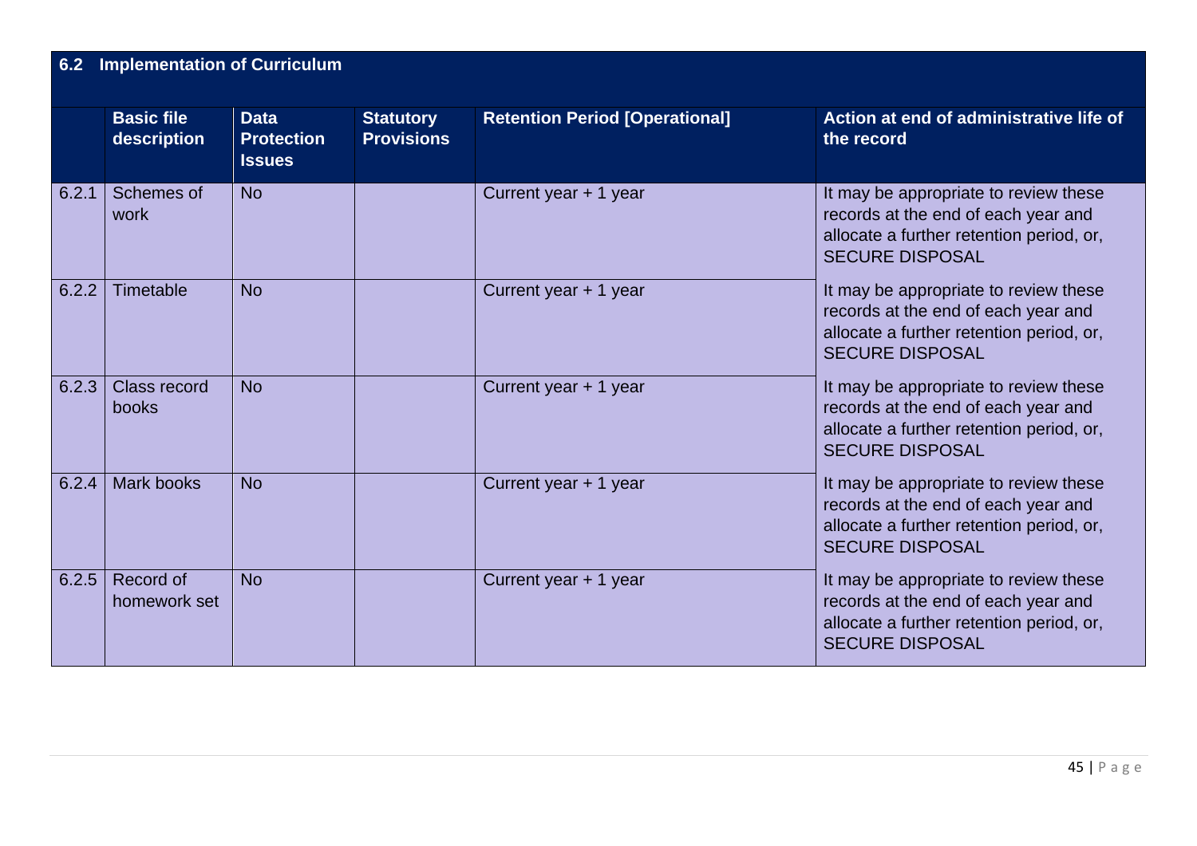## 6.2 Implementation of Curriculum

| | Basic file description | Data Protection Issues | Statutory Provisions | Retention Period [Operational] | Action at end of administrative life of the record |
|---|---|---|---|---|---|
| 6.2.1 | Schemes of work | No | | Current year + 1 year | It may be appropriate to review these records at the end of each year and allocate a further retention period, or, SECURE DISPOSAL |
| 6.2.2 | Timetable | No | | Current year + 1 year | It may be appropriate to review these records at the end of each year and allocate a further retention period, or, SECURE DISPOSAL |
| 6.2.3 | Class record books | No | | Current year + 1 year | It may be appropriate to review these records at the end of each year and allocate a further retention period, or, SECURE DISPOSAL |
| 6.2.4 | Mark books | No | | Current year + 1 year | It may be appropriate to review these records at the end of each year and allocate a further retention period, or, SECURE DISPOSAL |
| 6.2.5 | Record of homework set | No | | Current year + 1 year | It may be appropriate to review these records at the end of each year and allocate a further retention period, or, SECURE DISPOSAL |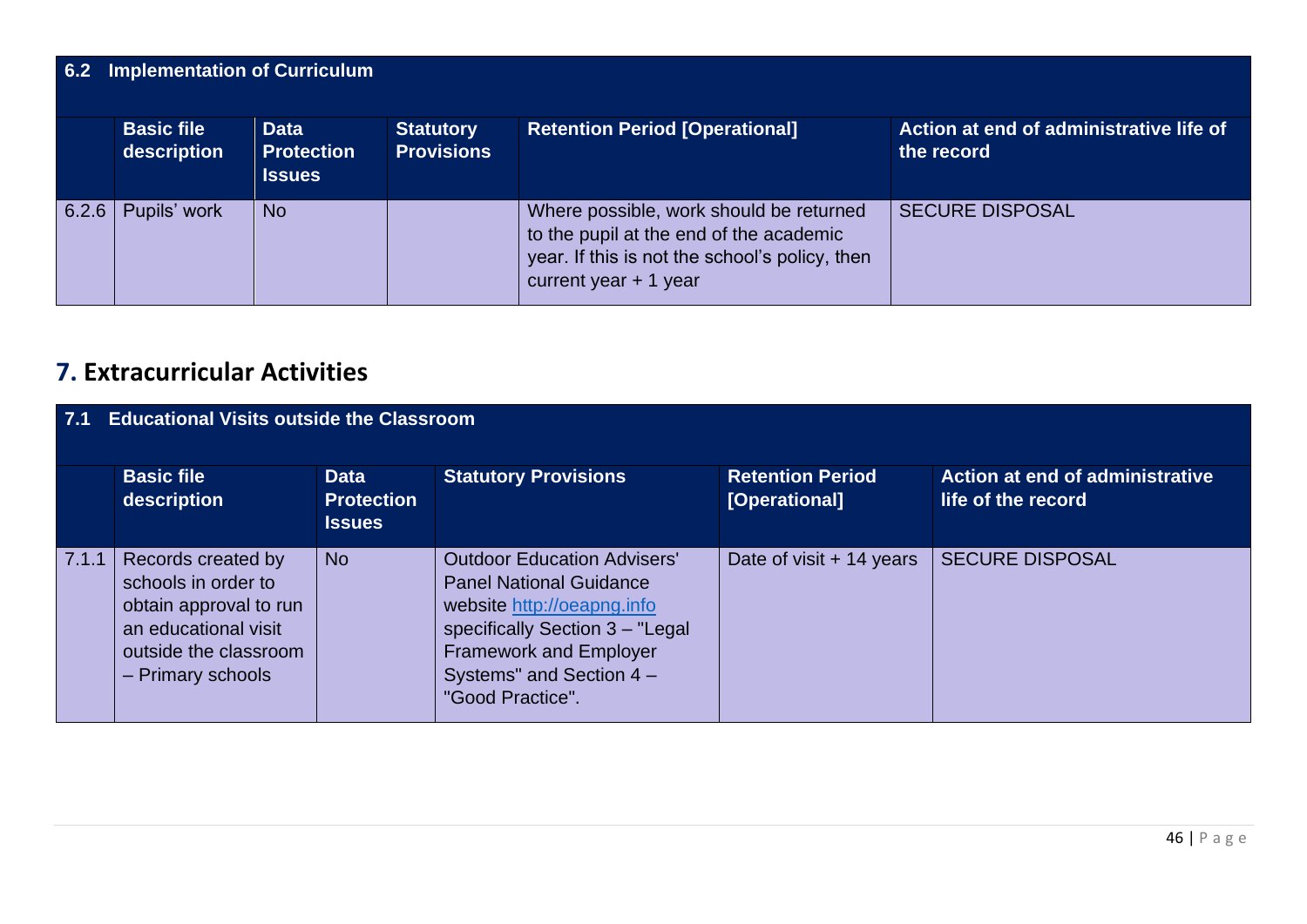| 6.2 Implementation of Curriculum | | | | | |
|---|---|---|---|---|---|
| | **Basic file description** | **Data Protection Issues** | **Statutory Provisions** | **Retention Period [Operational]** | **Action at end of administrative life of the record** |
| 6.2.6 | Pupils' work | No | | Where possible, work should be returned to the pupil at the end of the academic year. If this is not the school's policy, then current year + 1 year | SECURE DISPOSAL |

## 7. Extracurricular Activities

| 7.1 Educational Visits outside the Classroom | | | | | |
|---|---|---|---|---|---|
| | **Basic file description** | **Data Protection Issues** | **Statutory Provisions** | **Retention Period [Operational]** | **Action at end of administrative life of the record** |
| 7.1.1 | Records created by schools in order to obtain approval to run an educational visit outside the classroom – Primary schools | No | Outdoor Education Advisers' Panel National Guidance website http://oeapng.info specifically Section 3 – "Legal Framework and Employer Systems" and Section 4 – "Good Practice". | Date of visit + 14 years | SECURE DISPOSAL |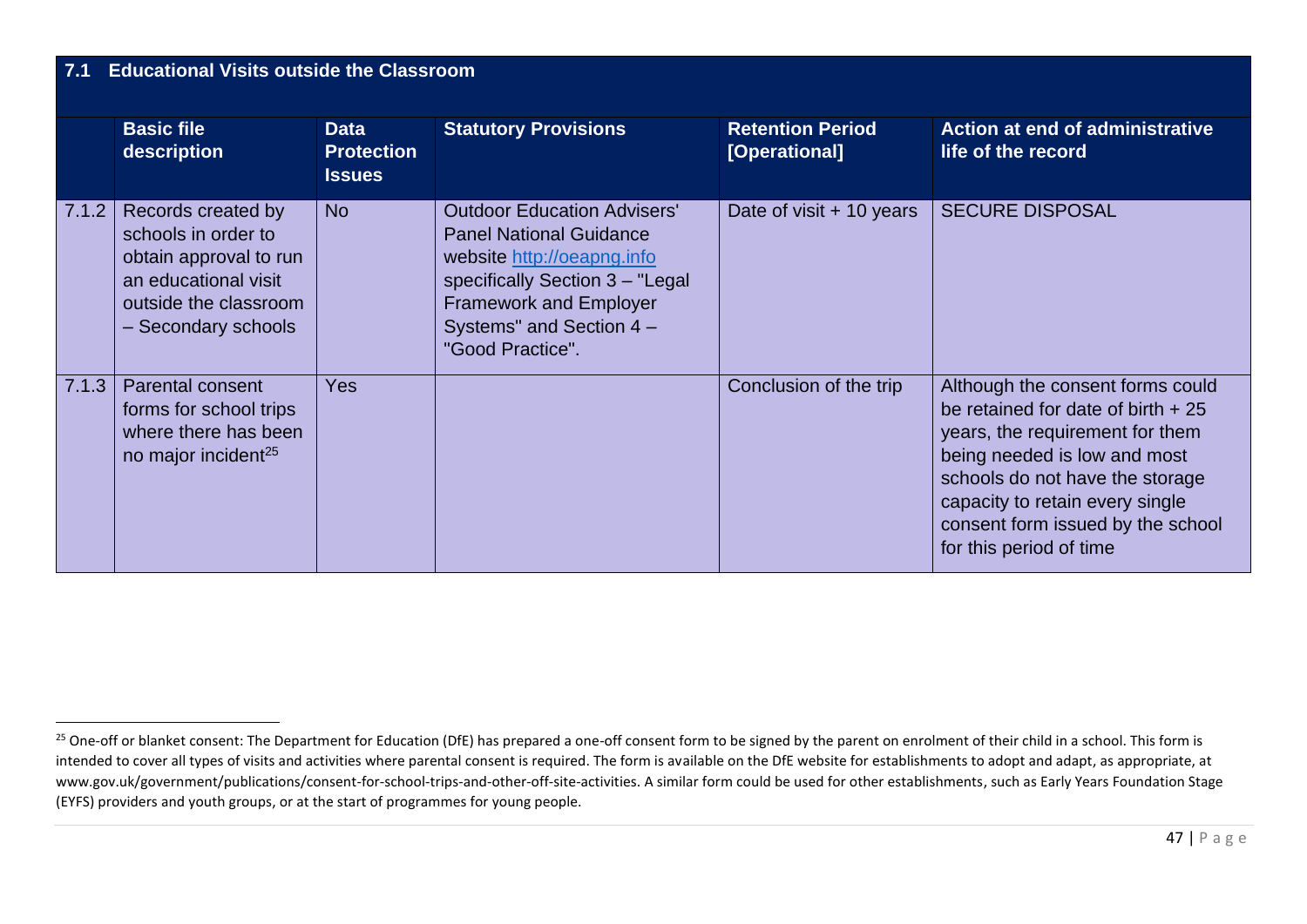| 7.1 | Educational Visits outside the Classroom | | | | |
|---|---|---|---|---|---|
| | **Basic file description** | **Data Protection Issues** | **Statutory Provisions** | **Retention Period [Operational]** | **Action at end of administrative life of the record** |
| 7.1.2 | Records created by schools in order to obtain approval to run an educational visit outside the classroom – Secondary schools | No | Outdoor Education Advisers' Panel National Guidance website http://oeapng.info specifically Section 3 – "Legal Framework and Employer Systems" and Section 4 – "Good Practice". | Date of visit + 10 years | SECURE DISPOSAL |
| 7.1.3 | Parental consent forms for school trips where there has been no major incident[25] | Yes | | Conclusion of the trip | Although the consent forms could be retained for date of birth + 25 years, the requirement for them being needed is low and most schools do not have the storage capacity to retain every single consent form issued by the school for this period of time |

[25] One-off or blanket consent: The Department for Education (DfE) has prepared a one-off consent form to be signed by the parent on enrolment of their child in a school. This form is intended to cover all types of visits and activities where parental consent is required. The form is available on the DfE website for establishments to adopt and adapt, as appropriate, at www.gov.uk/government/publications/consent-for-school-trips-and-other-off-site-activities. A similar form could be used for other establishments, such as Early Years Foundation Stage (EYFS) providers and youth groups, or at the start of programmes for young people.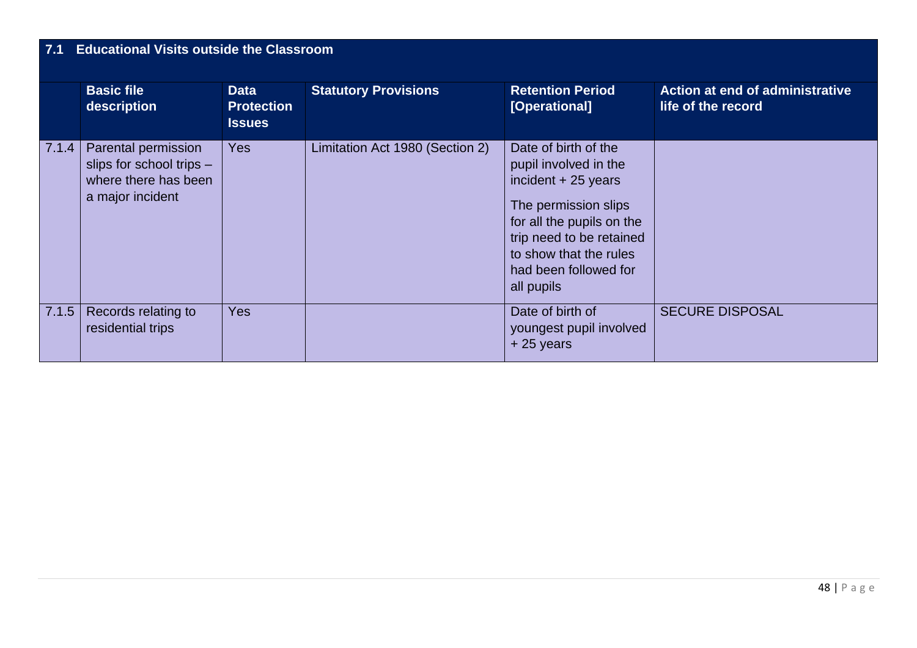| 7.1 | Educational Visits outside the Classroom | | | | |
|---|---|---|---|---|---|
| | **Basic file description** | **Data Protection Issues** | **Statutory Provisions** | **Retention Period [Operational]** | **Action at end of administrative life of the record** |
| 7.1.4 | Parental permission slips for school trips – where there has been a major incident | Yes | Limitation Act 1980 (Section 2) | Date of birth of the pupil involved in the incident + 25 years<br><br>The permission slips for all the pupils on the trip need to be retained to show that the rules had been followed for all pupils | |
| 7.1.5 | Records relating to residential trips | Yes | | Date of birth of youngest pupil involved + 25 years | SECURE DISPOSAL |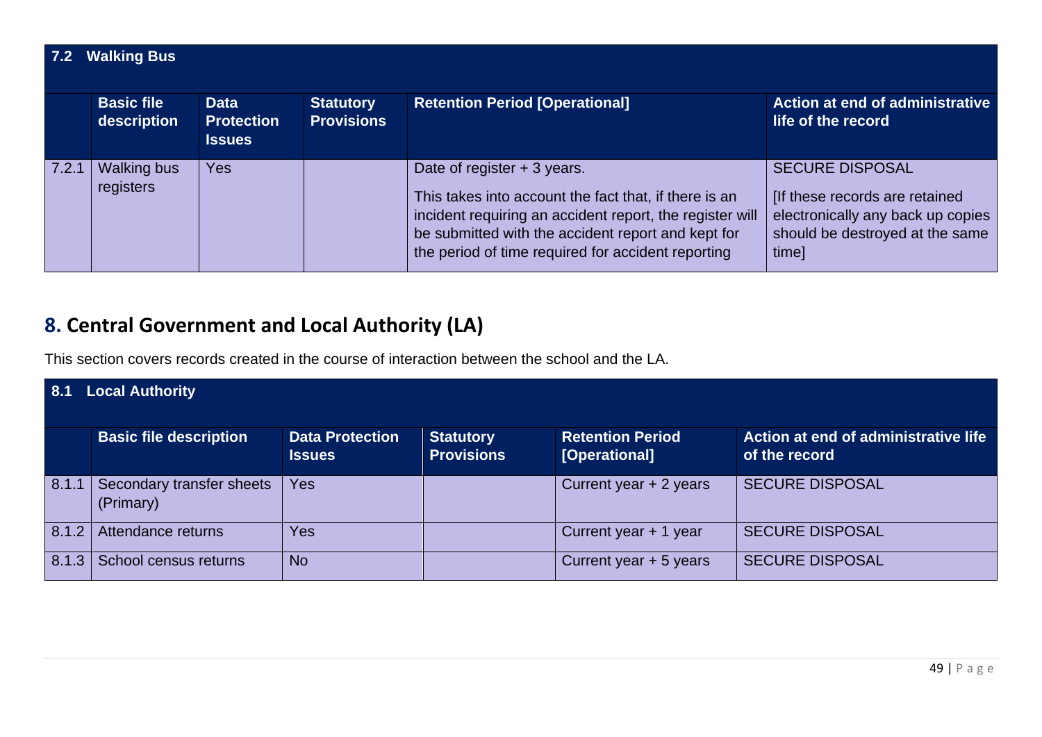| 7.2 | Walking Bus | | | | |
|---|---|---|---|---|---|
| | **Basic file description** | **Data Protection Issues** | **Statutory Provisions** | **Retention Period [Operational]** | **Action at end of administrative life of the record** |
| 7.2.1 | Walking bus registers | Yes | | Date of register + 3 years.<br><br>This takes into account the fact that, if there is an incident requiring an accident report, the register will be submitted with the accident report and kept for the period of time required for accident reporting | SECURE DISPOSAL<br><br>[If these records are retained electronically any back up copies should be destroyed at the same time] |

## 8. Central Government and Local Authority (LA)

This section covers records created in the course of interaction between the school and the LA.

| 8.1 | Local Authority | | | | |
|---|---|---|---|---|---|
| | **Basic file description** | **Data Protection Issues** | **Statutory Provisions** | **Retention Period [Operational]** | **Action at end of administrative life of the record** |
| 8.1.1 | Secondary transfer sheets (Primary) | Yes | | Current year + 2 years | SECURE DISPOSAL |
| 8.1.2 | Attendance returns | Yes | | Current year + 1 year | SECURE DISPOSAL |
| 8.1.3 | School census returns | No | | Current year + 5 years | SECURE DISPOSAL |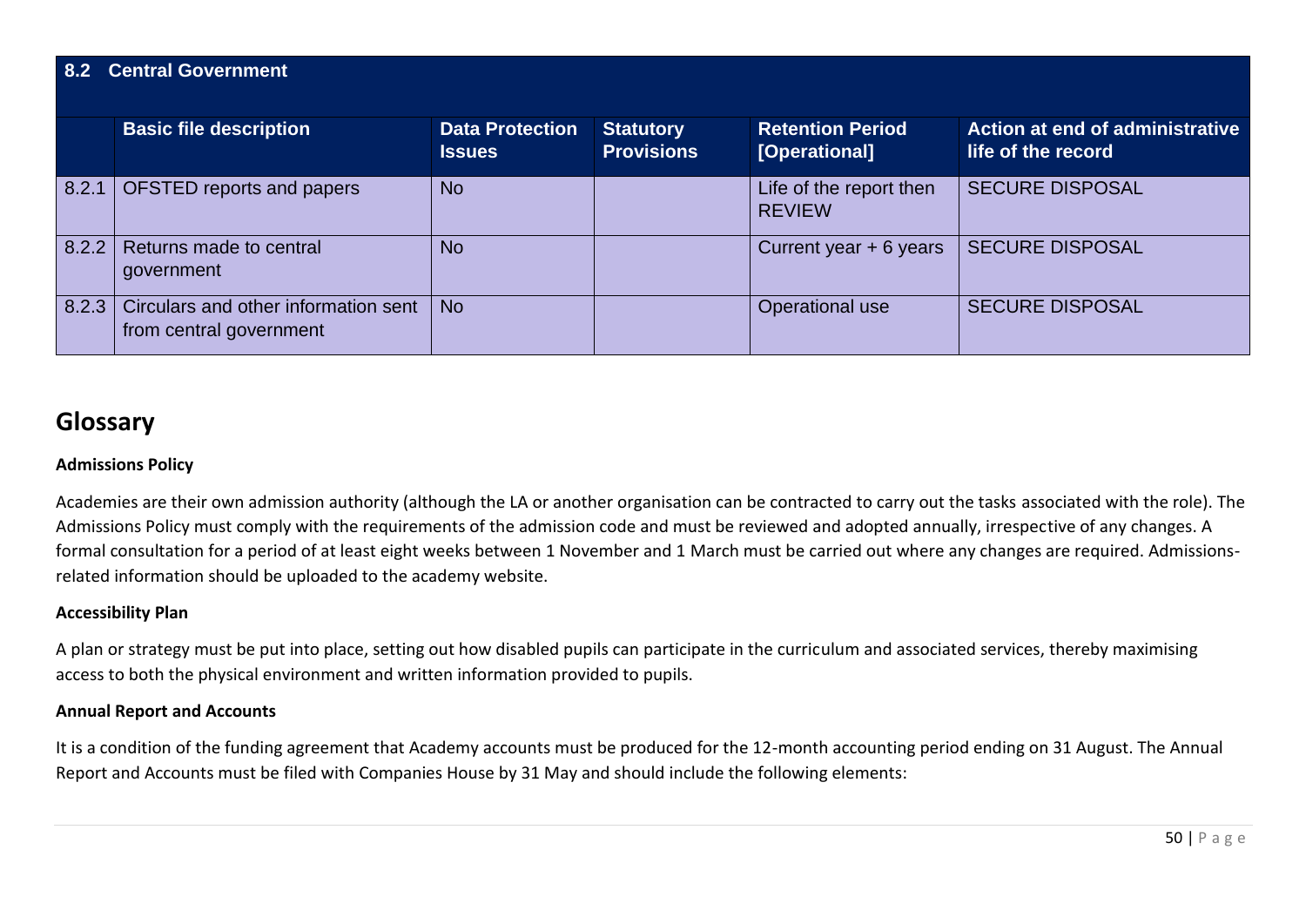| 8.2 | Central Government | | | | |
|---|---|---|---|---|---|
| | **Basic file description** | **Data Protection Issues** | **Statutory Provisions** | **Retention Period [Operational]** | **Action at end of administrative life of the record** |
| 8.2.1 | OFSTED reports and papers | No | | Life of the report then REVIEW | SECURE DISPOSAL |
| 8.2.2 | Returns made to central government | No | | Current year + 6 years | SECURE DISPOSAL |
| 8.2.3 | Circulars and other information sent from central government | No | | Operational use | SECURE DISPOSAL |

## Glossary

**Admissions Policy**

Academies are their own admission authority (although the LA or another organisation can be contracted to carry out the tasks associated with the role). The Admissions Policy must comply with the requirements of the admission code and must be reviewed and adopted annually, irrespective of any changes. A formal consultation for a period of at least eight weeks between 1 November and 1 March must be carried out where any changes are required. Admissions-related information should be uploaded to the academy website.

**Accessibility Plan**

A plan or strategy must be put into place, setting out how disabled pupils can participate in the curriculum and associated services, thereby maximising access to both the physical environment and written information provided to pupils.

**Annual Report and Accounts**

It is a condition of the funding agreement that Academy accounts must be produced for the 12-month accounting period ending on 31 August. The Annual Report and Accounts must be filed with Companies House by 31 May and should include the following elements: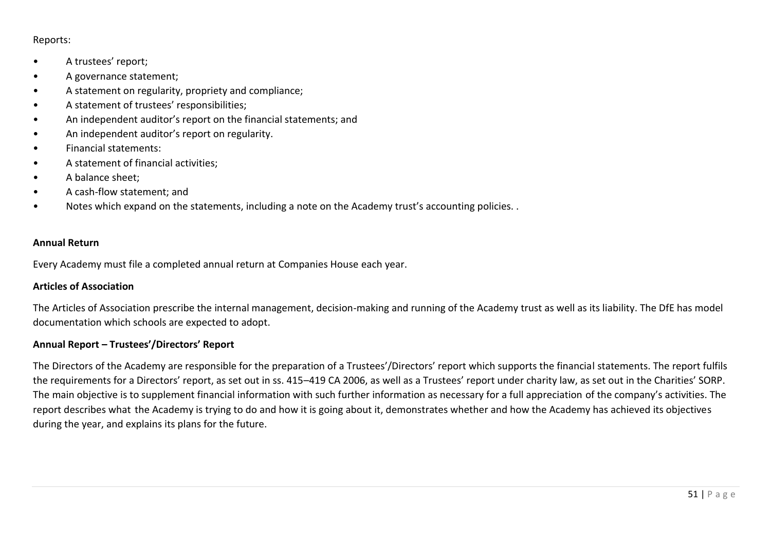Reports:

- A trustees' report;
- A governance statement;
- A statement on regularity, propriety and compliance;
- A statement of trustees' responsibilities;
- An independent auditor's report on the financial statements; and
- An independent auditor's report on regularity.
- Financial statements:
- A statement of financial activities;
- A balance sheet;
- A cash-flow statement; and
- Notes which expand on the statements, including a note on the Academy trust's accounting policies. .

**Annual Return**

Every Academy must file a completed annual return at Companies House each year.

**Articles of Association**

The Articles of Association prescribe the internal management, decision-making and running of the Academy trust as well as its liability. The DfE has model documentation which schools are expected to adopt.

**Annual Report – Trustees'/Directors' Report**

The Directors of the Academy are responsible for the preparation of a Trustees'/Directors' report which supports the financial statements. The report fulfils the requirements for a Directors' report, as set out in ss. 415–419 CA 2006, as well as a Trustees' report under charity law, as set out in the Charities' SORP. The main objective is to supplement financial information with such further information as necessary for a full appreciation of the company's activities. The report describes what the Academy is trying to do and how it is going about it, demonstrates whether and how the Academy has achieved its objectives during the year, and explains its plans for the future.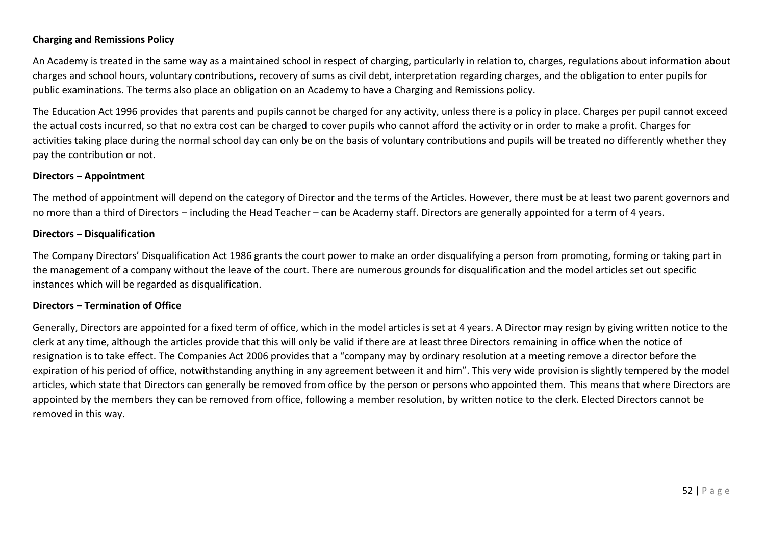**Charging and Remissions Policy**

An Academy is treated in the same way as a maintained school in respect of charging, particularly in relation to, charges, regulations about information about charges and school hours, voluntary contributions, recovery of sums as civil debt, interpretation regarding charges, and the obligation to enter pupils for public examinations. The terms also place an obligation on an Academy to have a Charging and Remissions policy.

The Education Act 1996 provides that parents and pupils cannot be charged for any activity, unless there is a policy in place. Charges per pupil cannot exceed the actual costs incurred, so that no extra cost can be charged to cover pupils who cannot afford the activity or in order to make a profit. Charges for activities taking place during the normal school day can only be on the basis of voluntary contributions and pupils will be treated no differently whether they pay the contribution or not.

**Directors – Appointment**

The method of appointment will depend on the category of Director and the terms of the Articles. However, there must be at least two parent governors and no more than a third of Directors – including the Head Teacher – can be Academy staff. Directors are generally appointed for a term of 4 years.

**Directors – Disqualification**

The Company Directors' Disqualification Act 1986 grants the court power to make an order disqualifying a person from promoting, forming or taking part in the management of a company without the leave of the court. There are numerous grounds for disqualification and the model articles set out specific instances which will be regarded as disqualification.

**Directors – Termination of Office**

Generally, Directors are appointed for a fixed term of office, which in the model articles is set at 4 years. A Director may resign by giving written notice to the clerk at any time, although the articles provide that this will only be valid if there are at least three Directors remaining in office when the notice of resignation is to take effect. The Companies Act 2006 provides that a "company may by ordinary resolution at a meeting remove a director before the expiration of his period of office, notwithstanding anything in any agreement between it and him". This very wide provision is slightly tempered by the model articles, which state that Directors can generally be removed from office by the person or persons who appointed them. This means that where Directors are appointed by the members they can be removed from office, following a member resolution, by written notice to the clerk. Elected Directors cannot be removed in this way.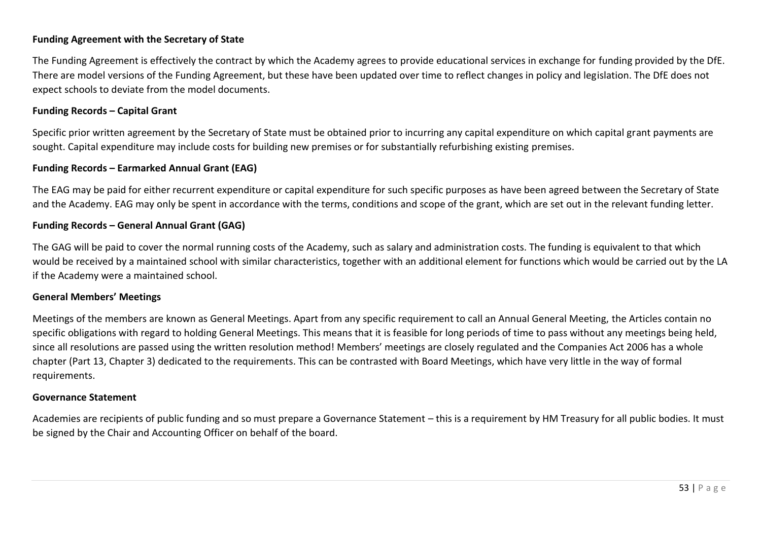**Funding Agreement with the Secretary of State**

The Funding Agreement is effectively the contract by which the Academy agrees to provide educational services in exchange for funding provided by the DfE. There are model versions of the Funding Agreement, but these have been updated over time to reflect changes in policy and legislation. The DfE does not expect schools to deviate from the model documents.

**Funding Records – Capital Grant**

Specific prior written agreement by the Secretary of State must be obtained prior to incurring any capital expenditure on which capital grant payments are sought. Capital expenditure may include costs for building new premises or for substantially refurbishing existing premises.

**Funding Records – Earmarked Annual Grant (EAG)**

The EAG may be paid for either recurrent expenditure or capital expenditure for such specific purposes as have been agreed between the Secretary of State and the Academy. EAG may only be spent in accordance with the terms, conditions and scope of the grant, which are set out in the relevant funding letter.

**Funding Records – General Annual Grant (GAG)**

The GAG will be paid to cover the normal running costs of the Academy, such as salary and administration costs. The funding is equivalent to that which would be received by a maintained school with similar characteristics, together with an additional element for functions which would be carried out by the LA if the Academy were a maintained school.

**General Members' Meetings**

Meetings of the members are known as General Meetings. Apart from any specific requirement to call an Annual General Meeting, the Articles contain no specific obligations with regard to holding General Meetings. This means that it is feasible for long periods of time to pass without any meetings being held, since all resolutions are passed using the written resolution method! Members' meetings are closely regulated and the Companies Act 2006 has a whole chapter (Part 13, Chapter 3) dedicated to the requirements. This can be contrasted with Board Meetings, which have very little in the way of formal requirements.

**Governance Statement**

Academies are recipients of public funding and so must prepare a Governance Statement – this is a requirement by HM Treasury for all public bodies. It must be signed by the Chair and Accounting Officer on behalf of the board.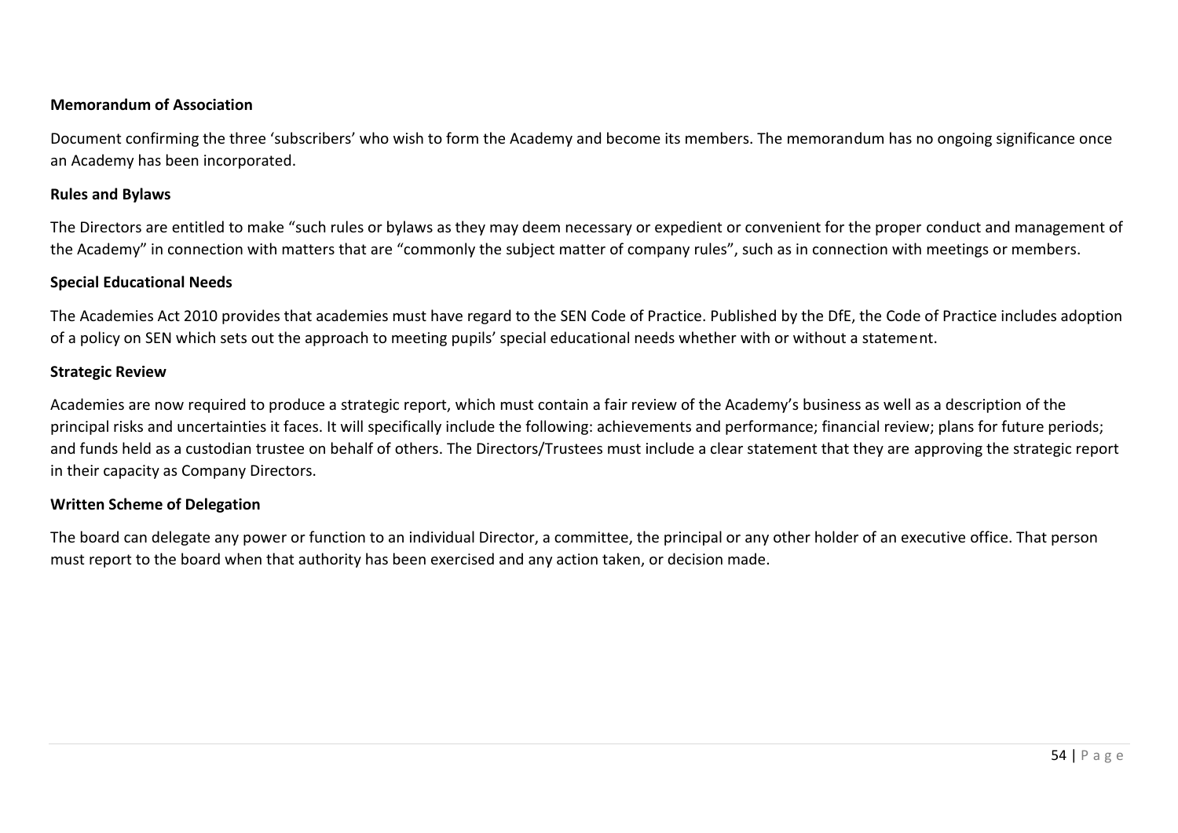**Memorandum of Association**

Document confirming the three 'subscribers' who wish to form the Academy and become its members. The memorandum has no ongoing significance once an Academy has been incorporated.

**Rules and Bylaws**

The Directors are entitled to make "such rules or bylaws as they may deem necessary or expedient or convenient for the proper conduct and management of the Academy" in connection with matters that are "commonly the subject matter of company rules", such as in connection with meetings or members.

**Special Educational Needs**

The Academies Act 2010 provides that academies must have regard to the SEN Code of Practice. Published by the DfE, the Code of Practice includes adoption of a policy on SEN which sets out the approach to meeting pupils' special educational needs whether with or without a statement.

**Strategic Review**

Academies are now required to produce a strategic report, which must contain a fair review of the Academy's business as well as a description of the principal risks and uncertainties it faces. It will specifically include the following: achievements and performance; financial review; plans for future periods; and funds held as a custodian trustee on behalf of others. The Directors/Trustees must include a clear statement that they are approving the strategic report in their capacity as Company Directors.

**Written Scheme of Delegation**

The board can delegate any power or function to an individual Director, a committee, the principal or any other holder of an executive office. That person must report to the board when that authority has been exercised and any action taken, or decision made.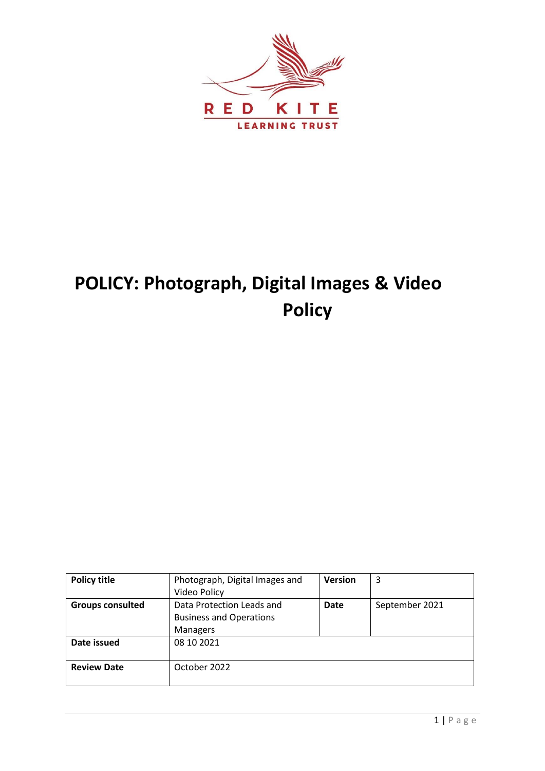RED KITE

LEARNING TRUST

# POLICY: Photograph, Digital Images & Video Policy

| Policy title | Photograph, Digital Images and Video Policy | Version | 3 |
|---|---|---|---|
| Groups consulted | Data Protection Leads and Business and Operations Managers | Date | September 2021 |
| Date issued | 08 10 2021 | | |
| Review Date | October 2022 | | |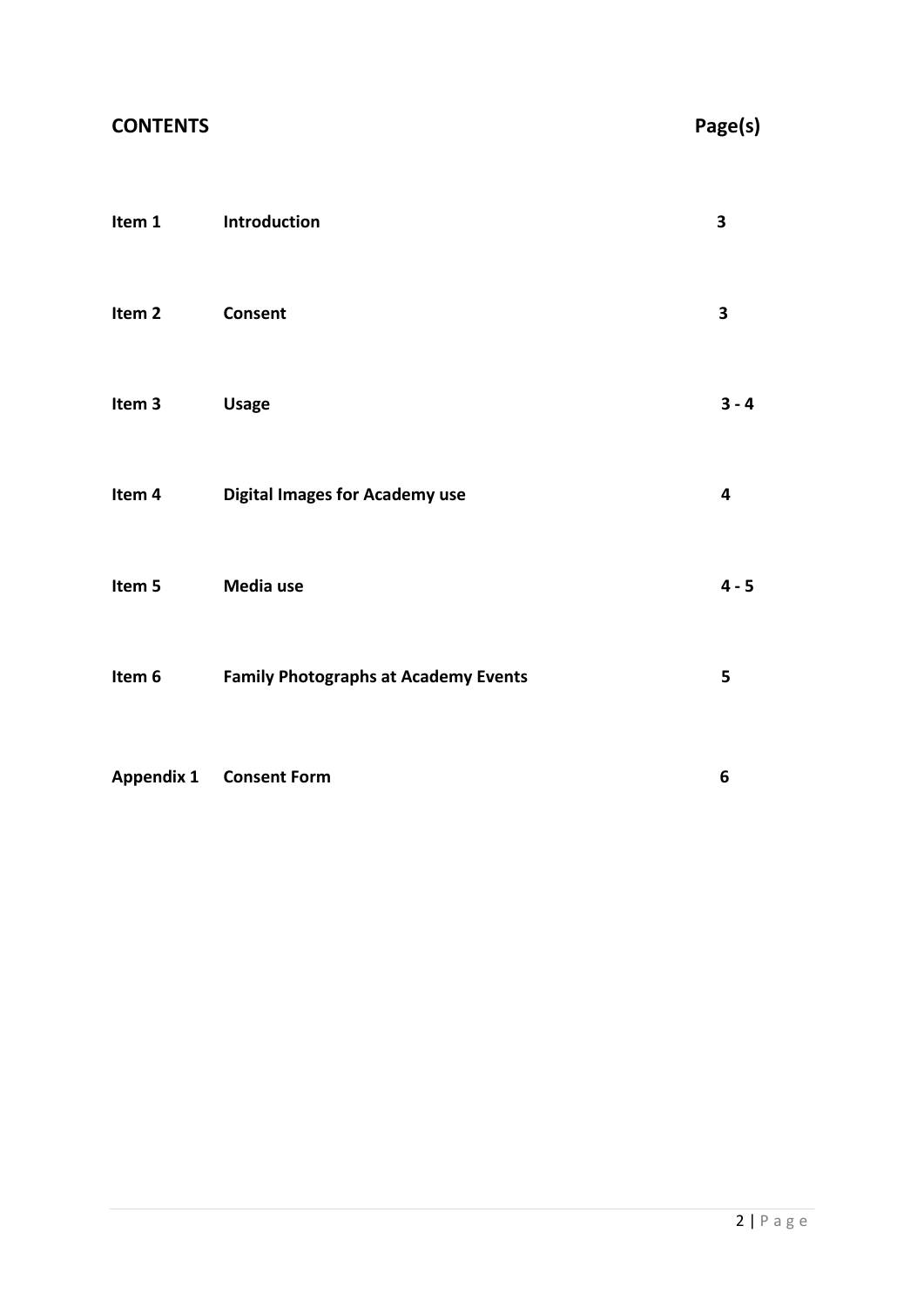## CONTENTS

| | | Page(s) |
|---|---|---|
| **Item 1** | **Introduction** | **3** |
| **Item 2** | **Consent** | **3** |
| **Item 3** | **Usage** | **3 - 4** |
| **Item 4** | **Digital Images for Academy use** | **4** |
| **Item 5** | **Media use** | **4 - 5** |
| **Item 6** | **Family Photographs at Academy Events** | **5** |
| **Appendix 1** | **Consent Form** | **6** |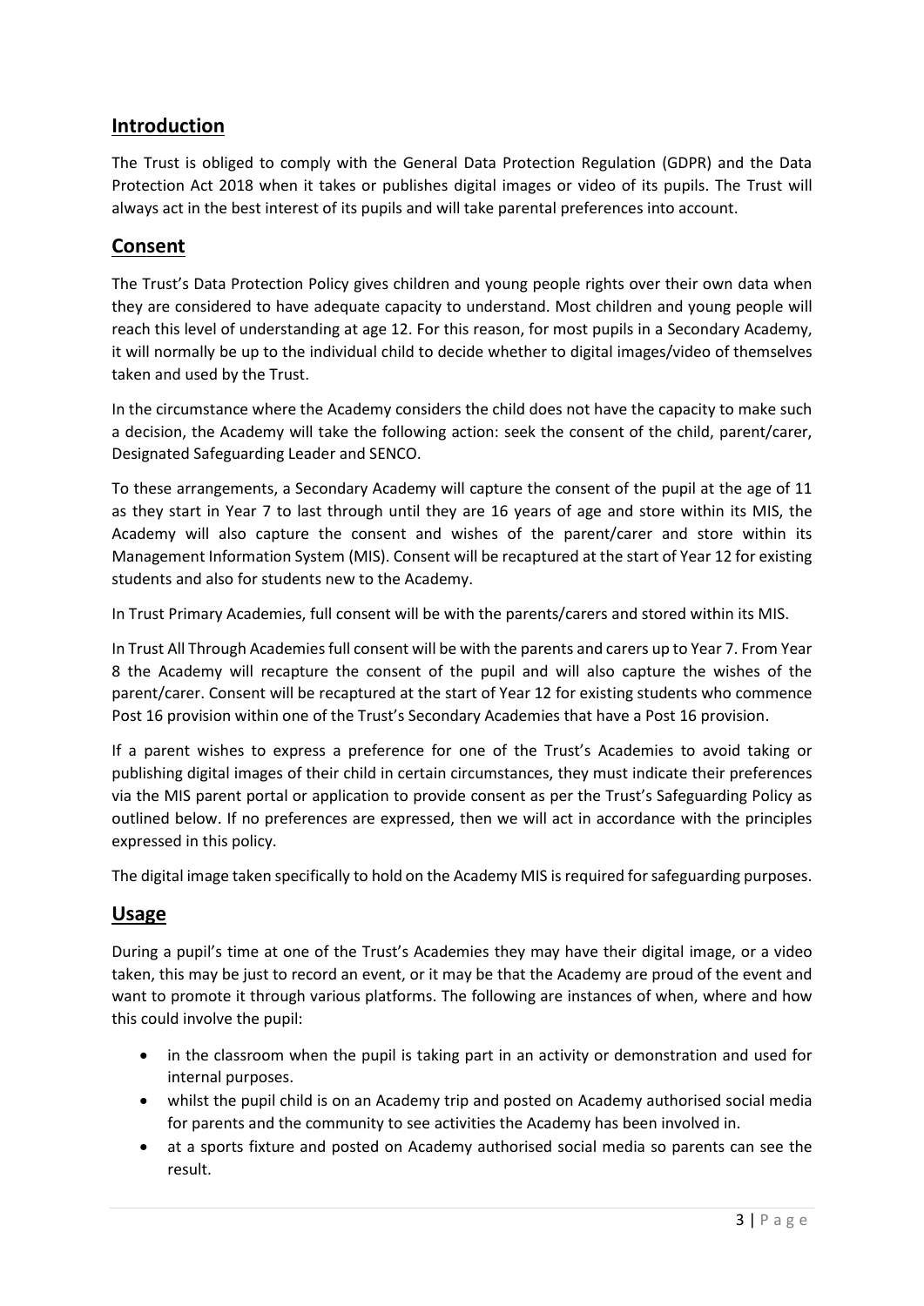## Introduction

The Trust is obliged to comply with the General Data Protection Regulation (GDPR) and the Data Protection Act 2018 when it takes or publishes digital images or video of its pupils. The Trust will always act in the best interest of its pupils and will take parental preferences into account.

## Consent

The Trust's Data Protection Policy gives children and young people rights over their own data when they are considered to have adequate capacity to understand. Most children and young people will reach this level of understanding at age 12. For this reason, for most pupils in a Secondary Academy, it will normally be up to the individual child to decide whether to digital images/video of themselves taken and used by the Trust.

In the circumstance where the Academy considers the child does not have the capacity to make such a decision, the Academy will take the following action: seek the consent of the child, parent/carer, Designated Safeguarding Leader and SENCO.

To these arrangements, a Secondary Academy will capture the consent of the pupil at the age of 11 as they start in Year 7 to last through until they are 16 years of age and store within its MIS, the Academy will also capture the consent and wishes of the parent/carer and store within its Management Information System (MIS). Consent will be recaptured at the start of Year 12 for existing students and also for students new to the Academy.

In Trust Primary Academies, full consent will be with the parents/carers and stored within its MIS.

In Trust All Through Academies full consent will be with the parents and carers up to Year 7. From Year 8 the Academy will recapture the consent of the pupil and will also capture the wishes of the parent/carer. Consent will be recaptured at the start of Year 12 for existing students who commence Post 16 provision within one of the Trust's Secondary Academies that have a Post 16 provision.

If a parent wishes to express a preference for one of the Trust's Academies to avoid taking or publishing digital images of their child in certain circumstances, they must indicate their preferences via the MIS parent portal or application to provide consent as per the Trust's Safeguarding Policy as outlined below. If no preferences are expressed, then we will act in accordance with the principles expressed in this policy.

The digital image taken specifically to hold on the Academy MIS is required for safeguarding purposes.

## Usage

During a pupil's time at one of the Trust's Academies they may have their digital image, or a video taken, this may be just to record an event, or it may be that the Academy are proud of the event and want to promote it through various platforms. The following are instances of when, where and how this could involve the pupil:

- in the classroom when the pupil is taking part in an activity or demonstration and used for internal purposes.
- whilst the pupil child is on an Academy trip and posted on Academy authorised social media for parents and the community to see activities the Academy has been involved in.
- at a sports fixture and posted on Academy authorised social media so parents can see the result.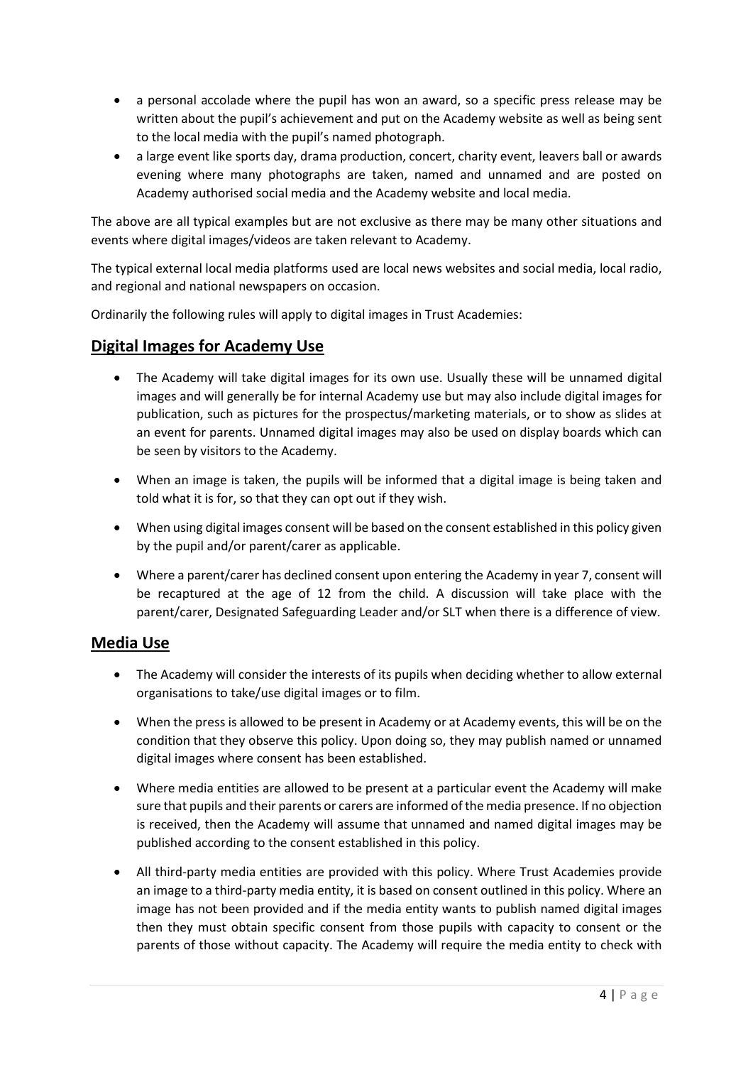- a personal accolade where the pupil has won an award, so a specific press release may be written about the pupil's achievement and put on the Academy website as well as being sent to the local media with the pupil's named photograph.
- a large event like sports day, drama production, concert, charity event, leavers ball or awards evening where many photographs are taken, named and unnamed and are posted on Academy authorised social media and the Academy website and local media.

The above are all typical examples but are not exclusive as there may be many other situations and events where digital images/videos are taken relevant to Academy.

The typical external local media platforms used are local news websites and social media, local radio, and regional and national newspapers on occasion.

Ordinarily the following rules will apply to digital images in Trust Academies:

## Digital Images for Academy Use

- The Academy will take digital images for its own use. Usually these will be unnamed digital images and will generally be for internal Academy use but may also include digital images for publication, such as pictures for the prospectus/marketing materials, or to show as slides at an event for parents. Unnamed digital images may also be used on display boards which can be seen by visitors to the Academy.
- When an image is taken, the pupils will be informed that a digital image is being taken and told what it is for, so that they can opt out if they wish.
- When using digital images consent will be based on the consent established in this policy given by the pupil and/or parent/carer as applicable.
- Where a parent/carer has declined consent upon entering the Academy in year 7, consent will be recaptured at the age of 12 from the child. A discussion will take place with the parent/carer, Designated Safeguarding Leader and/or SLT when there is a difference of view.

## Media Use

- The Academy will consider the interests of its pupils when deciding whether to allow external organisations to take/use digital images or to film.
- When the press is allowed to be present in Academy or at Academy events, this will be on the condition that they observe this policy. Upon doing so, they may publish named or unnamed digital images where consent has been established.
- Where media entities are allowed to be present at a particular event the Academy will make sure that pupils and their parents or carers are informed of the media presence. If no objection is received, then the Academy will assume that unnamed and named digital images may be published according to the consent established in this policy.
- All third-party media entities are provided with this policy. Where Trust Academies provide an image to a third-party media entity, it is based on consent outlined in this policy. Where an image has not been provided and if the media entity wants to publish named digital images then they must obtain specific consent from those pupils with capacity to consent or the parents of those without capacity. The Academy will require the media entity to check with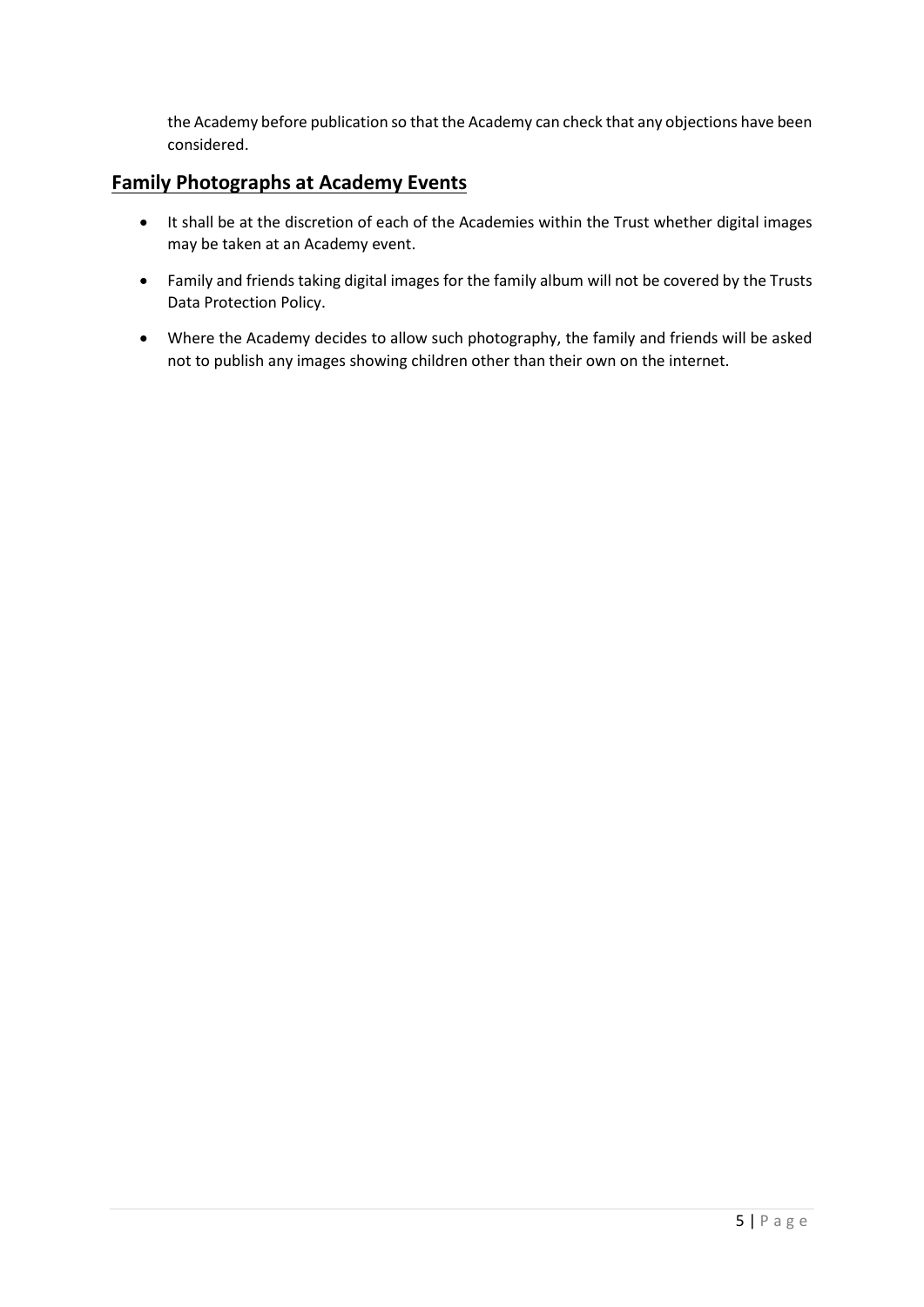the Academy before publication so that the Academy can check that any objections have been considered.

## Family Photographs at Academy Events

- It shall be at the discretion of each of the Academies within the Trust whether digital images may be taken at an Academy event.
- Family and friends taking digital images for the family album will not be covered by the Trusts Data Protection Policy.
- Where the Academy decides to allow such photography, the family and friends will be asked not to publish any images showing children other than their own on the internet.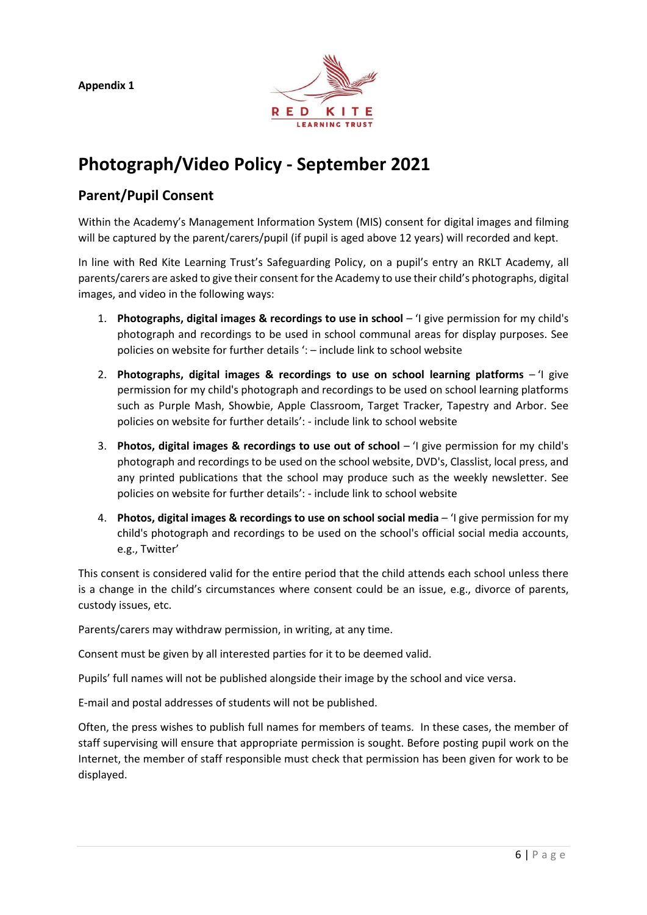**Appendix 1**

# Photograph/Video Policy - September 2021

## Parent/Pupil Consent

Within the Academy's Management Information System (MIS) consent for digital images and filming will be captured by the parent/carers/pupil (if pupil is aged above 12 years) will recorded and kept.

In line with Red Kite Learning Trust's Safeguarding Policy, on a pupil's entry an RKLT Academy, all parents/carers are asked to give their consent for the Academy to use their child's photographs, digital images, and video in the following ways:

1. **Photographs, digital images & recordings to use in school** – 'I give permission for my child's photograph and recordings to be used in school communal areas for display purposes. See policies on website for further details ': – include link to school website
2. **Photographs, digital images & recordings to use on school learning platforms** – 'I give permission for my child's photograph and recordings to be used on school learning platforms such as Purple Mash, Showbie, Apple Classroom, Target Tracker, Tapestry and Arbor. See policies on website for further details': - include link to school website
3. **Photos, digital images & recordings to use out of school** – 'I give permission for my child's photograph and recordings to be used on the school website, DVD's, Classlist, local press, and any printed publications that the school may produce such as the weekly newsletter. See policies on website for further details': - include link to school website
4. **Photos, digital images & recordings to use on school social media** – 'I give permission for my child's photograph and recordings to be used on the school's official social media accounts, e.g., Twitter'

This consent is considered valid for the entire period that the child attends each school unless there is a change in the child's circumstances where consent could be an issue, e.g., divorce of parents, custody issues, etc.

Parents/carers may withdraw permission, in writing, at any time.

Consent must be given by all interested parties for it to be deemed valid.

Pupils' full names will not be published alongside their image by the school and vice versa.

E-mail and postal addresses of students will not be published.

Often, the press wishes to publish full names for members of teams. In these cases, the member of staff supervising will ensure that appropriate permission is sought. Before posting pupil work on the Internet, the member of staff responsible must check that permission has been given for work to be displayed.